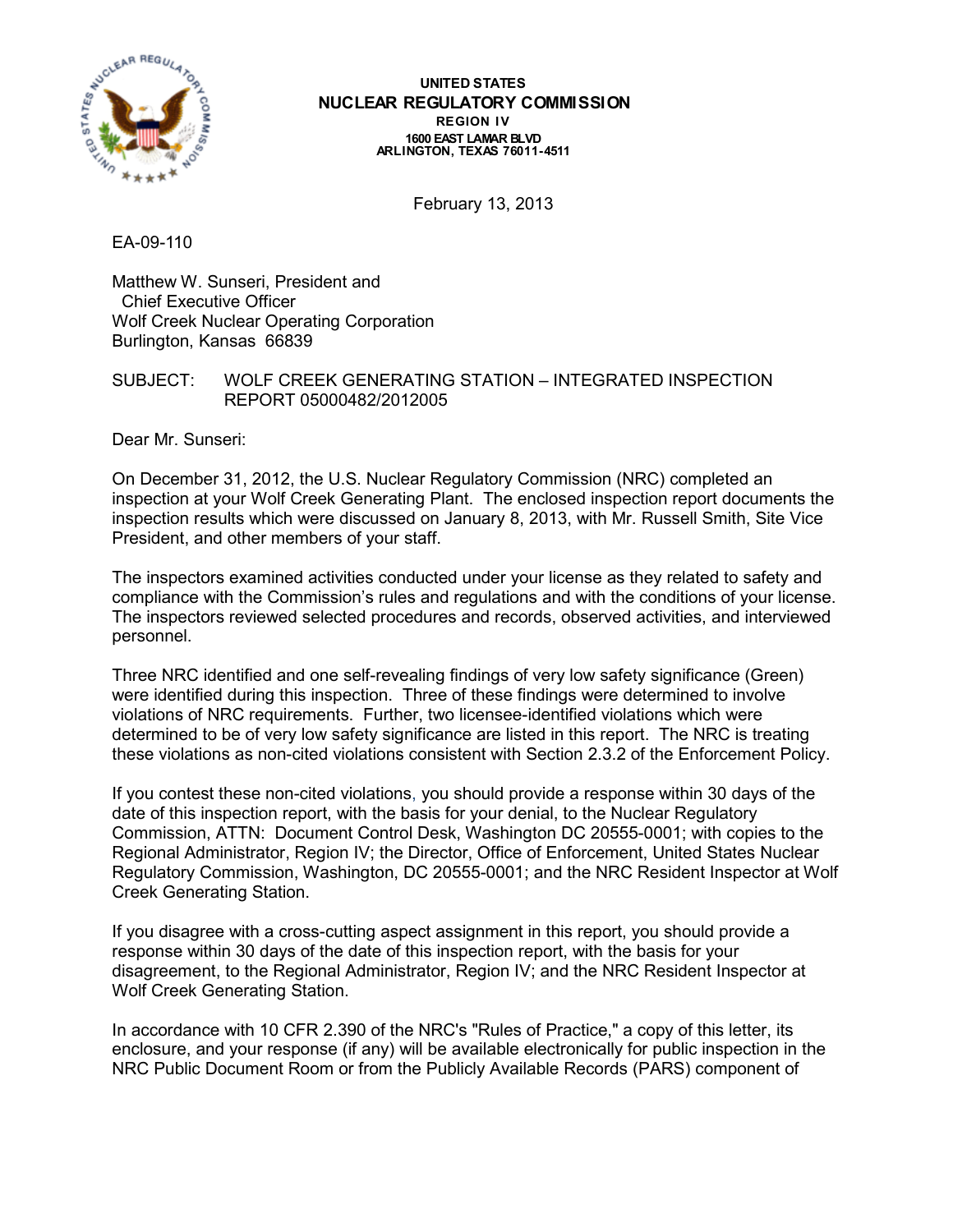UNITED STATES
**NUCLEAR REGULATORY COMMISSION**
REGION IV
1600 EAST LAMAR BLVD
ARLINGTON, TEXAS 76011-4511

February 13, 2013

EA-09-110

Matthew W. Sunseri, President and
Chief Executive Officer
Wolf Creek Nuclear Operating Corporation
Burlington, Kansas 66839

SUBJECT: WOLF CREEK GENERATING STATION – INTEGRATED INSPECTION REPORT 05000482/2012005

Dear Mr. Sunseri:

On December 31, 2012, the U.S. Nuclear Regulatory Commission (NRC) completed an inspection at your Wolf Creek Generating Plant. The enclosed inspection report documents the inspection results which were discussed on January 8, 2013, with Mr. Russell Smith, Site Vice President, and other members of your staff.

The inspectors examined activities conducted under your license as they related to safety and compliance with the Commission's rules and regulations and with the conditions of your license. The inspectors reviewed selected procedures and records, observed activities, and interviewed personnel.

Three NRC identified and one self-revealing findings of very low safety significance (Green) were identified during this inspection. Three of these findings were determined to involve violations of NRC requirements. Further, two licensee-identified violations which were determined to be of very low safety significance are listed in this report. The NRC is treating these violations as non-cited violations consistent with Section 2.3.2 of the Enforcement Policy.

If you contest these non-cited violations, you should provide a response within 30 days of the date of this inspection report, with the basis for your denial, to the Nuclear Regulatory Commission, ATTN: Document Control Desk, Washington DC 20555-0001; with copies to the Regional Administrator, Region IV; the Director, Office of Enforcement, United States Nuclear Regulatory Commission, Washington, DC 20555-0001; and the NRC Resident Inspector at Wolf Creek Generating Station.

If you disagree with a cross-cutting aspect assignment in this report, you should provide a response within 30 days of the date of this inspection report, with the basis for your disagreement, to the Regional Administrator, Region IV; and the NRC Resident Inspector at Wolf Creek Generating Station.

In accordance with 10 CFR 2.390 of the NRC's "Rules of Practice," a copy of this letter, its enclosure, and your response (if any) will be available electronically for public inspection in the NRC Public Document Room or from the Publicly Available Records (PARS) component of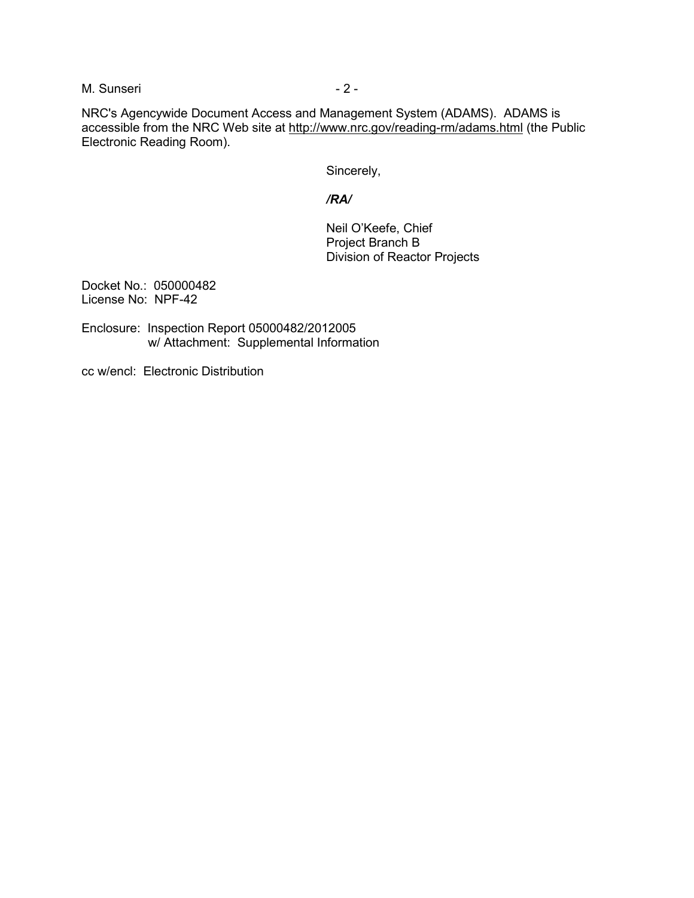NRC's Agencywide Document Access and Management System (ADAMS). ADAMS is accessible from the NRC Web site at http://www.nrc.gov/reading-rm/adams.html (the Public Electronic Reading Room).

Sincerely,

***/RA/***

Neil O'Keefe, Chief
Project Branch B
Division of Reactor Projects

Docket No.: 050000482
License No: NPF-42

Enclosure: Inspection Report 05000482/2012005
w/ Attachment: Supplemental Information

cc w/encl: Electronic Distribution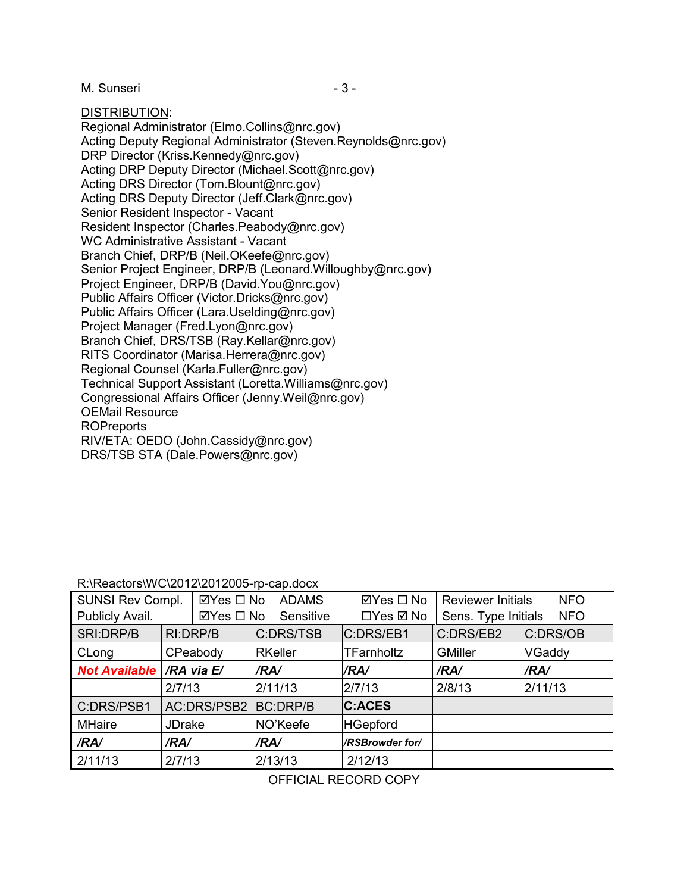DISTRIBUTION:
Regional Administrator (Elmo.Collins@nrc.gov)
Acting Deputy Regional Administrator (Steven.Reynolds@nrc.gov)
DRP Director (Kriss.Kennedy@nrc.gov)
Acting DRP Deputy Director (Michael.Scott@nrc.gov)
Acting DRS Director (Tom.Blount@nrc.gov)
Acting DRS Deputy Director (Jeff.Clark@nrc.gov)
Senior Resident Inspector - Vacant
Resident Inspector (Charles.Peabody@nrc.gov)
WC Administrative Assistant - Vacant
Branch Chief, DRP/B (Neil.OKeefe@nrc.gov)
Senior Project Engineer, DRP/B (Leonard.Willoughby@nrc.gov)
Project Engineer, DRP/B (David.You@nrc.gov)
Public Affairs Officer (Victor.Dricks@nrc.gov)
Public Affairs Officer (Lara.Uselding@nrc.gov)
Project Manager (Fred.Lyon@nrc.gov)
Branch Chief, DRS/TSB (Ray.Kellar@nrc.gov)
RITS Coordinator (Marisa.Herrera@nrc.gov)
Regional Counsel (Karla.Fuller@nrc.gov)
Technical Support Assistant (Loretta.Williams@nrc.gov)
Congressional Affairs Officer (Jenny.Weil@nrc.gov)
OEMail Resource
ROPreports
RIV/ETA: OEDO (John.Cassidy@nrc.gov)
DRS/TSB STA (Dale.Powers@nrc.gov)

R:\Reactors\WC\2012\2012005-rp-cap.docx

| SUNSI Rev Compl. | ☑Yes ☐ No | ADAMS | ☑Yes ☐ No | Reviewer Initials | NFO |
|---|---|---|---|---|---|
| Publicly Avail. | ☑Yes ☐ No | Sensitive | ☐Yes ☑ No | Sens. Type Initials | NFO |
| SRI:DRP/B | RI:DRP/B | C:DRS/TSB | C:DRS/EB1 | C:DRS/EB2 | C:DRS/OB |
| CLong | CPeabody | RKeller | TFarnholtz | GMiller | VGaddy |
| ***Not Available*** | ***/RA via E/*** | ***/RA/*** | ***/RA/*** | ***/RA/*** | ***/RA/*** |
| | 2/7/13 | 2/11/13 | 2/7/13 | 2/8/13 | 2/11/13 |
| C:DRS/PSB1 | AC:DRS/PSB2 | BC:DRP/B | **C:ACES** | | |
| MHaire | JDrake | NO'Keefe | HGepford | | |
| ***/RA/*** | ***/RA/*** | ***/RA/*** | ***/RSBrowder for/*** | | |
| 2/11/13 | 2/7/13 | 2/13/13 | 2/12/13 | | |

OFFICIAL RECORD COPY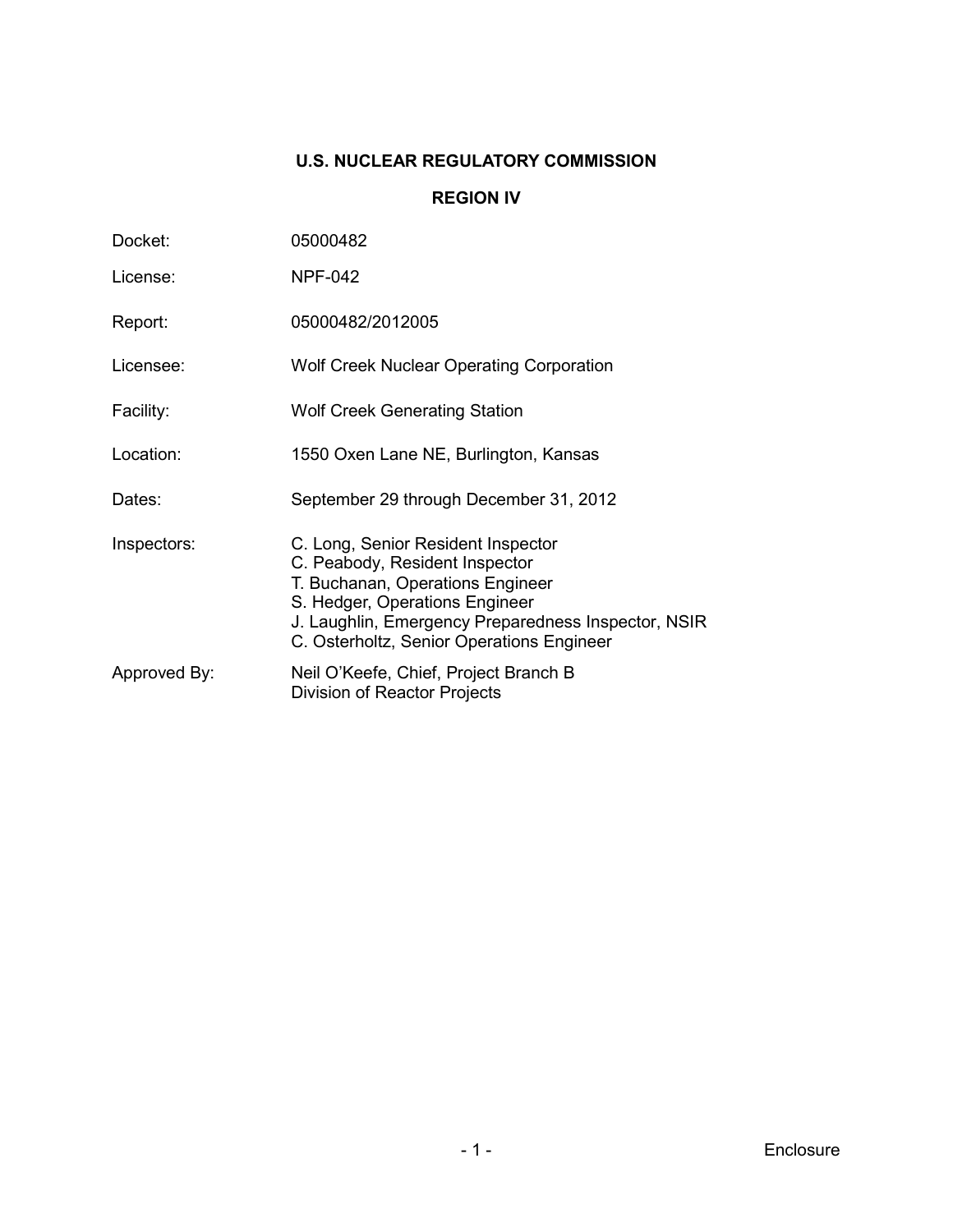# U.S. NUCLEAR REGULATORY COMMISSION

## REGION IV

| | |
|---|---|
| Docket: | 05000482 |
| License: | NPF-042 |
| Report: | 05000482/2012005 |
| Licensee: | Wolf Creek Nuclear Operating Corporation |
| Facility: | Wolf Creek Generating Station |
| Location: | 1550 Oxen Lane NE, Burlington, Kansas |
| Dates: | September 29 through December 31, 2012 |
| Inspectors: | C. Long, Senior Resident Inspector<br>C. Peabody, Resident Inspector<br>T. Buchanan, Operations Engineer<br>S. Hedger, Operations Engineer<br>J. Laughlin, Emergency Preparedness Inspector, NSIR<br>C. Osterholtz, Senior Operations Engineer |
| Approved By: | Neil O'Keefe, Chief, Project Branch B<br>Division of Reactor Projects |

Enclosure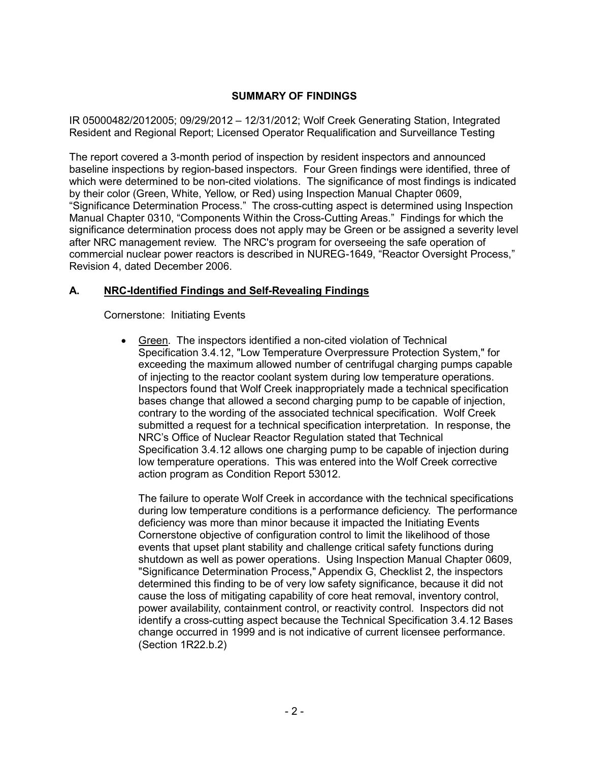## SUMMARY OF FINDINGS

IR 05000482/2012005; 09/29/2012 – 12/31/2012; Wolf Creek Generating Station, Integrated Resident and Regional Report; Licensed Operator Requalification and Surveillance Testing

The report covered a 3-month period of inspection by resident inspectors and announced baseline inspections by region-based inspectors. Four Green findings were identified, three of which were determined to be non-cited violations. The significance of most findings is indicated by their color (Green, White, Yellow, or Red) using Inspection Manual Chapter 0609, "Significance Determination Process." The cross-cutting aspect is determined using Inspection Manual Chapter 0310, "Components Within the Cross-Cutting Areas." Findings for which the significance determination process does not apply may be Green or be assigned a severity level after NRC management review. The NRC's program for overseeing the safe operation of commercial nuclear power reactors is described in NUREG-1649, "Reactor Oversight Process," Revision 4, dated December 2006.

### A. NRC-Identified Findings and Self-Revealing Findings

Cornerstone: Initiating Events

- Green. The inspectors identified a non-cited violation of Technical Specification 3.4.12, "Low Temperature Overpressure Protection System," for exceeding the maximum allowed number of centrifugal charging pumps capable of injecting to the reactor coolant system during low temperature operations. Inspectors found that Wolf Creek inappropriately made a technical specification bases change that allowed a second charging pump to be capable of injection, contrary to the wording of the associated technical specification. Wolf Creek submitted a request for a technical specification interpretation. In response, the NRC's Office of Nuclear Reactor Regulation stated that Technical Specification 3.4.12 allows one charging pump to be capable of injection during low temperature operations. This was entered into the Wolf Creek corrective action program as Condition Report 53012.

  The failure to operate Wolf Creek in accordance with the technical specifications during low temperature conditions is a performance deficiency. The performance deficiency was more than minor because it impacted the Initiating Events Cornerstone objective of configuration control to limit the likelihood of those events that upset plant stability and challenge critical safety functions during shutdown as well as power operations. Using Inspection Manual Chapter 0609, "Significance Determination Process," Appendix G, Checklist 2, the inspectors determined this finding to be of very low safety significance, because it did not cause the loss of mitigating capability of core heat removal, inventory control, power availability, containment control, or reactivity control. Inspectors did not identify a cross-cutting aspect because the Technical Specification 3.4.12 Bases change occurred in 1999 and is not indicative of current licensee performance. (Section 1R22.b.2)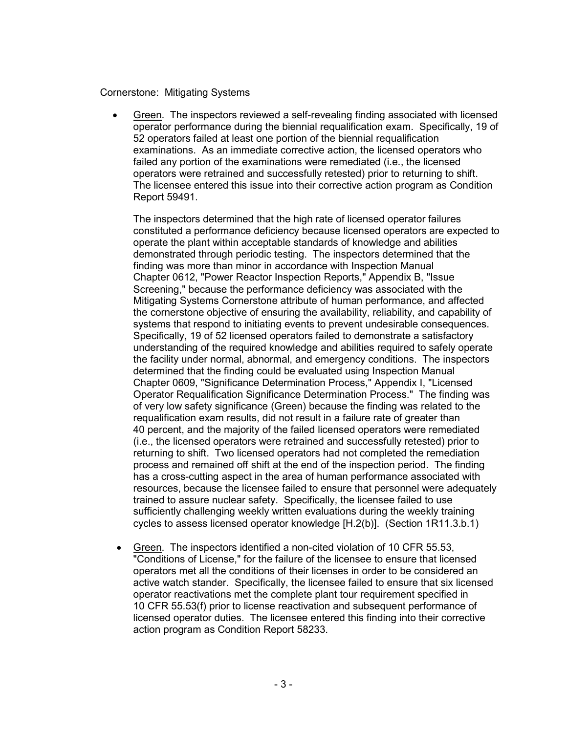Cornerstone: Mitigating Systems

- Green. The inspectors reviewed a self-revealing finding associated with licensed operator performance during the biennial requalification exam. Specifically, 19 of 52 operators failed at least one portion of the biennial requalification examinations. As an immediate corrective action, the licensed operators who failed any portion of the examinations were remediated (i.e., the licensed operators were retrained and successfully retested) prior to returning to shift. The licensee entered this issue into their corrective action program as Condition Report 59491.

  The inspectors determined that the high rate of licensed operator failures constituted a performance deficiency because licensed operators are expected to operate the plant within acceptable standards of knowledge and abilities demonstrated through periodic testing. The inspectors determined that the finding was more than minor in accordance with Inspection Manual Chapter 0612, "Power Reactor Inspection Reports," Appendix B, "Issue Screening," because the performance deficiency was associated with the Mitigating Systems Cornerstone attribute of human performance, and affected the cornerstone objective of ensuring the availability, reliability, and capability of systems that respond to initiating events to prevent undesirable consequences. Specifically, 19 of 52 licensed operators failed to demonstrate a satisfactory understanding of the required knowledge and abilities required to safely operate the facility under normal, abnormal, and emergency conditions. The inspectors determined that the finding could be evaluated using Inspection Manual Chapter 0609, "Significance Determination Process," Appendix I, "Licensed Operator Requalification Significance Determination Process." The finding was of very low safety significance (Green) because the finding was related to the requalification exam results, did not result in a failure rate of greater than 40 percent, and the majority of the failed licensed operators were remediated (i.e., the licensed operators were retrained and successfully retested) prior to returning to shift. Two licensed operators had not completed the remediation process and remained off shift at the end of the inspection period. The finding has a cross-cutting aspect in the area of human performance associated with resources, because the licensee failed to ensure that personnel were adequately trained to assure nuclear safety. Specifically, the licensee failed to use sufficiently challenging weekly written evaluations during the weekly training cycles to assess licensed operator knowledge [H.2(b)]. (Section 1R11.3.b.1)

- Green. The inspectors identified a non-cited violation of 10 CFR 55.53, "Conditions of License," for the failure of the licensee to ensure that licensed operators met all the conditions of their licenses in order to be considered an active watch stander. Specifically, the licensee failed to ensure that six licensed operator reactivations met the complete plant tour requirement specified in 10 CFR 55.53(f) prior to license reactivation and subsequent performance of licensed operator duties. The licensee entered this finding into their corrective action program as Condition Report 58233.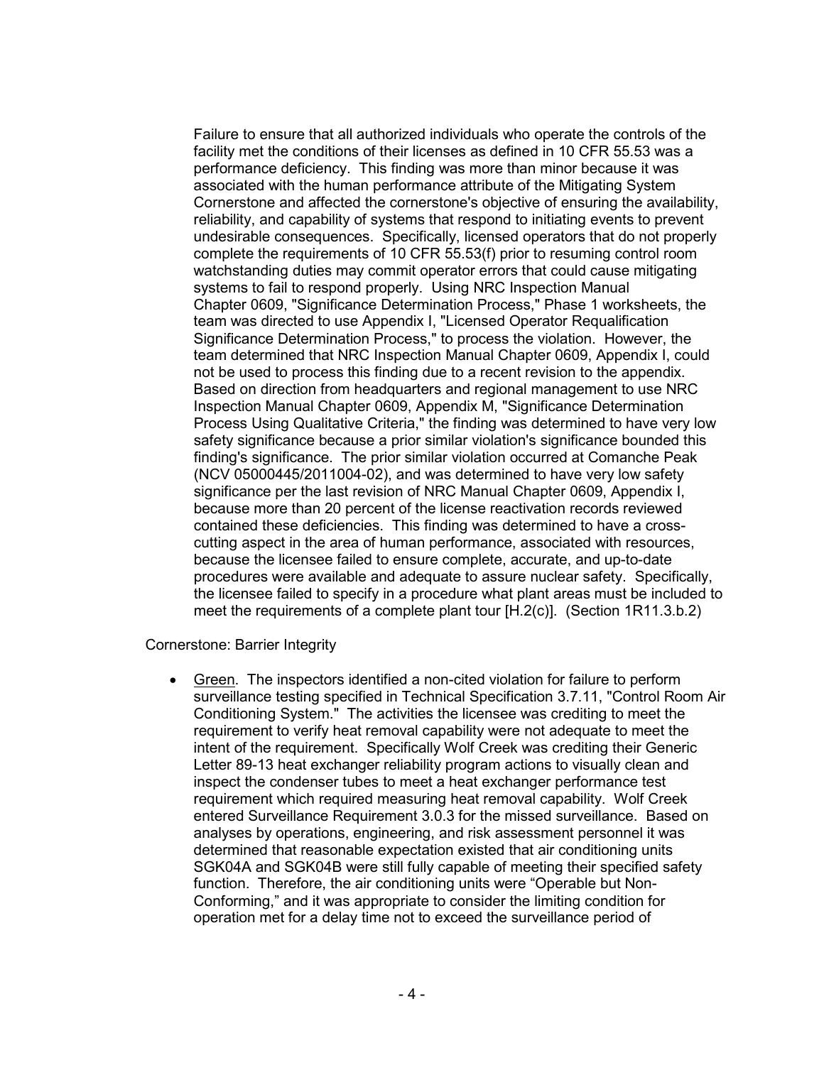Failure to ensure that all authorized individuals who operate the controls of the facility met the conditions of their licenses as defined in 10 CFR 55.53 was a performance deficiency. This finding was more than minor because it was associated with the human performance attribute of the Mitigating System Cornerstone and affected the cornerstone's objective of ensuring the availability, reliability, and capability of systems that respond to initiating events to prevent undesirable consequences. Specifically, licensed operators that do not properly complete the requirements of 10 CFR 55.53(f) prior to resuming control room watchstanding duties may commit operator errors that could cause mitigating systems to fail to respond properly. Using NRC Inspection Manual Chapter 0609, "Significance Determination Process," Phase 1 worksheets, the team was directed to use Appendix I, "Licensed Operator Requalification Significance Determination Process," to process the violation. However, the team determined that NRC Inspection Manual Chapter 0609, Appendix I, could not be used to process this finding due to a recent revision to the appendix. Based on direction from headquarters and regional management to use NRC Inspection Manual Chapter 0609, Appendix M, "Significance Determination Process Using Qualitative Criteria," the finding was determined to have very low safety significance because a prior similar violation's significance bounded this finding's significance. The prior similar violation occurred at Comanche Peak (NCV 05000445/2011004-02), and was determined to have very low safety significance per the last revision of NRC Manual Chapter 0609, Appendix I, because more than 20 percent of the license reactivation records reviewed contained these deficiencies. This finding was determined to have a cross-cutting aspect in the area of human performance, associated with resources, because the licensee failed to ensure complete, accurate, and up-to-date procedures were available and adequate to assure nuclear safety. Specifically, the licensee failed to specify in a procedure what plant areas must be included to meet the requirements of a complete plant tour [H.2(c)]. (Section 1R11.3.b.2)

Cornerstone: Barrier Integrity

- Green. The inspectors identified a non-cited violation for failure to perform surveillance testing specified in Technical Specification 3.7.11, "Control Room Air Conditioning System." The activities the licensee was crediting to meet the requirement to verify heat removal capability were not adequate to meet the intent of the requirement. Specifically Wolf Creek was crediting their Generic Letter 89-13 heat exchanger reliability program actions to visually clean and inspect the condenser tubes to meet a heat exchanger performance test requirement which required measuring heat removal capability. Wolf Creek entered Surveillance Requirement 3.0.3 for the missed surveillance. Based on analyses by operations, engineering, and risk assessment personnel it was determined that reasonable expectation existed that air conditioning units SGK04A and SGK04B were still fully capable of meeting their specified safety function. Therefore, the air conditioning units were "Operable but Non-Conforming," and it was appropriate to consider the limiting condition for operation met for a delay time not to exceed the surveillance period of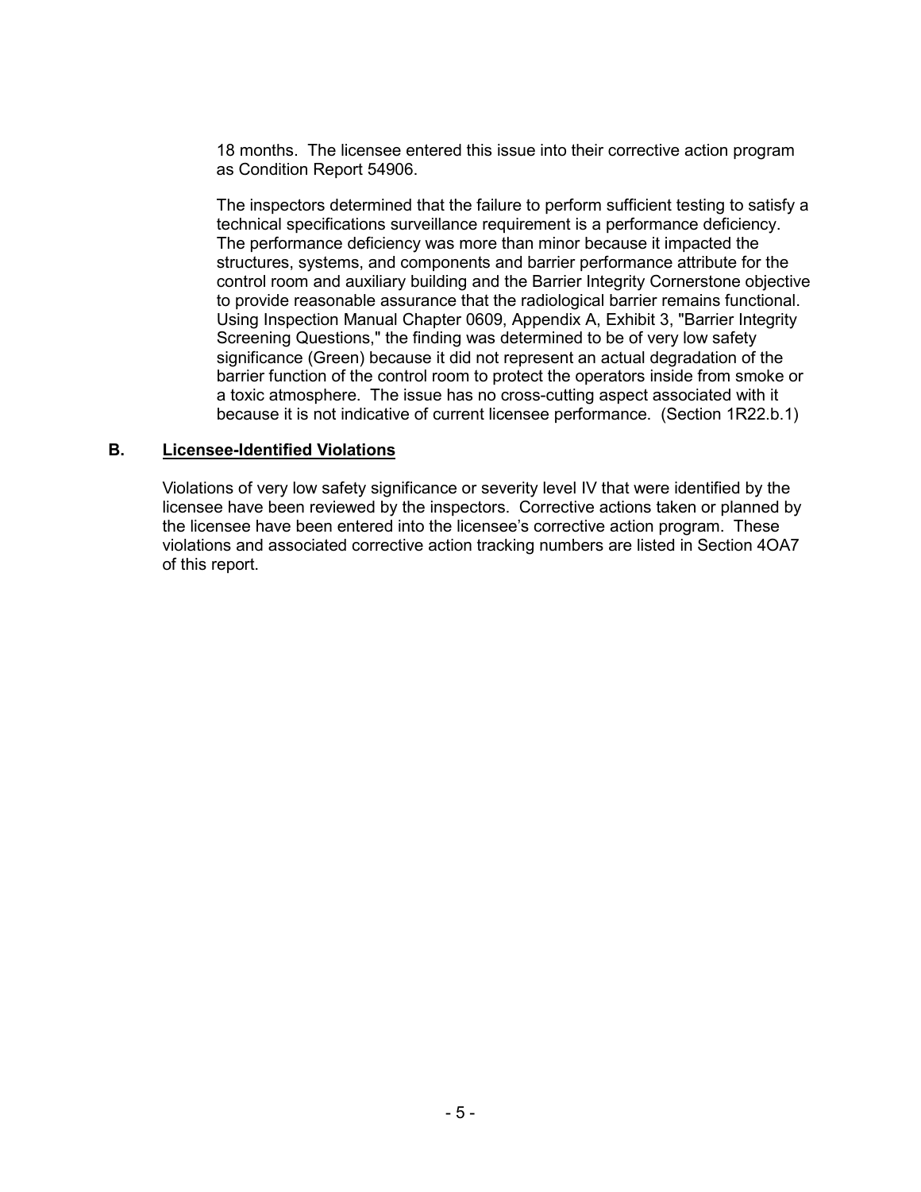18 months. The licensee entered this issue into their corrective action program as Condition Report 54906.

The inspectors determined that the failure to perform sufficient testing to satisfy a technical specifications surveillance requirement is a performance deficiency. The performance deficiency was more than minor because it impacted the structures, systems, and components and barrier performance attribute for the control room and auxiliary building and the Barrier Integrity Cornerstone objective to provide reasonable assurance that the radiological barrier remains functional. Using Inspection Manual Chapter 0609, Appendix A, Exhibit 3, "Barrier Integrity Screening Questions," the finding was determined to be of very low safety significance (Green) because it did not represent an actual degradation of the barrier function of the control room to protect the operators inside from smoke or a toxic atmosphere. The issue has no cross-cutting aspect associated with it because it is not indicative of current licensee performance. (Section 1R22.b.1)

## B. Licensee-Identified Violations

Violations of very low safety significance or severity level IV that were identified by the licensee have been reviewed by the inspectors. Corrective actions taken or planned by the licensee have been entered into the licensee's corrective action program. These violations and associated corrective action tracking numbers are listed in Section 4OA7 of this report.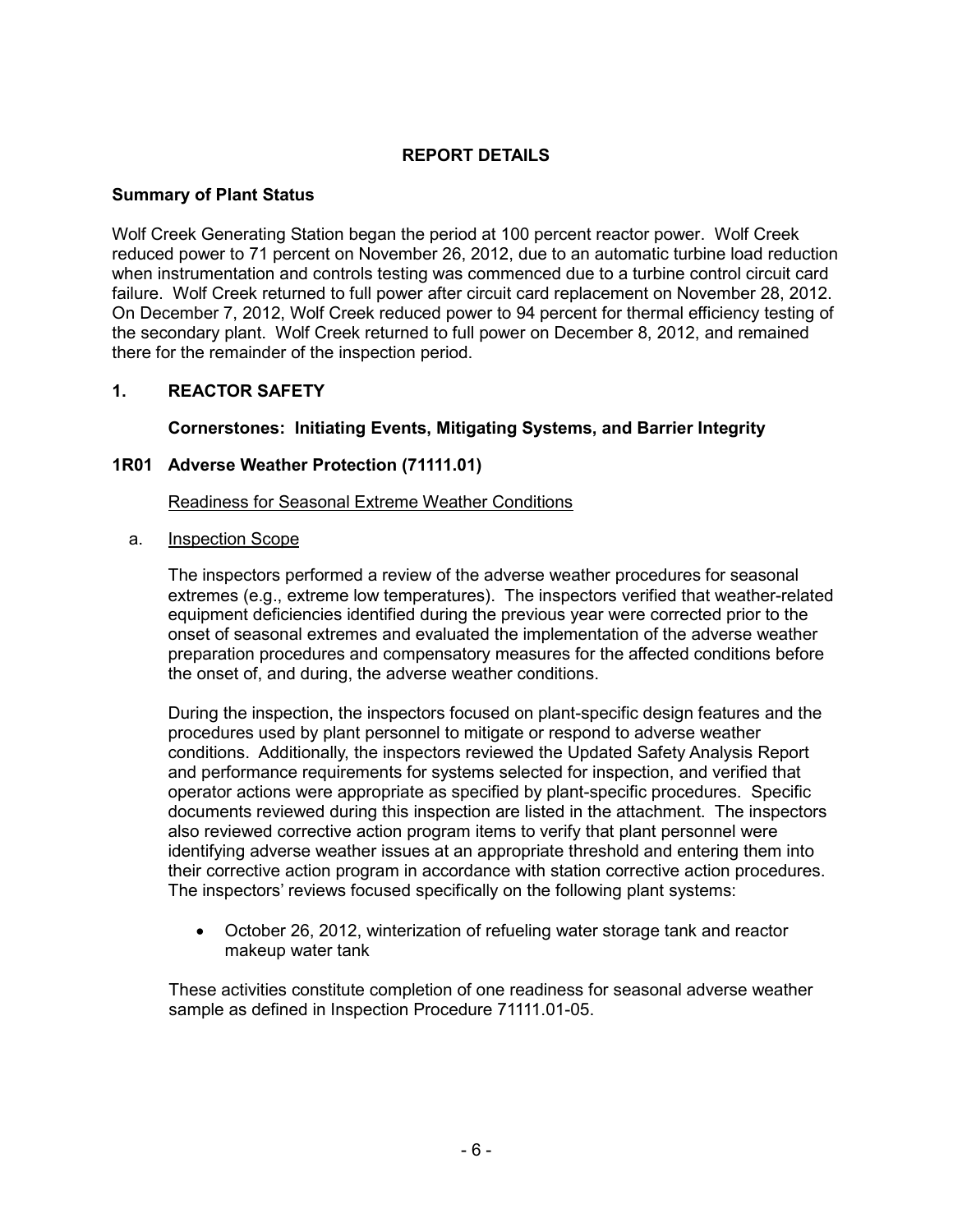## REPORT DETAILS

### Summary of Plant Status

Wolf Creek Generating Station began the period at 100 percent reactor power. Wolf Creek reduced power to 71 percent on November 26, 2012, due to an automatic turbine load reduction when instrumentation and controls testing was commenced due to a turbine control circuit card failure. Wolf Creek returned to full power after circuit card replacement on November 28, 2012. On December 7, 2012, Wolf Creek reduced power to 94 percent for thermal efficiency testing of the secondary plant. Wolf Creek returned to full power on December 8, 2012, and remained there for the remainder of the inspection period.

## 1. REACTOR SAFETY

### Cornerstones: Initiating Events, Mitigating Systems, and Barrier Integrity

### 1R01 Adverse Weather Protection (71111.01)

Readiness for Seasonal Extreme Weather Conditions

a. Inspection Scope

The inspectors performed a review of the adverse weather procedures for seasonal extremes (e.g., extreme low temperatures). The inspectors verified that weather-related equipment deficiencies identified during the previous year were corrected prior to the onset of seasonal extremes and evaluated the implementation of the adverse weather preparation procedures and compensatory measures for the affected conditions before the onset of, and during, the adverse weather conditions.

During the inspection, the inspectors focused on plant-specific design features and the procedures used by plant personnel to mitigate or respond to adverse weather conditions. Additionally, the inspectors reviewed the Updated Safety Analysis Report and performance requirements for systems selected for inspection, and verified that operator actions were appropriate as specified by plant-specific procedures. Specific documents reviewed during this inspection are listed in the attachment. The inspectors also reviewed corrective action program items to verify that plant personnel were identifying adverse weather issues at an appropriate threshold and entering them into their corrective action program in accordance with station corrective action procedures. The inspectors' reviews focused specifically on the following plant systems:

- October 26, 2012, winterization of refueling water storage tank and reactor makeup water tank

These activities constitute completion of one readiness for seasonal adverse weather sample as defined in Inspection Procedure 71111.01-05.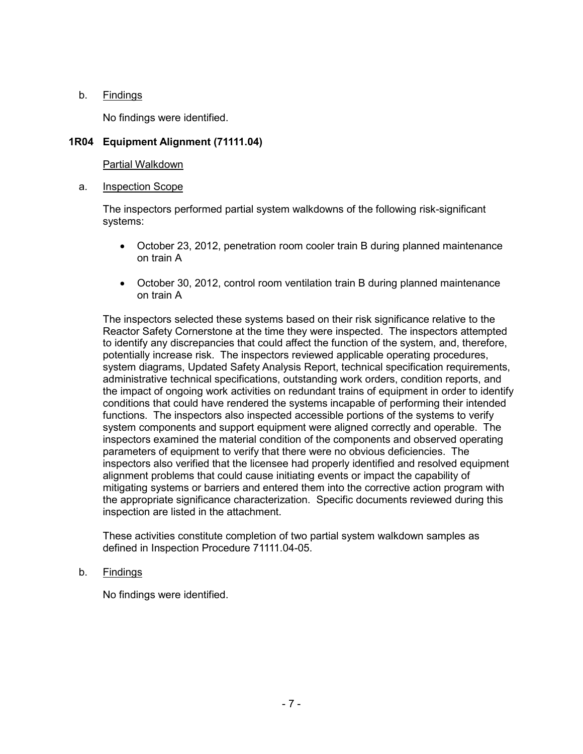b. Findings

No findings were identified.

## 1R04 Equipment Alignment (71111.04)

Partial Walkdown

a. Inspection Scope

The inspectors performed partial system walkdowns of the following risk-significant systems:

- October 23, 2012, penetration room cooler train B during planned maintenance on train A
- October 30, 2012, control room ventilation train B during planned maintenance on train A

The inspectors selected these systems based on their risk significance relative to the Reactor Safety Cornerstone at the time they were inspected. The inspectors attempted to identify any discrepancies that could affect the function of the system, and, therefore, potentially increase risk. The inspectors reviewed applicable operating procedures, system diagrams, Updated Safety Analysis Report, technical specification requirements, administrative technical specifications, outstanding work orders, condition reports, and the impact of ongoing work activities on redundant trains of equipment in order to identify conditions that could have rendered the systems incapable of performing their intended functions. The inspectors also inspected accessible portions of the systems to verify system components and support equipment were aligned correctly and operable. The inspectors examined the material condition of the components and observed operating parameters of equipment to verify that there were no obvious deficiencies. The inspectors also verified that the licensee had properly identified and resolved equipment alignment problems that could cause initiating events or impact the capability of mitigating systems or barriers and entered them into the corrective action program with the appropriate significance characterization. Specific documents reviewed during this inspection are listed in the attachment.

These activities constitute completion of two partial system walkdown samples as defined in Inspection Procedure 71111.04-05.

b. Findings

No findings were identified.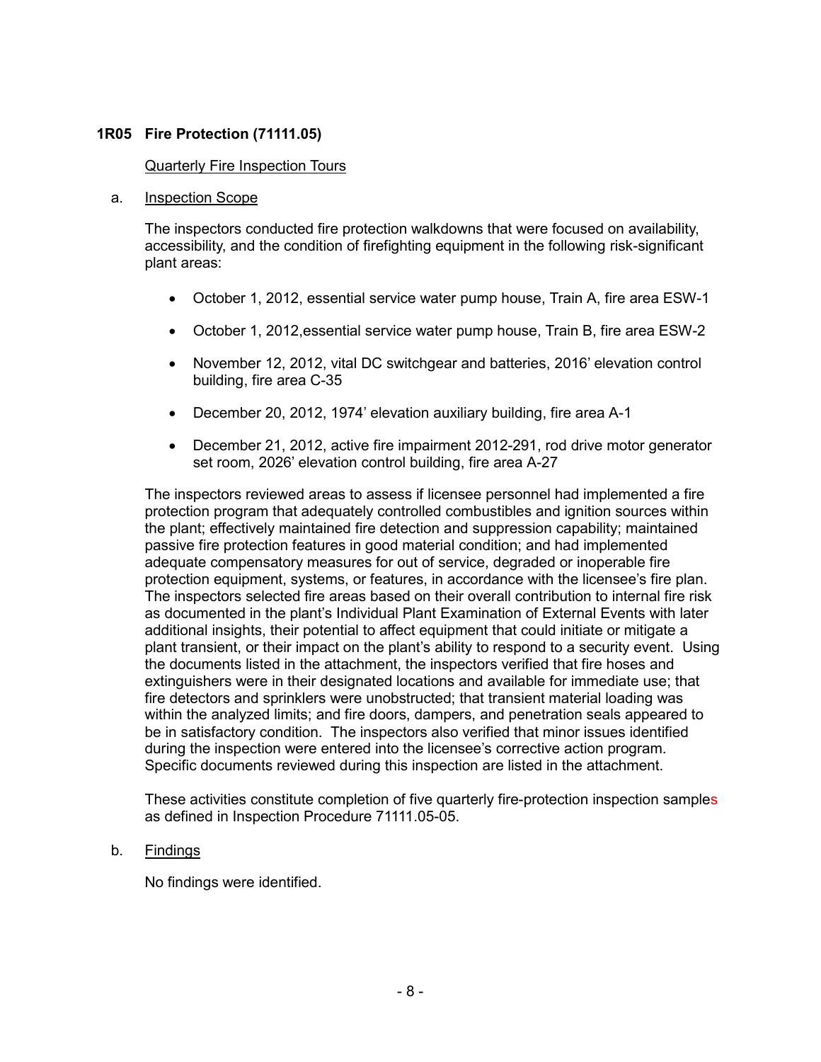## 1R05 Fire Protection (71111.05)

Quarterly Fire Inspection Tours

a. Inspection Scope

The inspectors conducted fire protection walkdowns that were focused on availability, accessibility, and the condition of firefighting equipment in the following risk-significant plant areas:

- October 1, 2012, essential service water pump house, Train A, fire area ESW-1
- October 1, 2012,essential service water pump house, Train B, fire area ESW-2
- November 12, 2012, vital DC switchgear and batteries, 2016' elevation control building, fire area C-35
- December 20, 2012, 1974' elevation auxiliary building, fire area A-1
- December 21, 2012, active fire impairment 2012-291, rod drive motor generator set room, 2026' elevation control building, fire area A-27

The inspectors reviewed areas to assess if licensee personnel had implemented a fire protection program that adequately controlled combustibles and ignition sources within the plant; effectively maintained fire detection and suppression capability; maintained passive fire protection features in good material condition; and had implemented adequate compensatory measures for out of service, degraded or inoperable fire protection equipment, systems, or features, in accordance with the licensee's fire plan. The inspectors selected fire areas based on their overall contribution to internal fire risk as documented in the plant's Individual Plant Examination of External Events with later additional insights, their potential to affect equipment that could initiate or mitigate a plant transient, or their impact on the plant's ability to respond to a security event. Using the documents listed in the attachment, the inspectors verified that fire hoses and extinguishers were in their designated locations and available for immediate use; that fire detectors and sprinklers were unobstructed; that transient material loading was within the analyzed limits; and fire doors, dampers, and penetration seals appeared to be in satisfactory condition. The inspectors also verified that minor issues identified during the inspection were entered into the licensee's corrective action program. Specific documents reviewed during this inspection are listed in the attachment.

These activities constitute completion of five quarterly fire-protection inspection samples as defined in Inspection Procedure 71111.05-05.

b. Findings

No findings were identified.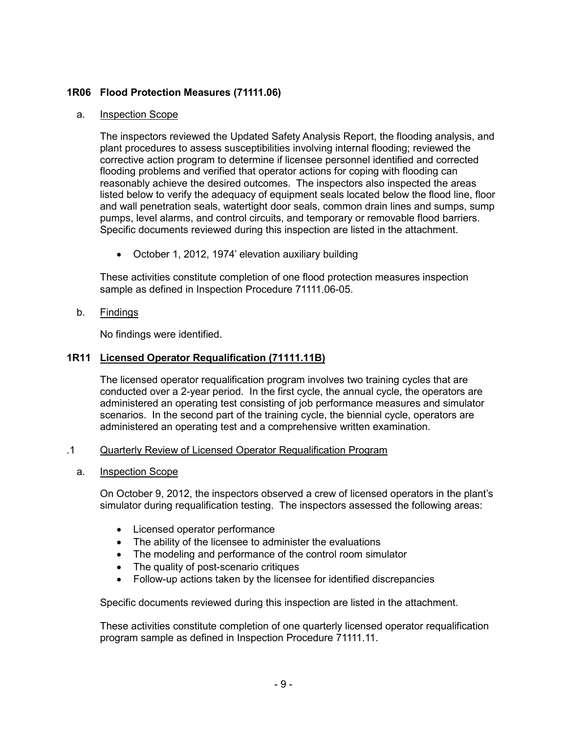### 1R06 Flood Protection Measures (71111.06)

a. Inspection Scope

The inspectors reviewed the Updated Safety Analysis Report, the flooding analysis, and plant procedures to assess susceptibilities involving internal flooding; reviewed the corrective action program to determine if licensee personnel identified and corrected flooding problems and verified that operator actions for coping with flooding can reasonably achieve the desired outcomes. The inspectors also inspected the areas listed below to verify the adequacy of equipment seals located below the flood line, floor and wall penetration seals, watertight door seals, common drain lines and sumps, sump pumps, level alarms, and control circuits, and temporary or removable flood barriers. Specific documents reviewed during this inspection are listed in the attachment.

- October 1, 2012, 1974' elevation auxiliary building

These activities constitute completion of one flood protection measures inspection sample as defined in Inspection Procedure 71111.06-05.

b. Findings

No findings were identified.

### 1R11 Licensed Operator Requalification (71111.11B)

The licensed operator requalification program involves two training cycles that are conducted over a 2-year period. In the first cycle, the annual cycle, the operators are administered an operating test consisting of job performance measures and simulator scenarios. In the second part of the training cycle, the biennial cycle, operators are administered an operating test and a comprehensive written examination.

.1 Quarterly Review of Licensed Operator Requalification Program

a. Inspection Scope

On October 9, 2012, the inspectors observed a crew of licensed operators in the plant's simulator during requalification testing. The inspectors assessed the following areas:

- Licensed operator performance
- The ability of the licensee to administer the evaluations
- The modeling and performance of the control room simulator
- The quality of post-scenario critiques
- Follow-up actions taken by the licensee for identified discrepancies

Specific documents reviewed during this inspection are listed in the attachment.

These activities constitute completion of one quarterly licensed operator requalification program sample as defined in Inspection Procedure 71111.11.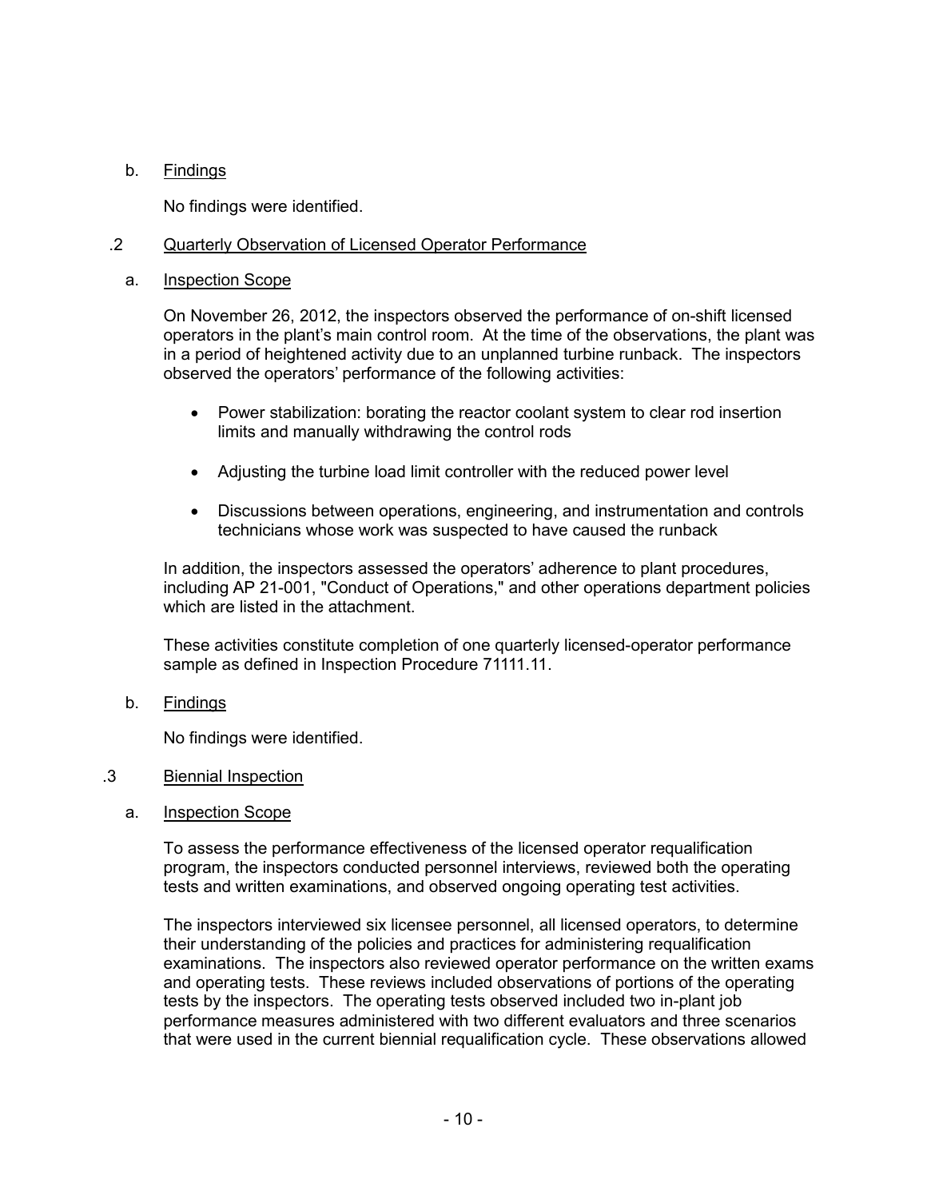b. Findings

No findings were identified.

.2 Quarterly Observation of Licensed Operator Performance

a. Inspection Scope

On November 26, 2012, the inspectors observed the performance of on-shift licensed operators in the plant's main control room. At the time of the observations, the plant was in a period of heightened activity due to an unplanned turbine runback. The inspectors observed the operators' performance of the following activities:

- Power stabilization: borating the reactor coolant system to clear rod insertion limits and manually withdrawing the control rods
- Adjusting the turbine load limit controller with the reduced power level
- Discussions between operations, engineering, and instrumentation and controls technicians whose work was suspected to have caused the runback

In addition, the inspectors assessed the operators' adherence to plant procedures, including AP 21-001, "Conduct of Operations," and other operations department policies which are listed in the attachment.

These activities constitute completion of one quarterly licensed-operator performance sample as defined in Inspection Procedure 71111.11.

b. Findings

No findings were identified.

.3 Biennial Inspection

a. Inspection Scope

To assess the performance effectiveness of the licensed operator requalification program, the inspectors conducted personnel interviews, reviewed both the operating tests and written examinations, and observed ongoing operating test activities.

The inspectors interviewed six licensee personnel, all licensed operators, to determine their understanding of the policies and practices for administering requalification examinations. The inspectors also reviewed operator performance on the written exams and operating tests. These reviews included observations of portions of the operating tests by the inspectors. The operating tests observed included two in-plant job performance measures administered with two different evaluators and three scenarios that were used in the current biennial requalification cycle. These observations allowed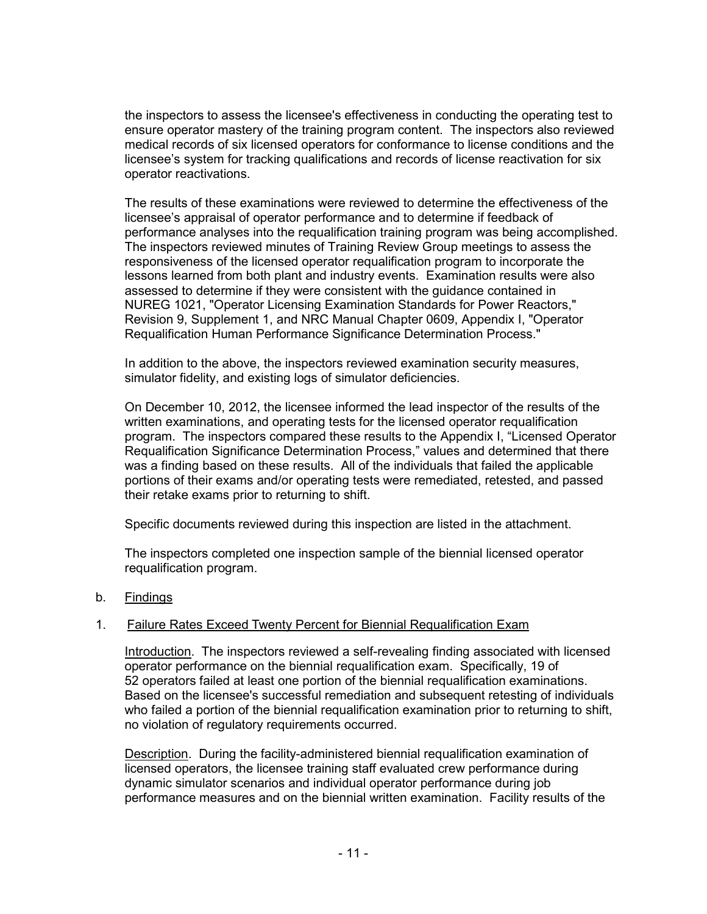the inspectors to assess the licensee's effectiveness in conducting the operating test to ensure operator mastery of the training program content. The inspectors also reviewed medical records of six licensed operators for conformance to license conditions and the licensee's system for tracking qualifications and records of license reactivation for six operator reactivations.

The results of these examinations were reviewed to determine the effectiveness of the licensee's appraisal of operator performance and to determine if feedback of performance analyses into the requalification training program was being accomplished. The inspectors reviewed minutes of Training Review Group meetings to assess the responsiveness of the licensed operator requalification program to incorporate the lessons learned from both plant and industry events. Examination results were also assessed to determine if they were consistent with the guidance contained in NUREG 1021, "Operator Licensing Examination Standards for Power Reactors," Revision 9, Supplement 1, and NRC Manual Chapter 0609, Appendix I, "Operator Requalification Human Performance Significance Determination Process."

In addition to the above, the inspectors reviewed examination security measures, simulator fidelity, and existing logs of simulator deficiencies.

On December 10, 2012, the licensee informed the lead inspector of the results of the written examinations, and operating tests for the licensed operator requalification program. The inspectors compared these results to the Appendix I, "Licensed Operator Requalification Significance Determination Process," values and determined that there was a finding based on these results. All of the individuals that failed the applicable portions of their exams and/or operating tests were remediated, retested, and passed their retake exams prior to returning to shift.

Specific documents reviewed during this inspection are listed in the attachment.

The inspectors completed one inspection sample of the biennial licensed operator requalification program.

b. Findings

1. Failure Rates Exceed Twenty Percent for Biennial Requalification Exam

Introduction. The inspectors reviewed a self-revealing finding associated with licensed operator performance on the biennial requalification exam. Specifically, 19 of 52 operators failed at least one portion of the biennial requalification examinations. Based on the licensee's successful remediation and subsequent retesting of individuals who failed a portion of the biennial requalification examination prior to returning to shift, no violation of regulatory requirements occurred.

Description. During the facility-administered biennial requalification examination of licensed operators, the licensee training staff evaluated crew performance during dynamic simulator scenarios and individual operator performance during job performance measures and on the biennial written examination. Facility results of the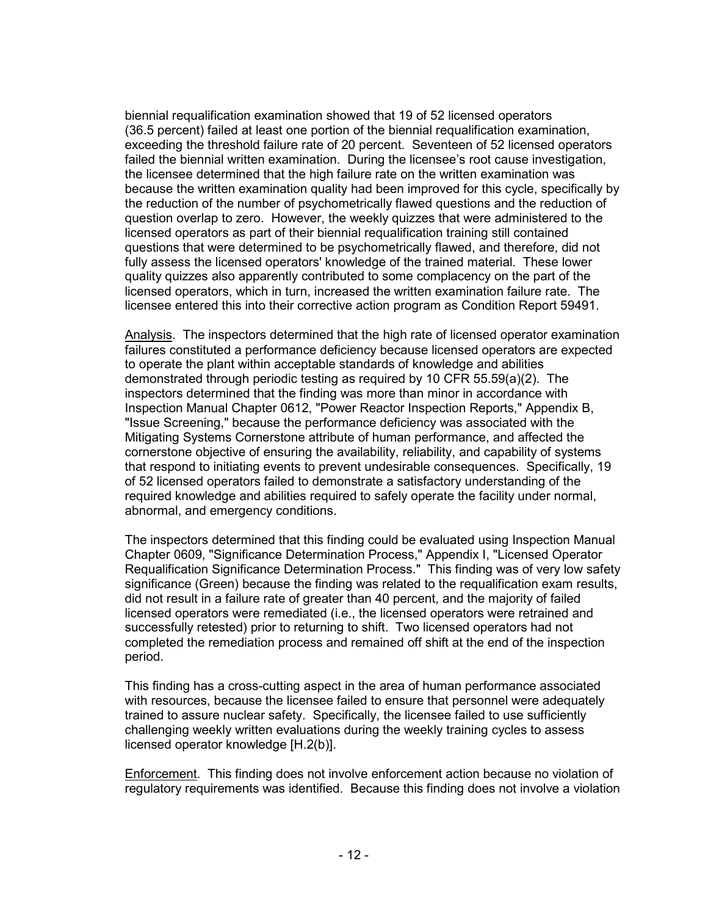biennial requalification examination showed that 19 of 52 licensed operators (36.5 percent) failed at least one portion of the biennial requalification examination, exceeding the threshold failure rate of 20 percent. Seventeen of 52 licensed operators failed the biennial written examination. During the licensee's root cause investigation, the licensee determined that the high failure rate on the written examination was because the written examination quality had been improved for this cycle, specifically by the reduction of the number of psychometrically flawed questions and the reduction of question overlap to zero. However, the weekly quizzes that were administered to the licensed operators as part of their biennial requalification training still contained questions that were determined to be psychometrically flawed, and therefore, did not fully assess the licensed operators' knowledge of the trained material. These lower quality quizzes also apparently contributed to some complacency on the part of the licensed operators, which in turn, increased the written examination failure rate. The licensee entered this into their corrective action program as Condition Report 59491.

Analysis. The inspectors determined that the high rate of licensed operator examination failures constituted a performance deficiency because licensed operators are expected to operate the plant within acceptable standards of knowledge and abilities demonstrated through periodic testing as required by 10 CFR 55.59(a)(2). The inspectors determined that the finding was more than minor in accordance with Inspection Manual Chapter 0612, "Power Reactor Inspection Reports," Appendix B, "Issue Screening," because the performance deficiency was associated with the Mitigating Systems Cornerstone attribute of human performance, and affected the cornerstone objective of ensuring the availability, reliability, and capability of systems that respond to initiating events to prevent undesirable consequences. Specifically, 19 of 52 licensed operators failed to demonstrate a satisfactory understanding of the required knowledge and abilities required to safely operate the facility under normal, abnormal, and emergency conditions.

The inspectors determined that this finding could be evaluated using Inspection Manual Chapter 0609, "Significance Determination Process," Appendix I, "Licensed Operator Requalification Significance Determination Process." This finding was of very low safety significance (Green) because the finding was related to the requalification exam results, did not result in a failure rate of greater than 40 percent, and the majority of failed licensed operators were remediated (i.e., the licensed operators were retrained and successfully retested) prior to returning to shift. Two licensed operators had not completed the remediation process and remained off shift at the end of the inspection period.

This finding has a cross-cutting aspect in the area of human performance associated with resources, because the licensee failed to ensure that personnel were adequately trained to assure nuclear safety. Specifically, the licensee failed to use sufficiently challenging weekly written evaluations during the weekly training cycles to assess licensed operator knowledge [H.2(b)].

Enforcement. This finding does not involve enforcement action because no violation of regulatory requirements was identified. Because this finding does not involve a violation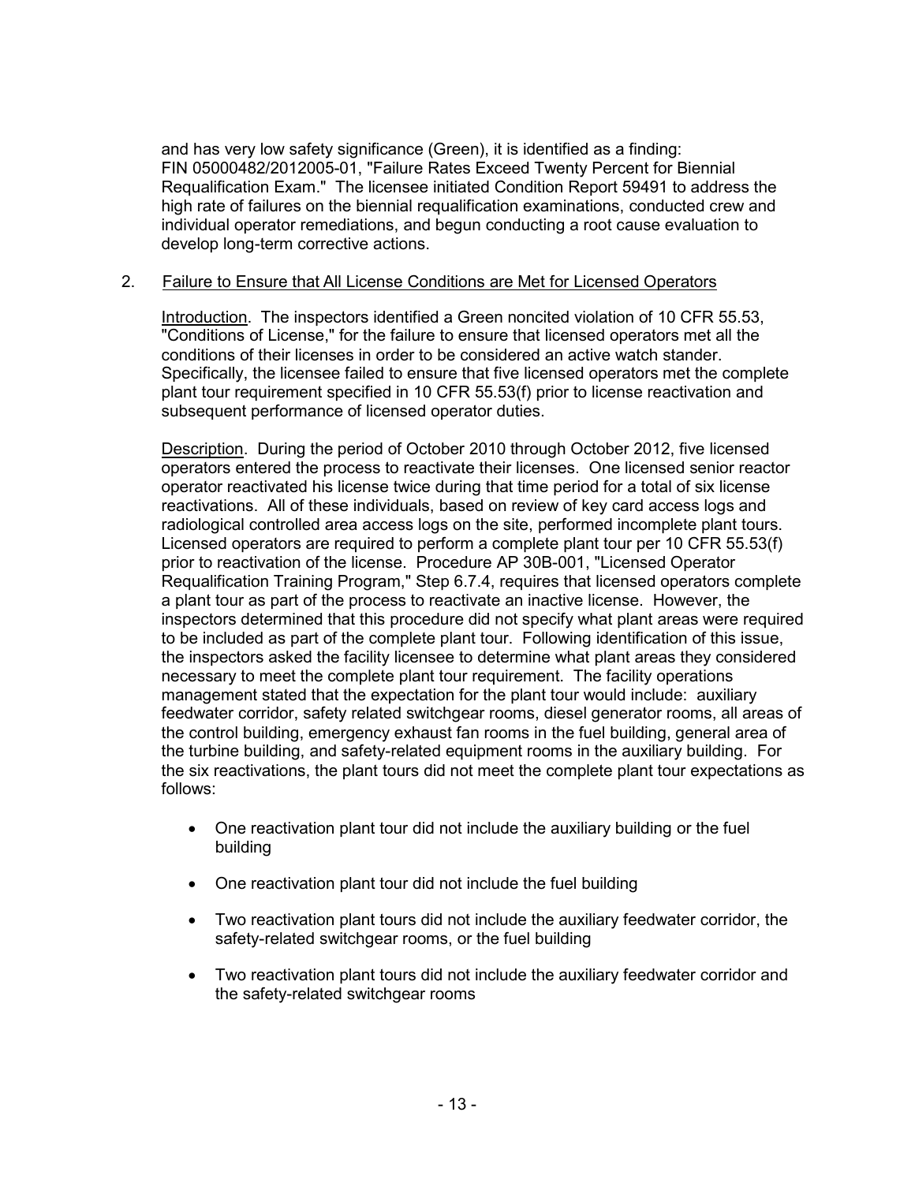and has very low safety significance (Green), it is identified as a finding: FIN 05000482/2012005-01, "Failure Rates Exceed Twenty Percent for Biennial Requalification Exam." The licensee initiated Condition Report 59491 to address the high rate of failures on the biennial requalification examinations, conducted crew and individual operator remediations, and begun conducting a root cause evaluation to develop long-term corrective actions.

2. <u>Failure to Ensure that All License Conditions are Met for Licensed Operators</u>

<u>Introduction</u>. The inspectors identified a Green noncited violation of 10 CFR 55.53, "Conditions of License," for the failure to ensure that licensed operators met all the conditions of their licenses in order to be considered an active watch stander. Specifically, the licensee failed to ensure that five licensed operators met the complete plant tour requirement specified in 10 CFR 55.53(f) prior to license reactivation and subsequent performance of licensed operator duties.

<u>Description</u>. During the period of October 2010 through October 2012, five licensed operators entered the process to reactivate their licenses. One licensed senior reactor operator reactivated his license twice during that time period for a total of six license reactivations. All of these individuals, based on review of key card access logs and radiological controlled area access logs on the site, performed incomplete plant tours. Licensed operators are required to perform a complete plant tour per 10 CFR 55.53(f) prior to reactivation of the license. Procedure AP 30B-001, "Licensed Operator Requalification Training Program," Step 6.7.4, requires that licensed operators complete a plant tour as part of the process to reactivate an inactive license. However, the inspectors determined that this procedure did not specify what plant areas were required to be included as part of the complete plant tour. Following identification of this issue, the inspectors asked the facility licensee to determine what plant areas they considered necessary to meet the complete plant tour requirement. The facility operations management stated that the expectation for the plant tour would include: auxiliary feedwater corridor, safety related switchgear rooms, diesel generator rooms, all areas of the control building, emergency exhaust fan rooms in the fuel building, general area of the turbine building, and safety-related equipment rooms in the auxiliary building. For the six reactivations, the plant tours did not meet the complete plant tour expectations as follows:

- One reactivation plant tour did not include the auxiliary building or the fuel building
- One reactivation plant tour did not include the fuel building
- Two reactivation plant tours did not include the auxiliary feedwater corridor, the safety-related switchgear rooms, or the fuel building
- Two reactivation plant tours did not include the auxiliary feedwater corridor and the safety-related switchgear rooms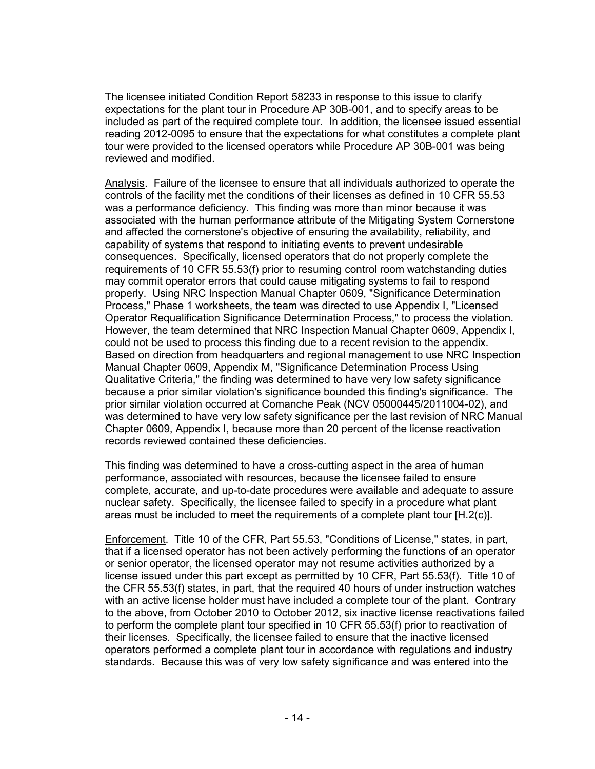The licensee initiated Condition Report 58233 in response to this issue to clarify expectations for the plant tour in Procedure AP 30B-001, and to specify areas to be included as part of the required complete tour. In addition, the licensee issued essential reading 2012-0095 to ensure that the expectations for what constitutes a complete plant tour were provided to the licensed operators while Procedure AP 30B-001 was being reviewed and modified.

Analysis. Failure of the licensee to ensure that all individuals authorized to operate the controls of the facility met the conditions of their licenses as defined in 10 CFR 55.53 was a performance deficiency. This finding was more than minor because it was associated with the human performance attribute of the Mitigating System Cornerstone and affected the cornerstone's objective of ensuring the availability, reliability, and capability of systems that respond to initiating events to prevent undesirable consequences. Specifically, licensed operators that do not properly complete the requirements of 10 CFR 55.53(f) prior to resuming control room watchstanding duties may commit operator errors that could cause mitigating systems to fail to respond properly. Using NRC Inspection Manual Chapter 0609, "Significance Determination Process," Phase 1 worksheets, the team was directed to use Appendix I, "Licensed Operator Requalification Significance Determination Process," to process the violation. However, the team determined that NRC Inspection Manual Chapter 0609, Appendix I, could not be used to process this finding due to a recent revision to the appendix. Based on direction from headquarters and regional management to use NRC Inspection Manual Chapter 0609, Appendix M, "Significance Determination Process Using Qualitative Criteria," the finding was determined to have very low safety significance because a prior similar violation's significance bounded this finding's significance. The prior similar violation occurred at Comanche Peak (NCV 05000445/2011004-02), and was determined to have very low safety significance per the last revision of NRC Manual Chapter 0609, Appendix I, because more than 20 percent of the license reactivation records reviewed contained these deficiencies.

This finding was determined to have a cross-cutting aspect in the area of human performance, associated with resources, because the licensee failed to ensure complete, accurate, and up-to-date procedures were available and adequate to assure nuclear safety. Specifically, the licensee failed to specify in a procedure what plant areas must be included to meet the requirements of a complete plant tour [H.2(c)].

Enforcement. Title 10 of the CFR, Part 55.53, "Conditions of License," states, in part, that if a licensed operator has not been actively performing the functions of an operator or senior operator, the licensed operator may not resume activities authorized by a license issued under this part except as permitted by 10 CFR, Part 55.53(f). Title 10 of the CFR 55.53(f) states, in part, that the required 40 hours of under instruction watches with an active license holder must have included a complete tour of the plant. Contrary to the above, from October 2010 to October 2012, six inactive license reactivations failed to perform the complete plant tour specified in 10 CFR 55.53(f) prior to reactivation of their licenses. Specifically, the licensee failed to ensure that the inactive licensed operators performed a complete plant tour in accordance with regulations and industry standards. Because this was of very low safety significance and was entered into the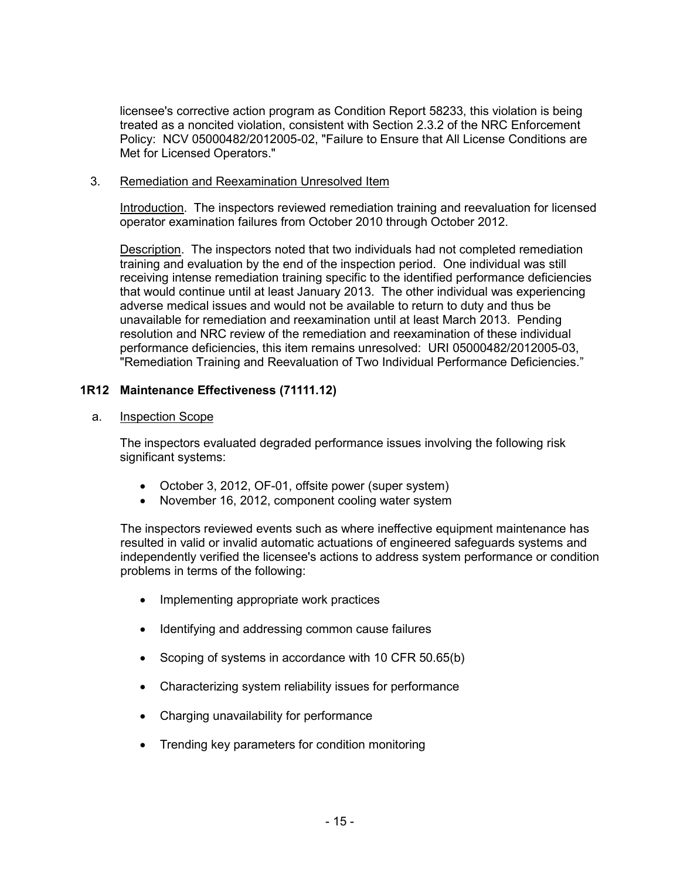licensee's corrective action program as Condition Report 58233, this violation is being treated as a noncited violation, consistent with Section 2.3.2 of the NRC Enforcement Policy: NCV 05000482/2012005-02, "Failure to Ensure that All License Conditions are Met for Licensed Operators."

3. Remediation and Reexamination Unresolved Item

Introduction. The inspectors reviewed remediation training and reevaluation for licensed operator examination failures from October 2010 through October 2012.

Description. The inspectors noted that two individuals had not completed remediation training and evaluation by the end of the inspection period. One individual was still receiving intense remediation training specific to the identified performance deficiencies that would continue until at least January 2013. The other individual was experiencing adverse medical issues and would not be available to return to duty and thus be unavailable for remediation and reexamination until at least March 2013. Pending resolution and NRC review of the remediation and reexamination of these individual performance deficiencies, this item remains unresolved: URI 05000482/2012005-03, "Remediation Training and Reevaluation of Two Individual Performance Deficiencies."

### 1R12 Maintenance Effectiveness (71111.12)

a. Inspection Scope

The inspectors evaluated degraded performance issues involving the following risk significant systems:

- October 3, 2012, OF-01, offsite power (super system)
- November 16, 2012, component cooling water system

The inspectors reviewed events such as where ineffective equipment maintenance has resulted in valid or invalid automatic actuations of engineered safeguards systems and independently verified the licensee's actions to address system performance or condition problems in terms of the following:

- Implementing appropriate work practices
- Identifying and addressing common cause failures
- Scoping of systems in accordance with 10 CFR 50.65(b)
- Characterizing system reliability issues for performance
- Charging unavailability for performance
- Trending key parameters for condition monitoring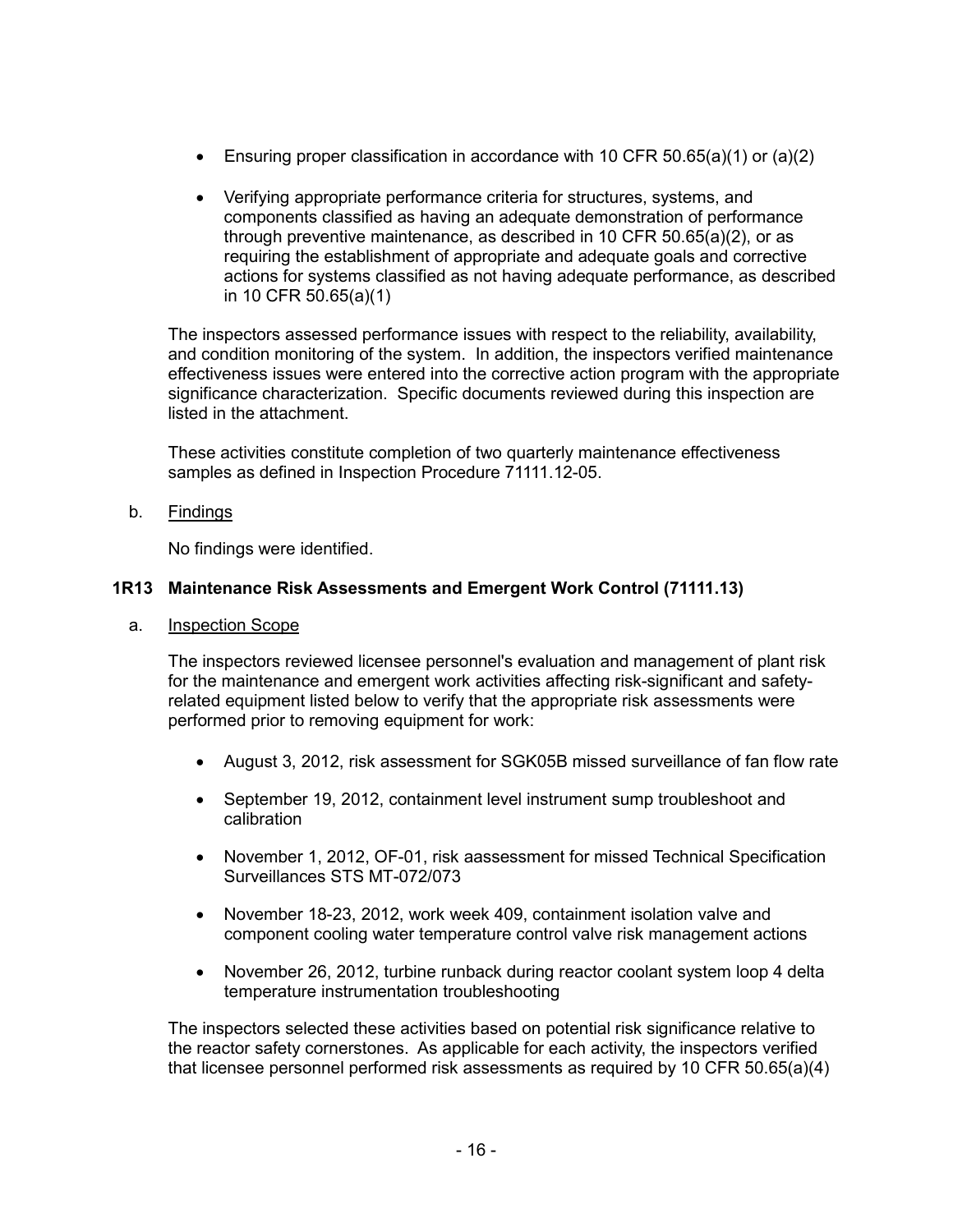- Ensuring proper classification in accordance with 10 CFR 50.65(a)(1) or (a)(2)
- Verifying appropriate performance criteria for structures, systems, and components classified as having an adequate demonstration of performance through preventive maintenance, as described in 10 CFR 50.65(a)(2), or as requiring the establishment of appropriate and adequate goals and corrective actions for systems classified as not having adequate performance, as described in 10 CFR 50.65(a)(1)

The inspectors assessed performance issues with respect to the reliability, availability, and condition monitoring of the system. In addition, the inspectors verified maintenance effectiveness issues were entered into the corrective action program with the appropriate significance characterization. Specific documents reviewed during this inspection are listed in the attachment.

These activities constitute completion of two quarterly maintenance effectiveness samples as defined in Inspection Procedure 71111.12-05.

b. Findings

No findings were identified.

### 1R13 Maintenance Risk Assessments and Emergent Work Control (71111.13)

a. Inspection Scope

The inspectors reviewed licensee personnel's evaluation and management of plant risk for the maintenance and emergent work activities affecting risk-significant and safety-related equipment listed below to verify that the appropriate risk assessments were performed prior to removing equipment for work:

- August 3, 2012, risk assessment for SGK05B missed surveillance of fan flow rate
- September 19, 2012, containment level instrument sump troubleshoot and calibration
- November 1, 2012, OF-01, risk aassessment for missed Technical Specification Surveillances STS MT-072/073
- November 18-23, 2012, work week 409, containment isolation valve and component cooling water temperature control valve risk management actions
- November 26, 2012, turbine runback during reactor coolant system loop 4 delta temperature instrumentation troubleshooting

The inspectors selected these activities based on potential risk significance relative to the reactor safety cornerstones. As applicable for each activity, the inspectors verified that licensee personnel performed risk assessments as required by 10 CFR 50.65(a)(4)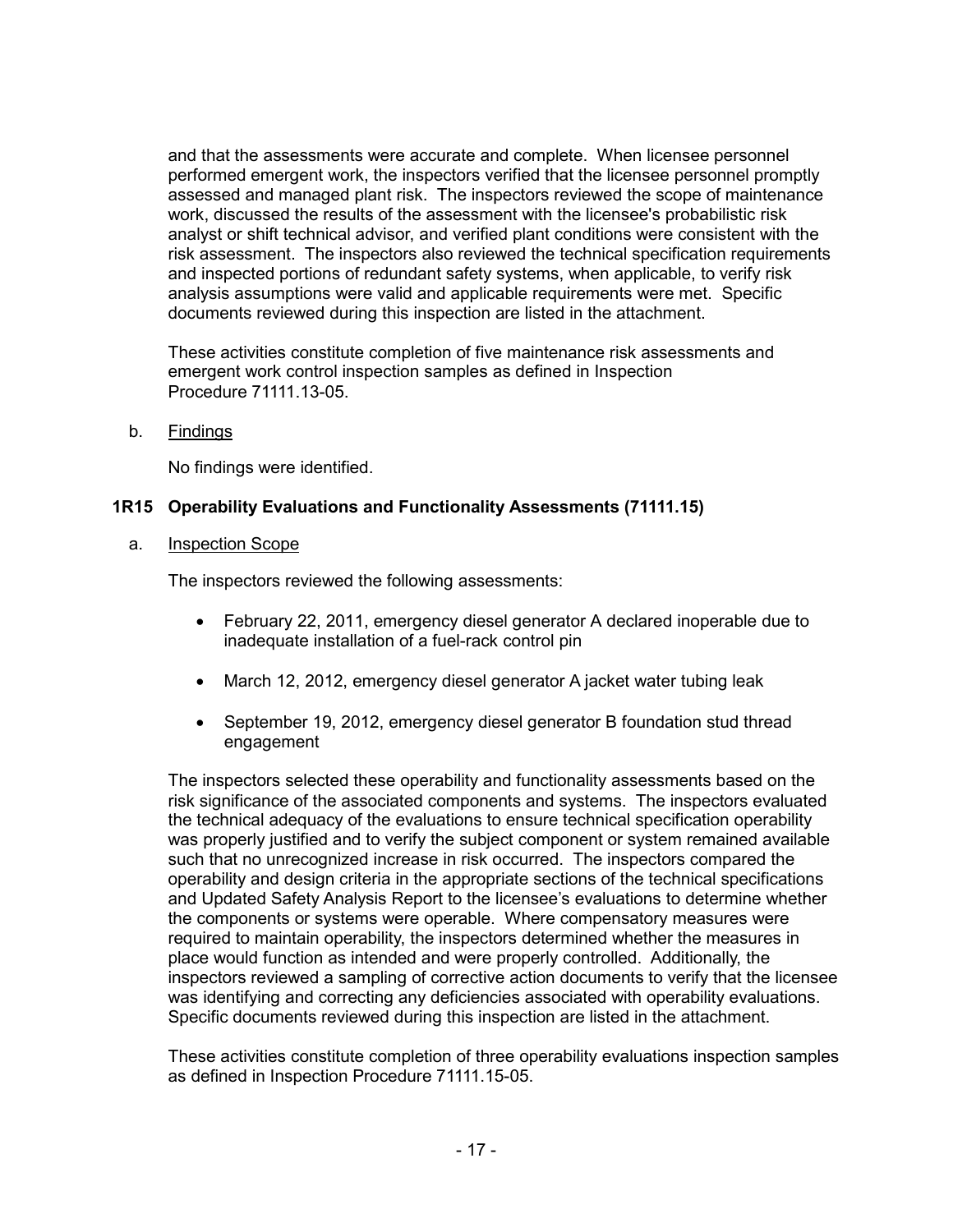and that the assessments were accurate and complete. When licensee personnel performed emergent work, the inspectors verified that the licensee personnel promptly assessed and managed plant risk. The inspectors reviewed the scope of maintenance work, discussed the results of the assessment with the licensee's probabilistic risk analyst or shift technical advisor, and verified plant conditions were consistent with the risk assessment. The inspectors also reviewed the technical specification requirements and inspected portions of redundant safety systems, when applicable, to verify risk analysis assumptions were valid and applicable requirements were met. Specific documents reviewed during this inspection are listed in the attachment.

These activities constitute completion of five maintenance risk assessments and emergent work control inspection samples as defined in Inspection Procedure 71111.13-05.

b. Findings

No findings were identified.

## 1R15 Operability Evaluations and Functionality Assessments (71111.15)

a. Inspection Scope

The inspectors reviewed the following assessments:

- February 22, 2011, emergency diesel generator A declared inoperable due to inadequate installation of a fuel-rack control pin
- March 12, 2012, emergency diesel generator A jacket water tubing leak
- September 19, 2012, emergency diesel generator B foundation stud thread engagement

The inspectors selected these operability and functionality assessments based on the risk significance of the associated components and systems. The inspectors evaluated the technical adequacy of the evaluations to ensure technical specification operability was properly justified and to verify the subject component or system remained available such that no unrecognized increase in risk occurred. The inspectors compared the operability and design criteria in the appropriate sections of the technical specifications and Updated Safety Analysis Report to the licensee's evaluations to determine whether the components or systems were operable. Where compensatory measures were required to maintain operability, the inspectors determined whether the measures in place would function as intended and were properly controlled. Additionally, the inspectors reviewed a sampling of corrective action documents to verify that the licensee was identifying and correcting any deficiencies associated with operability evaluations. Specific documents reviewed during this inspection are listed in the attachment.

These activities constitute completion of three operability evaluations inspection samples as defined in Inspection Procedure 71111.15-05.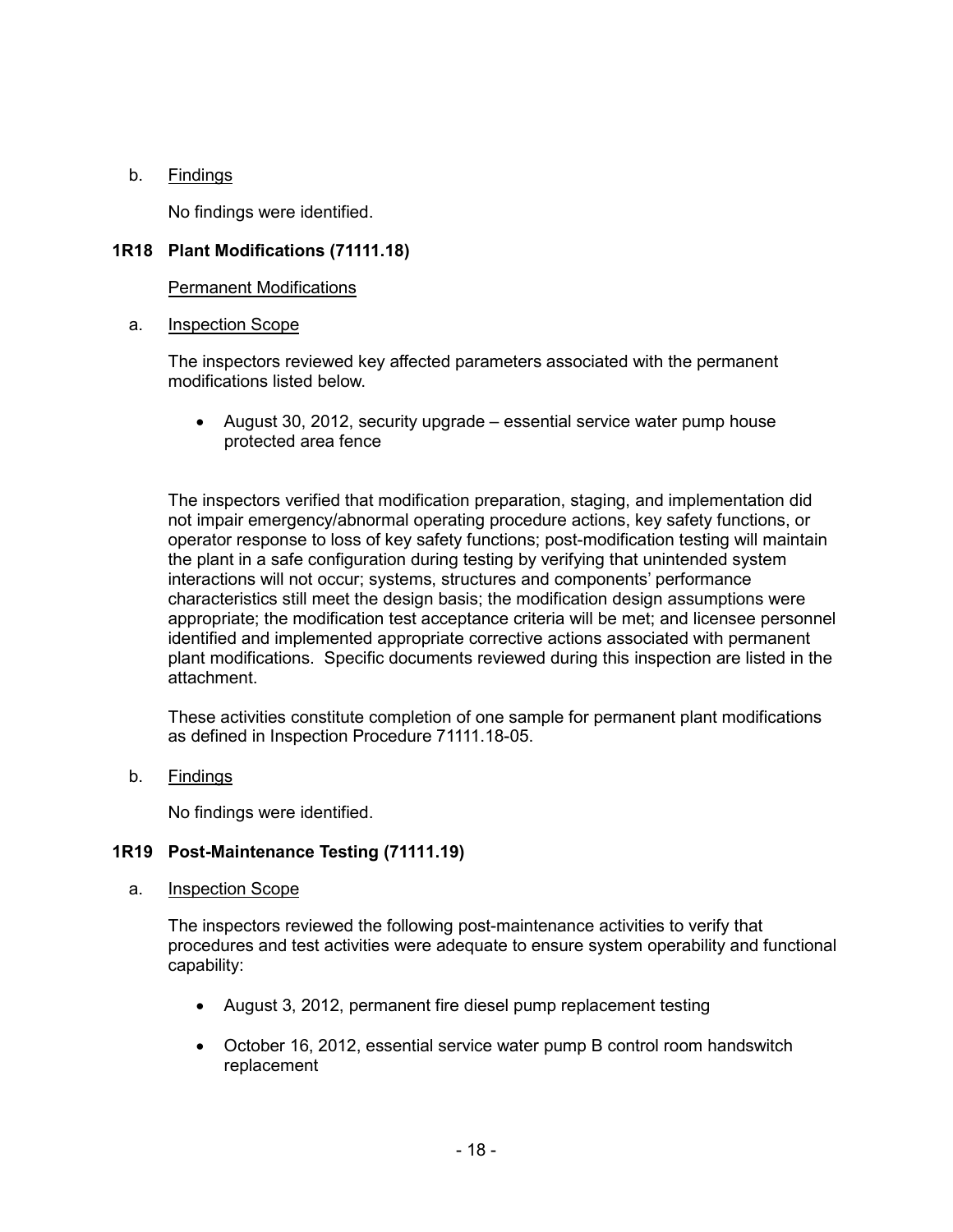b. Findings

No findings were identified.

### 1R18 Plant Modifications (71111.18)

Permanent Modifications

a. Inspection Scope

The inspectors reviewed key affected parameters associated with the permanent modifications listed below.

- August 30, 2012, security upgrade – essential service water pump house protected area fence

The inspectors verified that modification preparation, staging, and implementation did not impair emergency/abnormal operating procedure actions, key safety functions, or operator response to loss of key safety functions; post-modification testing will maintain the plant in a safe configuration during testing by verifying that unintended system interactions will not occur; systems, structures and components' performance characteristics still meet the design basis; the modification design assumptions were appropriate; the modification test acceptance criteria will be met; and licensee personnel identified and implemented appropriate corrective actions associated with permanent plant modifications. Specific documents reviewed during this inspection are listed in the attachment.

These activities constitute completion of one sample for permanent plant modifications as defined in Inspection Procedure 71111.18-05.

b. Findings

No findings were identified.

### 1R19 Post-Maintenance Testing (71111.19)

a. Inspection Scope

The inspectors reviewed the following post-maintenance activities to verify that procedures and test activities were adequate to ensure system operability and functional capability:

- August 3, 2012, permanent fire diesel pump replacement testing
- October 16, 2012, essential service water pump B control room handswitch replacement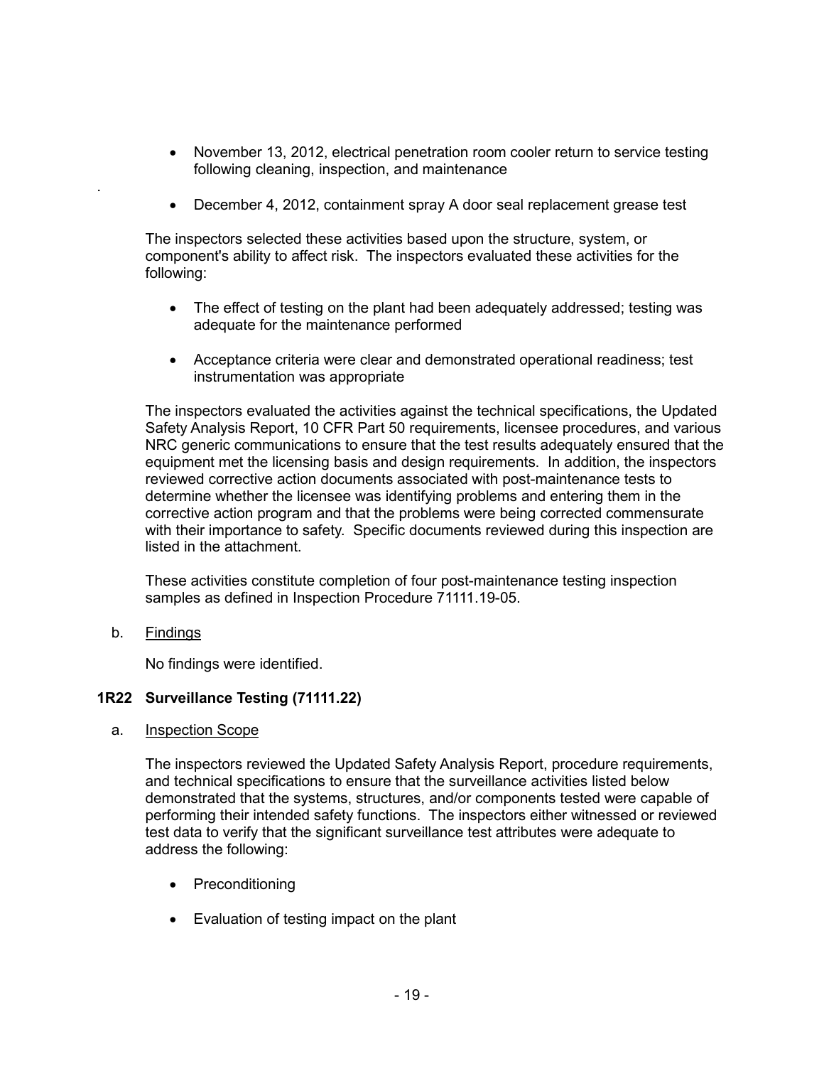- November 13, 2012, electrical penetration room cooler return to service testing following cleaning, inspection, and maintenance

- December 4, 2012, containment spray A door seal replacement grease test

The inspectors selected these activities based upon the structure, system, or component's ability to affect risk. The inspectors evaluated these activities for the following:

- The effect of testing on the plant had been adequately addressed; testing was adequate for the maintenance performed

- Acceptance criteria were clear and demonstrated operational readiness; test instrumentation was appropriate

The inspectors evaluated the activities against the technical specifications, the Updated Safety Analysis Report, 10 CFR Part 50 requirements, licensee procedures, and various NRC generic communications to ensure that the test results adequately ensured that the equipment met the licensing basis and design requirements. In addition, the inspectors reviewed corrective action documents associated with post-maintenance tests to determine whether the licensee was identifying problems and entering them in the corrective action program and that the problems were being corrected commensurate with their importance to safety. Specific documents reviewed during this inspection are listed in the attachment.

These activities constitute completion of four post-maintenance testing inspection samples as defined in Inspection Procedure 71111.19-05.

b. Findings

No findings were identified.

### 1R22 Surveillance Testing (71111.22)

a. Inspection Scope

The inspectors reviewed the Updated Safety Analysis Report, procedure requirements, and technical specifications to ensure that the surveillance activities listed below demonstrated that the systems, structures, and/or components tested were capable of performing their intended safety functions. The inspectors either witnessed or reviewed test data to verify that the significant surveillance test attributes were adequate to address the following:

- Preconditioning

- Evaluation of testing impact on the plant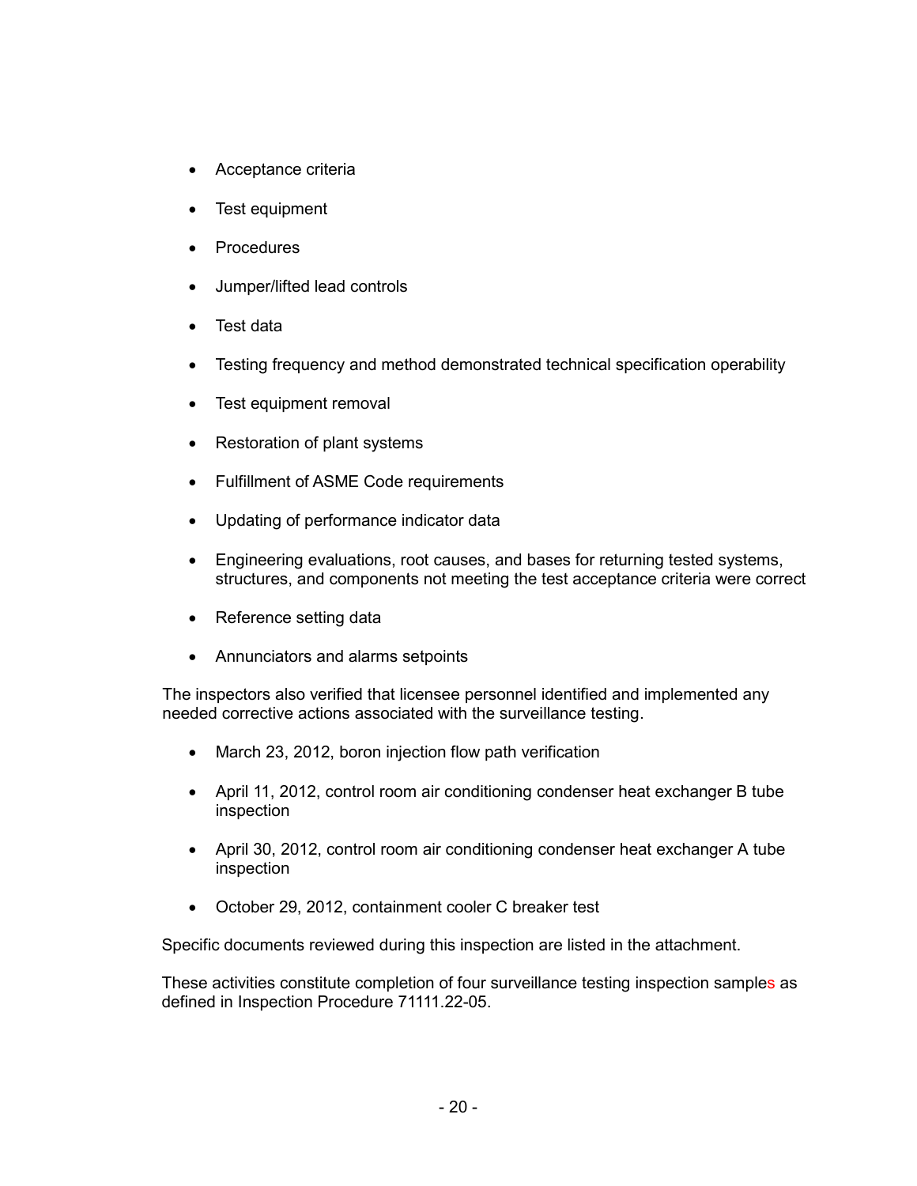- Acceptance criteria
- Test equipment
- Procedures
- Jumper/lifted lead controls
- Test data
- Testing frequency and method demonstrated technical specification operability
- Test equipment removal
- Restoration of plant systems
- Fulfillment of ASME Code requirements
- Updating of performance indicator data
- Engineering evaluations, root causes, and bases for returning tested systems, structures, and components not meeting the test acceptance criteria were correct
- Reference setting data
- Annunciators and alarms setpoints

The inspectors also verified that licensee personnel identified and implemented any needed corrective actions associated with the surveillance testing.

- March 23, 2012, boron injection flow path verification
- April 11, 2012, control room air conditioning condenser heat exchanger B tube inspection
- April 30, 2012, control room air conditioning condenser heat exchanger A tube inspection
- October 29, 2012, containment cooler C breaker test

Specific documents reviewed during this inspection are listed in the attachment.

These activities constitute completion of four surveillance testing inspection samples as defined in Inspection Procedure 71111.22-05.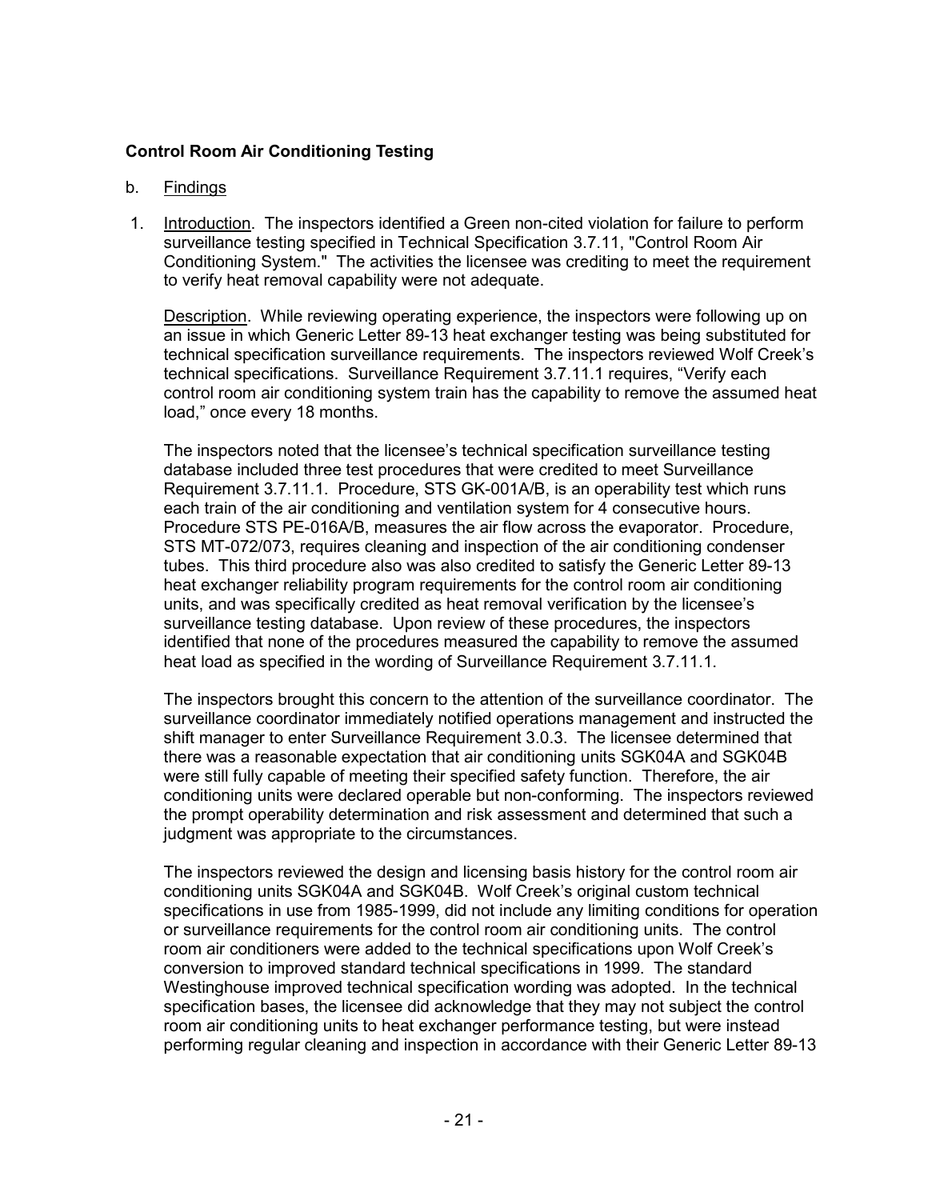**Control Room Air Conditioning Testing**

b. Findings

1. Introduction. The inspectors identified a Green non-cited violation for failure to perform surveillance testing specified in Technical Specification 3.7.11, "Control Room Air Conditioning System." The activities the licensee was crediting to meet the requirement to verify heat removal capability were not adequate.

   Description. While reviewing operating experience, the inspectors were following up on an issue in which Generic Letter 89-13 heat exchanger testing was being substituted for technical specification surveillance requirements. The inspectors reviewed Wolf Creek's technical specifications. Surveillance Requirement 3.7.11.1 requires, "Verify each control room air conditioning system train has the capability to remove the assumed heat load," once every 18 months.

   The inspectors noted that the licensee's technical specification surveillance testing database included three test procedures that were credited to meet Surveillance Requirement 3.7.11.1. Procedure, STS GK-001A/B, is an operability test which runs each train of the air conditioning and ventilation system for 4 consecutive hours. Procedure STS PE-016A/B, measures the air flow across the evaporator. Procedure, STS MT-072/073, requires cleaning and inspection of the air conditioning condenser tubes. This third procedure also was also credited to satisfy the Generic Letter 89-13 heat exchanger reliability program requirements for the control room air conditioning units, and was specifically credited as heat removal verification by the licensee's surveillance testing database. Upon review of these procedures, the inspectors identified that none of the procedures measured the capability to remove the assumed heat load as specified in the wording of Surveillance Requirement 3.7.11.1.

   The inspectors brought this concern to the attention of the surveillance coordinator. The surveillance coordinator immediately notified operations management and instructed the shift manager to enter Surveillance Requirement 3.0.3. The licensee determined that there was a reasonable expectation that air conditioning units SGK04A and SGK04B were still fully capable of meeting their specified safety function. Therefore, the air conditioning units were declared operable but non-conforming. The inspectors reviewed the prompt operability determination and risk assessment and determined that such a judgment was appropriate to the circumstances.

   The inspectors reviewed the design and licensing basis history for the control room air conditioning units SGK04A and SGK04B. Wolf Creek's original custom technical specifications in use from 1985-1999, did not include any limiting conditions for operation or surveillance requirements for the control room air conditioning units. The control room air conditioners were added to the technical specifications upon Wolf Creek's conversion to improved standard technical specifications in 1999. The standard Westinghouse improved technical specification wording was adopted. In the technical specification bases, the licensee did acknowledge that they may not subject the control room air conditioning units to heat exchanger performance testing, but were instead performing regular cleaning and inspection in accordance with their Generic Letter 89-13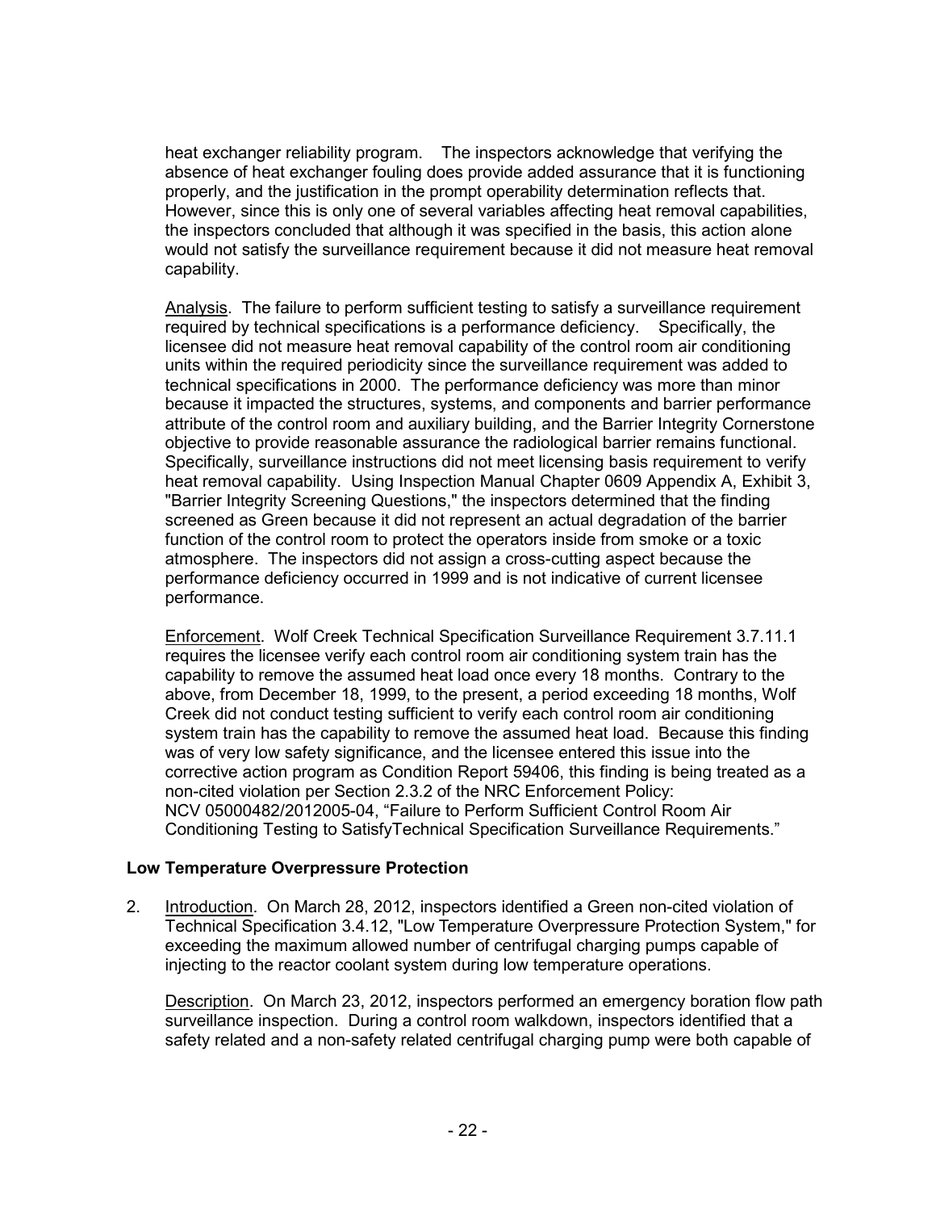heat exchanger reliability program. The inspectors acknowledge that verifying the absence of heat exchanger fouling does provide added assurance that it is functioning properly, and the justification in the prompt operability determination reflects that. However, since this is only one of several variables affecting heat removal capabilities, the inspectors concluded that although it was specified in the basis, this action alone would not satisfy the surveillance requirement because it did not measure heat removal capability.

Analysis. The failure to perform sufficient testing to satisfy a surveillance requirement required by technical specifications is a performance deficiency. Specifically, the licensee did not measure heat removal capability of the control room air conditioning units within the required periodicity since the surveillance requirement was added to technical specifications in 2000. The performance deficiency was more than minor because it impacted the structures, systems, and components and barrier performance attribute of the control room and auxiliary building, and the Barrier Integrity Cornerstone objective to provide reasonable assurance the radiological barrier remains functional. Specifically, surveillance instructions did not meet licensing basis requirement to verify heat removal capability. Using Inspection Manual Chapter 0609 Appendix A, Exhibit 3, "Barrier Integrity Screening Questions," the inspectors determined that the finding screened as Green because it did not represent an actual degradation of the barrier function of the control room to protect the operators inside from smoke or a toxic atmosphere. The inspectors did not assign a cross-cutting aspect because the performance deficiency occurred in 1999 and is not indicative of current licensee performance.

Enforcement. Wolf Creek Technical Specification Surveillance Requirement 3.7.11.1 requires the licensee verify each control room air conditioning system train has the capability to remove the assumed heat load once every 18 months. Contrary to the above, from December 18, 1999, to the present, a period exceeding 18 months, Wolf Creek did not conduct testing sufficient to verify each control room air conditioning system train has the capability to remove the assumed heat load. Because this finding was of very low safety significance, and the licensee entered this issue into the corrective action program as Condition Report 59406, this finding is being treated as a non-cited violation per Section 2.3.2 of the NRC Enforcement Policy: NCV 05000482/2012005-04, "Failure to Perform Sufficient Control Room Air Conditioning Testing to SatisfyTechnical Specification Surveillance Requirements."

**Low Temperature Overpressure Protection**

2. Introduction. On March 28, 2012, inspectors identified a Green non-cited violation of Technical Specification 3.4.12, "Low Temperature Overpressure Protection System," for exceeding the maximum allowed number of centrifugal charging pumps capable of injecting to the reactor coolant system during low temperature operations.

   Description. On March 23, 2012, inspectors performed an emergency boration flow path surveillance inspection. During a control room walkdown, inspectors identified that a safety related and a non-safety related centrifugal charging pump were both capable of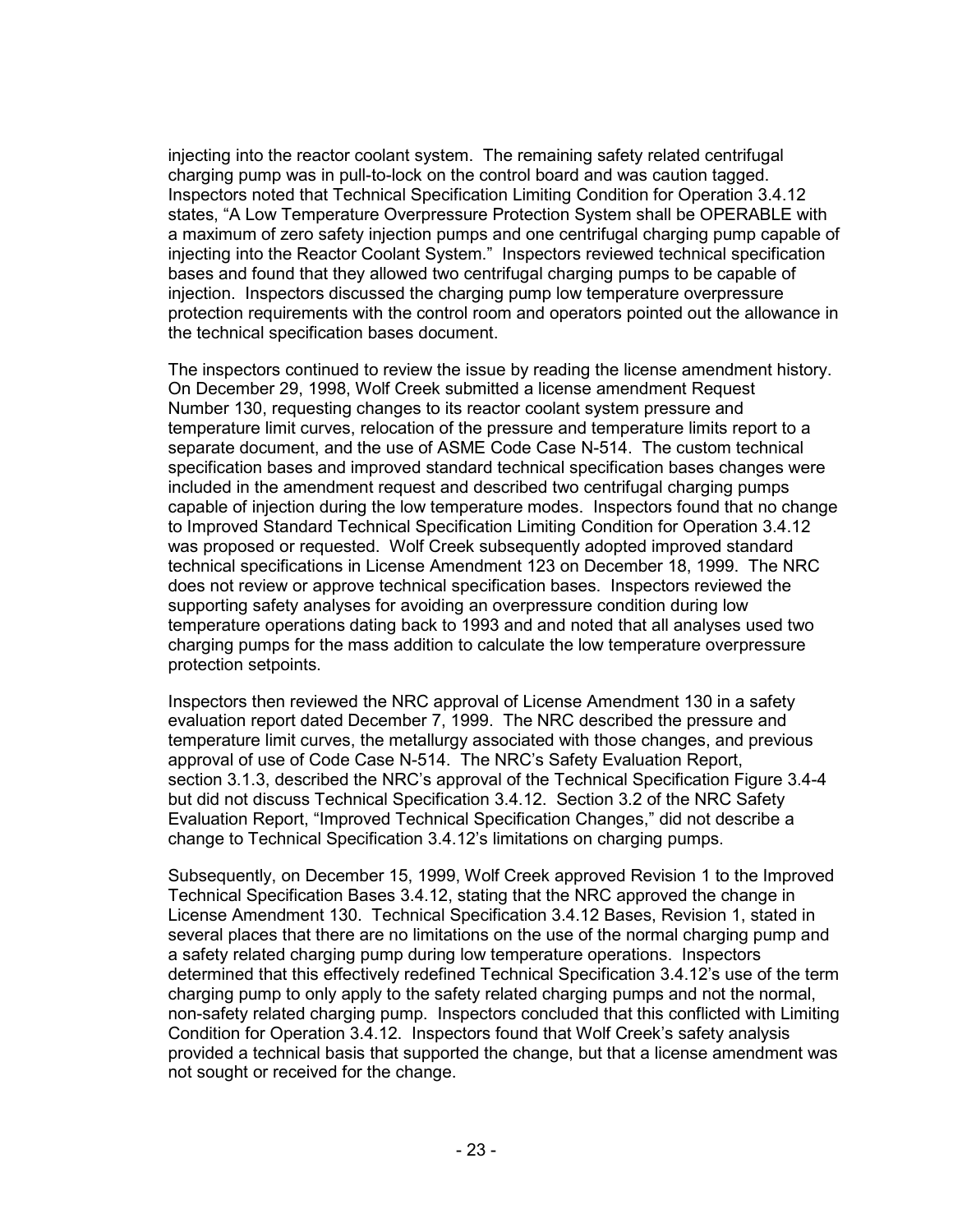injecting into the reactor coolant system. The remaining safety related centrifugal charging pump was in pull-to-lock on the control board and was caution tagged. Inspectors noted that Technical Specification Limiting Condition for Operation 3.4.12 states, "A Low Temperature Overpressure Protection System shall be OPERABLE with a maximum of zero safety injection pumps and one centrifugal charging pump capable of injecting into the Reactor Coolant System." Inspectors reviewed technical specification bases and found that they allowed two centrifugal charging pumps to be capable of injection. Inspectors discussed the charging pump low temperature overpressure protection requirements with the control room and operators pointed out the allowance in the technical specification bases document.

The inspectors continued to review the issue by reading the license amendment history. On December 29, 1998, Wolf Creek submitted a license amendment Request Number 130, requesting changes to its reactor coolant system pressure and temperature limit curves, relocation of the pressure and temperature limits report to a separate document, and the use of ASME Code Case N-514. The custom technical specification bases and improved standard technical specification bases changes were included in the amendment request and described two centrifugal charging pumps capable of injection during the low temperature modes. Inspectors found that no change to Improved Standard Technical Specification Limiting Condition for Operation 3.4.12 was proposed or requested. Wolf Creek subsequently adopted improved standard technical specifications in License Amendment 123 on December 18, 1999. The NRC does not review or approve technical specification bases. Inspectors reviewed the supporting safety analyses for avoiding an overpressure condition during low temperature operations dating back to 1993 and and noted that all analyses used two charging pumps for the mass addition to calculate the low temperature overpressure protection setpoints.

Inspectors then reviewed the NRC approval of License Amendment 130 in a safety evaluation report dated December 7, 1999. The NRC described the pressure and temperature limit curves, the metallurgy associated with those changes, and previous approval of use of Code Case N-514. The NRC's Safety Evaluation Report, section 3.1.3, described the NRC's approval of the Technical Specification Figure 3.4-4 but did not discuss Technical Specification 3.4.12. Section 3.2 of the NRC Safety Evaluation Report, "Improved Technical Specification Changes," did not describe a change to Technical Specification 3.4.12's limitations on charging pumps.

Subsequently, on December 15, 1999, Wolf Creek approved Revision 1 to the Improved Technical Specification Bases 3.4.12, stating that the NRC approved the change in License Amendment 130. Technical Specification 3.4.12 Bases, Revision 1, stated in several places that there are no limitations on the use of the normal charging pump and a safety related charging pump during low temperature operations. Inspectors determined that this effectively redefined Technical Specification 3.4.12's use of the term charging pump to only apply to the safety related charging pumps and not the normal, non-safety related charging pump. Inspectors concluded that this conflicted with Limiting Condition for Operation 3.4.12. Inspectors found that Wolf Creek's safety analysis provided a technical basis that supported the change, but that a license amendment was not sought or received for the change.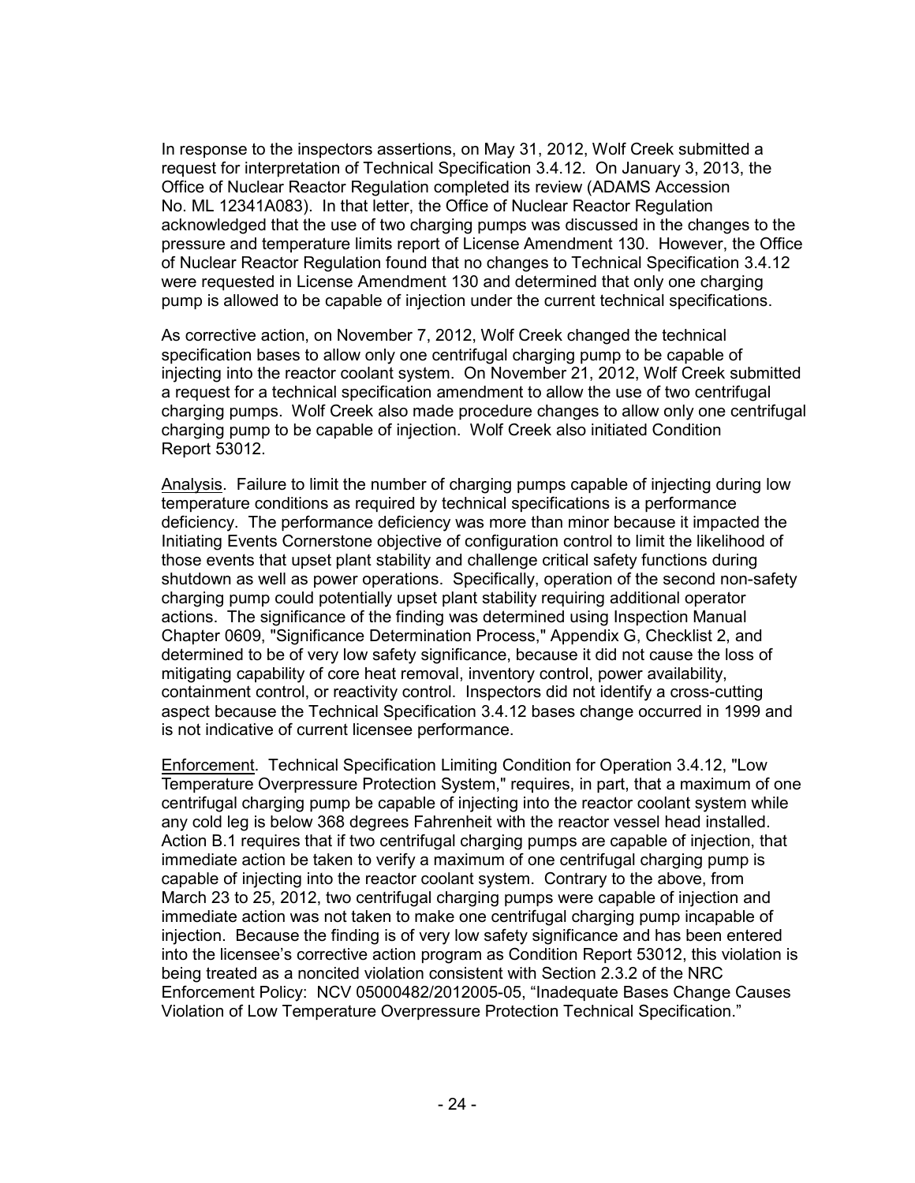In response to the inspectors assertions, on May 31, 2012, Wolf Creek submitted a request for interpretation of Technical Specification 3.4.12. On January 3, 2013, the Office of Nuclear Reactor Regulation completed its review (ADAMS Accession No. ML 12341A083). In that letter, the Office of Nuclear Reactor Regulation acknowledged that the use of two charging pumps was discussed in the changes to the pressure and temperature limits report of License Amendment 130. However, the Office of Nuclear Reactor Regulation found that no changes to Technical Specification 3.4.12 were requested in License Amendment 130 and determined that only one charging pump is allowed to be capable of injection under the current technical specifications.

As corrective action, on November 7, 2012, Wolf Creek changed the technical specification bases to allow only one centrifugal charging pump to be capable of injecting into the reactor coolant system. On November 21, 2012, Wolf Creek submitted a request for a technical specification amendment to allow the use of two centrifugal charging pumps. Wolf Creek also made procedure changes to allow only one centrifugal charging pump to be capable of injection. Wolf Creek also initiated Condition Report 53012.

Analysis. Failure to limit the number of charging pumps capable of injecting during low temperature conditions as required by technical specifications is a performance deficiency. The performance deficiency was more than minor because it impacted the Initiating Events Cornerstone objective of configuration control to limit the likelihood of those events that upset plant stability and challenge critical safety functions during shutdown as well as power operations. Specifically, operation of the second non-safety charging pump could potentially upset plant stability requiring additional operator actions. The significance of the finding was determined using Inspection Manual Chapter 0609, "Significance Determination Process," Appendix G, Checklist 2, and determined to be of very low safety significance, because it did not cause the loss of mitigating capability of core heat removal, inventory control, power availability, containment control, or reactivity control. Inspectors did not identify a cross-cutting aspect because the Technical Specification 3.4.12 bases change occurred in 1999 and is not indicative of current licensee performance.

Enforcement. Technical Specification Limiting Condition for Operation 3.4.12, "Low Temperature Overpressure Protection System," requires, in part, that a maximum of one centrifugal charging pump be capable of injecting into the reactor coolant system while any cold leg is below 368 degrees Fahrenheit with the reactor vessel head installed. Action B.1 requires that if two centrifugal charging pumps are capable of injection, that immediate action be taken to verify a maximum of one centrifugal charging pump is capable of injecting into the reactor coolant system. Contrary to the above, from March 23 to 25, 2012, two centrifugal charging pumps were capable of injection and immediate action was not taken to make one centrifugal charging pump incapable of injection. Because the finding is of very low safety significance and has been entered into the licensee's corrective action program as Condition Report 53012, this violation is being treated as a noncited violation consistent with Section 2.3.2 of the NRC Enforcement Policy: NCV 05000482/2012005-05, "Inadequate Bases Change Causes Violation of Low Temperature Overpressure Protection Technical Specification."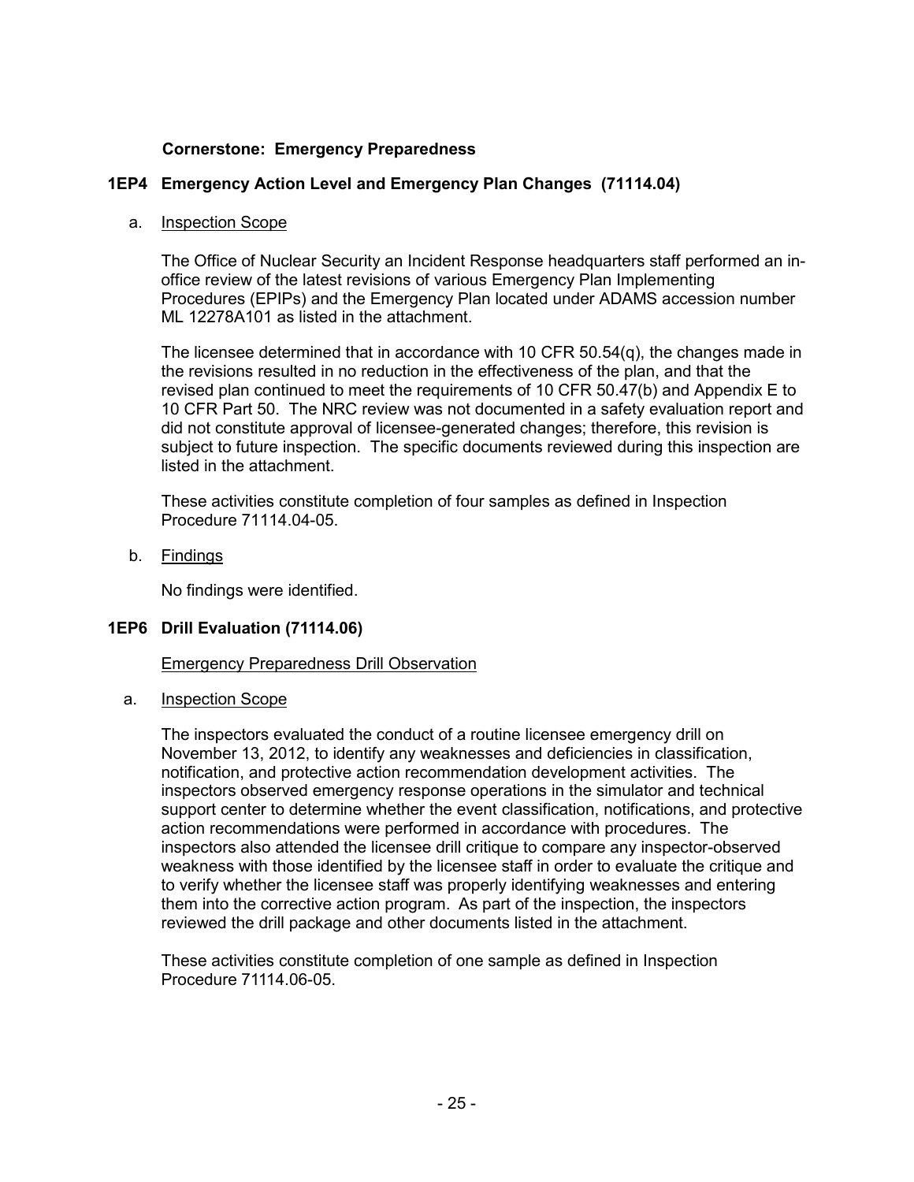**Cornerstone: Emergency Preparedness**

## 1EP4 Emergency Action Level and Emergency Plan Changes (71114.04)

a. Inspection Scope

The Office of Nuclear Security an Incident Response headquarters staff performed an in-office review of the latest revisions of various Emergency Plan Implementing Procedures (EPIPs) and the Emergency Plan located under ADAMS accession number ML 12278A101 as listed in the attachment.

The licensee determined that in accordance with 10 CFR 50.54(q), the changes made in the revisions resulted in no reduction in the effectiveness of the plan, and that the revised plan continued to meet the requirements of 10 CFR 50.47(b) and Appendix E to 10 CFR Part 50. The NRC review was not documented in a safety evaluation report and did not constitute approval of licensee-generated changes; therefore, this revision is subject to future inspection. The specific documents reviewed during this inspection are listed in the attachment.

These activities constitute completion of four samples as defined in Inspection Procedure 71114.04-05.

b. Findings

No findings were identified.

## 1EP6 Drill Evaluation (71114.06)

Emergency Preparedness Drill Observation

a. Inspection Scope

The inspectors evaluated the conduct of a routine licensee emergency drill on November 13, 2012, to identify any weaknesses and deficiencies in classification, notification, and protective action recommendation development activities. The inspectors observed emergency response operations in the simulator and technical support center to determine whether the event classification, notifications, and protective action recommendations were performed in accordance with procedures. The inspectors also attended the licensee drill critique to compare any inspector-observed weakness with those identified by the licensee staff in order to evaluate the critique and to verify whether the licensee staff was properly identifying weaknesses and entering them into the corrective action program. As part of the inspection, the inspectors reviewed the drill package and other documents listed in the attachment.

These activities constitute completion of one sample as defined in Inspection Procedure 71114.06-05.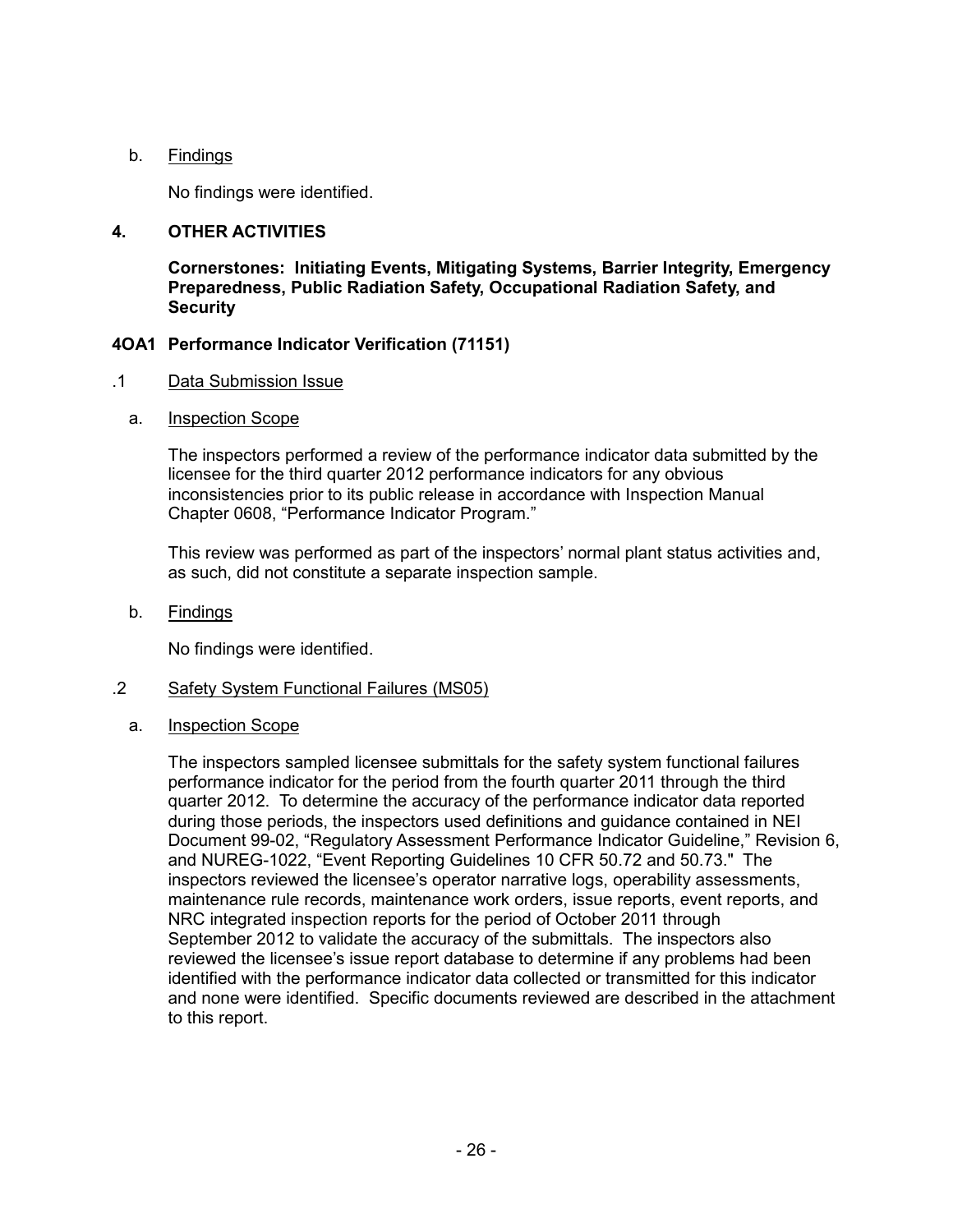b. Findings

No findings were identified.

## 4. OTHER ACTIVITIES

**Cornerstones: Initiating Events, Mitigating Systems, Barrier Integrity, Emergency Preparedness, Public Radiation Safety, Occupational Radiation Safety, and Security**

### 4OA1 Performance Indicator Verification (71151)

.1 Data Submission Issue

a. Inspection Scope

The inspectors performed a review of the performance indicator data submitted by the licensee for the third quarter 2012 performance indicators for any obvious inconsistencies prior to its public release in accordance with Inspection Manual Chapter 0608, "Performance Indicator Program."

This review was performed as part of the inspectors' normal plant status activities and, as such, did not constitute a separate inspection sample.

b. Findings

No findings were identified.

.2 Safety System Functional Failures (MS05)

a. Inspection Scope

The inspectors sampled licensee submittals for the safety system functional failures performance indicator for the period from the fourth quarter 2011 through the third quarter 2012. To determine the accuracy of the performance indicator data reported during those periods, the inspectors used definitions and guidance contained in NEI Document 99-02, "Regulatory Assessment Performance Indicator Guideline," Revision 6, and NUREG-1022, "Event Reporting Guidelines 10 CFR 50.72 and 50.73." The inspectors reviewed the licensee's operator narrative logs, operability assessments, maintenance rule records, maintenance work orders, issue reports, event reports, and NRC integrated inspection reports for the period of October 2011 through September 2012 to validate the accuracy of the submittals. The inspectors also reviewed the licensee's issue report database to determine if any problems had been identified with the performance indicator data collected or transmitted for this indicator and none were identified. Specific documents reviewed are described in the attachment to this report.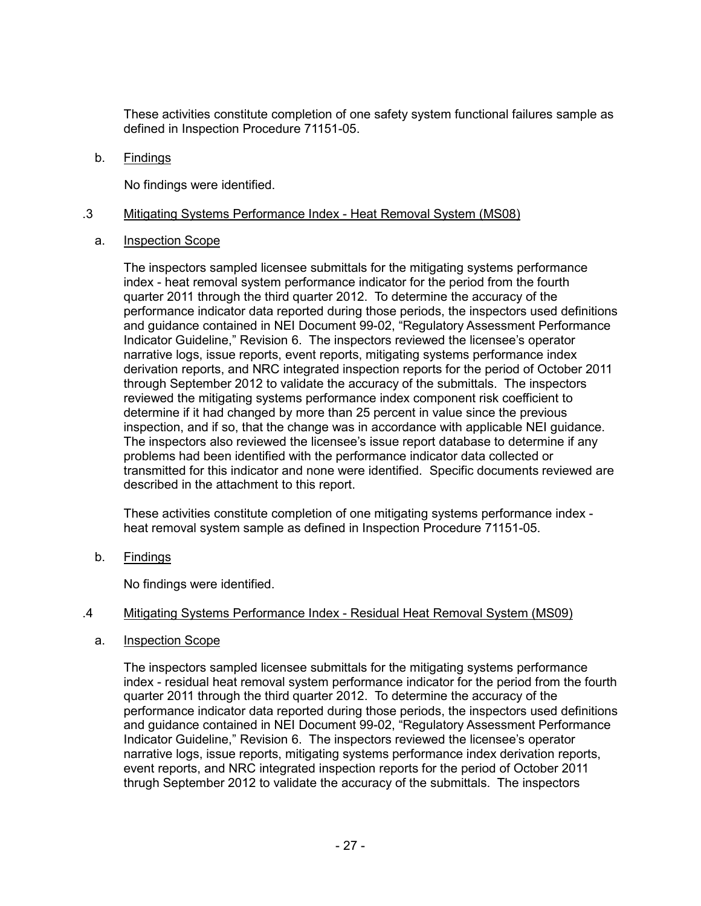These activities constitute completion of one safety system functional failures sample as defined in Inspection Procedure 71151-05.

b. Findings

No findings were identified.

.3 Mitigating Systems Performance Index - Heat Removal System (MS08)

a. Inspection Scope

The inspectors sampled licensee submittals for the mitigating systems performance index - heat removal system performance indicator for the period from the fourth quarter 2011 through the third quarter 2012. To determine the accuracy of the performance indicator data reported during those periods, the inspectors used definitions and guidance contained in NEI Document 99-02, "Regulatory Assessment Performance Indicator Guideline," Revision 6. The inspectors reviewed the licensee's operator narrative logs, issue reports, event reports, mitigating systems performance index derivation reports, and NRC integrated inspection reports for the period of October 2011 through September 2012 to validate the accuracy of the submittals. The inspectors reviewed the mitigating systems performance index component risk coefficient to determine if it had changed by more than 25 percent in value since the previous inspection, and if so, that the change was in accordance with applicable NEI guidance. The inspectors also reviewed the licensee's issue report database to determine if any problems had been identified with the performance indicator data collected or transmitted for this indicator and none were identified. Specific documents reviewed are described in the attachment to this report.

These activities constitute completion of one mitigating systems performance index - heat removal system sample as defined in Inspection Procedure 71151-05.

b. Findings

No findings were identified.

.4 Mitigating Systems Performance Index - Residual Heat Removal System (MS09)

a. Inspection Scope

The inspectors sampled licensee submittals for the mitigating systems performance index - residual heat removal system performance indicator for the period from the fourth quarter 2011 through the third quarter 2012. To determine the accuracy of the performance indicator data reported during those periods, the inspectors used definitions and guidance contained in NEI Document 99-02, "Regulatory Assessment Performance Indicator Guideline," Revision 6. The inspectors reviewed the licensee's operator narrative logs, issue reports, mitigating systems performance index derivation reports, event reports, and NRC integrated inspection reports for the period of October 2011 thrugh September 2012 to validate the accuracy of the submittals. The inspectors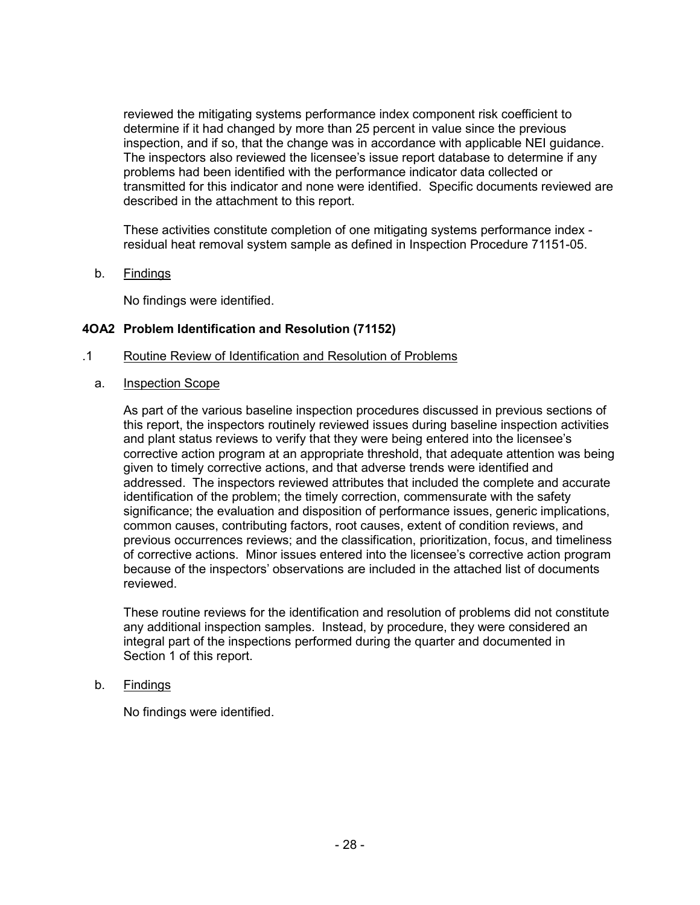reviewed the mitigating systems performance index component risk coefficient to determine if it had changed by more than 25 percent in value since the previous inspection, and if so, that the change was in accordance with applicable NEI guidance. The inspectors also reviewed the licensee's issue report database to determine if any problems had been identified with the performance indicator data collected or transmitted for this indicator and none were identified. Specific documents reviewed are described in the attachment to this report.

These activities constitute completion of one mitigating systems performance index - residual heat removal system sample as defined in Inspection Procedure 71151-05.

b. Findings

No findings were identified.

### 4OA2 Problem Identification and Resolution (71152)

.1 Routine Review of Identification and Resolution of Problems

a. Inspection Scope

As part of the various baseline inspection procedures discussed in previous sections of this report, the inspectors routinely reviewed issues during baseline inspection activities and plant status reviews to verify that they were being entered into the licensee's corrective action program at an appropriate threshold, that adequate attention was being given to timely corrective actions, and that adverse trends were identified and addressed. The inspectors reviewed attributes that included the complete and accurate identification of the problem; the timely correction, commensurate with the safety significance; the evaluation and disposition of performance issues, generic implications, common causes, contributing factors, root causes, extent of condition reviews, and previous occurrences reviews; and the classification, prioritization, focus, and timeliness of corrective actions. Minor issues entered into the licensee's corrective action program because of the inspectors' observations are included in the attached list of documents reviewed.

These routine reviews for the identification and resolution of problems did not constitute any additional inspection samples. Instead, by procedure, they were considered an integral part of the inspections performed during the quarter and documented in Section 1 of this report.

b. Findings

No findings were identified.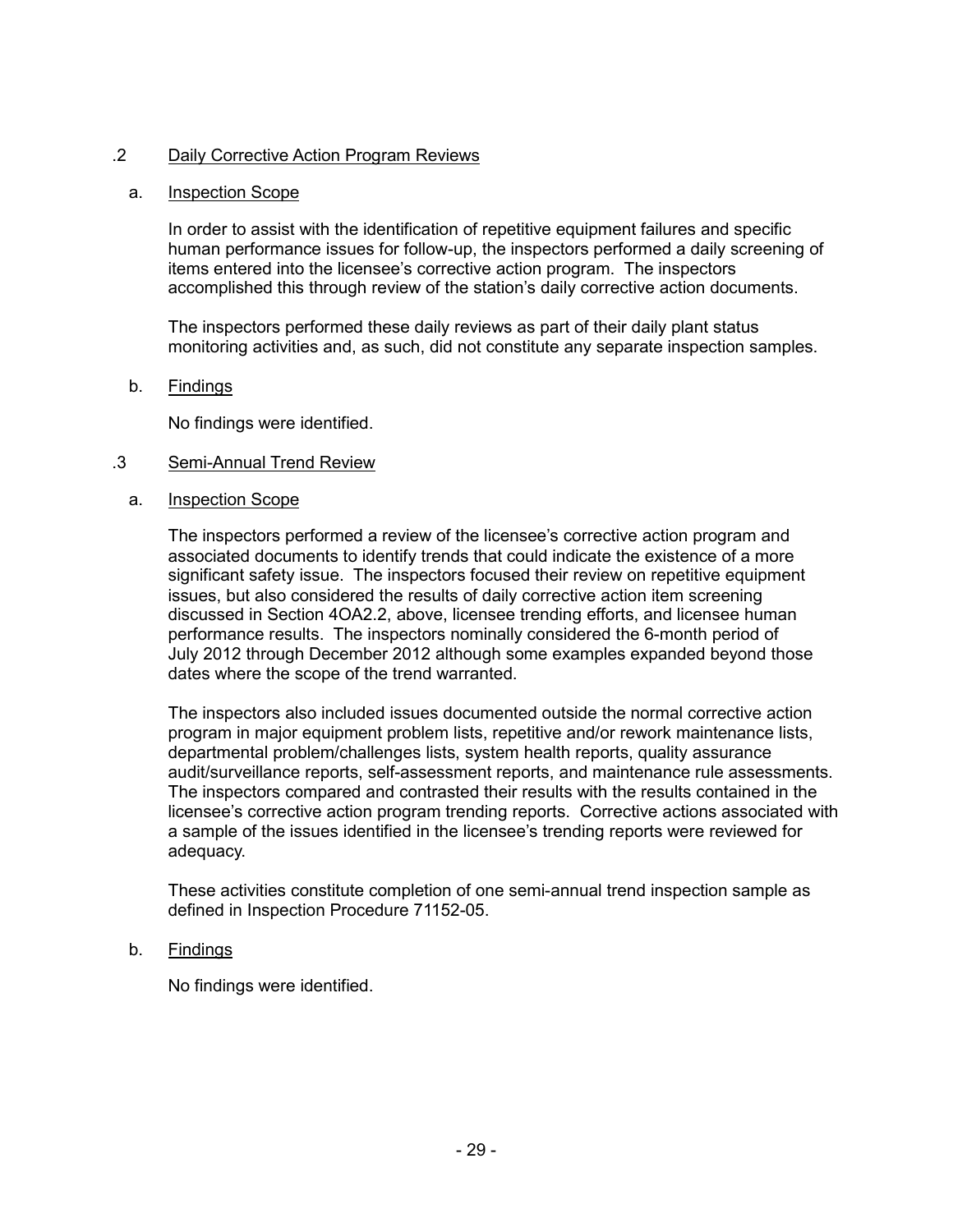### .2 Daily Corrective Action Program Reviews

a. Inspection Scope

In order to assist with the identification of repetitive equipment failures and specific human performance issues for follow-up, the inspectors performed a daily screening of items entered into the licensee's corrective action program. The inspectors accomplished this through review of the station's daily corrective action documents.

The inspectors performed these daily reviews as part of their daily plant status monitoring activities and, as such, did not constitute any separate inspection samples.

b. Findings

No findings were identified.

### .3 Semi-Annual Trend Review

a. Inspection Scope

The inspectors performed a review of the licensee's corrective action program and associated documents to identify trends that could indicate the existence of a more significant safety issue. The inspectors focused their review on repetitive equipment issues, but also considered the results of daily corrective action item screening discussed in Section 4OA2.2, above, licensee trending efforts, and licensee human performance results. The inspectors nominally considered the 6-month period of July 2012 through December 2012 although some examples expanded beyond those dates where the scope of the trend warranted.

The inspectors also included issues documented outside the normal corrective action program in major equipment problem lists, repetitive and/or rework maintenance lists, departmental problem/challenges lists, system health reports, quality assurance audit/surveillance reports, self-assessment reports, and maintenance rule assessments. The inspectors compared and contrasted their results with the results contained in the licensee's corrective action program trending reports. Corrective actions associated with a sample of the issues identified in the licensee's trending reports were reviewed for adequacy.

These activities constitute completion of one semi-annual trend inspection sample as defined in Inspection Procedure 71152-05.

b. Findings

No findings were identified.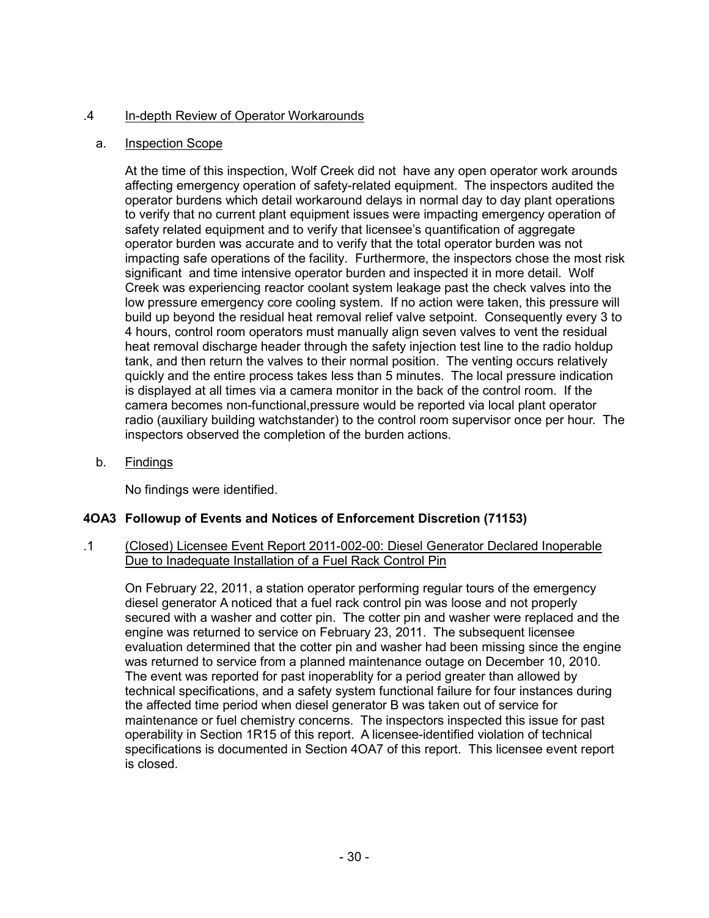### .4 In-depth Review of Operator Workarounds

#### a. Inspection Scope

At the time of this inspection, Wolf Creek did not have any open operator work arounds affecting emergency operation of safety-related equipment. The inspectors audited the operator burdens which detail workaround delays in normal day to day plant operations to verify that no current plant equipment issues were impacting emergency operation of safety related equipment and to verify that licensee's quantification of aggregate operator burden was accurate and to verify that the total operator burden was not impacting safe operations of the facility. Furthermore, the inspectors chose the most risk significant and time intensive operator burden and inspected it in more detail. Wolf Creek was experiencing reactor coolant system leakage past the check valves into the low pressure emergency core cooling system. If no action were taken, this pressure will build up beyond the residual heat removal relief valve setpoint. Consequently every 3 to 4 hours, control room operators must manually align seven valves to vent the residual heat removal discharge header through the safety injection test line to the radio holdup tank, and then return the valves to their normal position. The venting occurs relatively quickly and the entire process takes less than 5 minutes. The local pressure indication is displayed at all times via a camera monitor in the back of the control room. If the camera becomes non-functional,pressure would be reported via local plant operator radio (auxiliary building watchstander) to the control room supervisor once per hour. The inspectors observed the completion of the burden actions.

#### b. Findings

No findings were identified.

## 4OA3 Followup of Events and Notices of Enforcement Discretion (71153)

### .1 (Closed) Licensee Event Report 2011-002-00: Diesel Generator Declared Inoperable Due to Inadequate Installation of a Fuel Rack Control Pin

On February 22, 2011, a station operator performing regular tours of the emergency diesel generator A noticed that a fuel rack control pin was loose and not properly secured with a washer and cotter pin. The cotter pin and washer were replaced and the engine was returned to service on February 23, 2011. The subsequent licensee evaluation determined that the cotter pin and washer had been missing since the engine was returned to service from a planned maintenance outage on December 10, 2010. The event was reported for past inoperablity for a period greater than allowed by technical specifications, and a safety system functional failure for four instances during the affected time period when diesel generator B was taken out of service for maintenance or fuel chemistry concerns. The inspectors inspected this issue for past operability in Section 1R15 of this report. A licensee-identified violation of technical specifications is documented in Section 4OA7 of this report. This licensee event report is closed.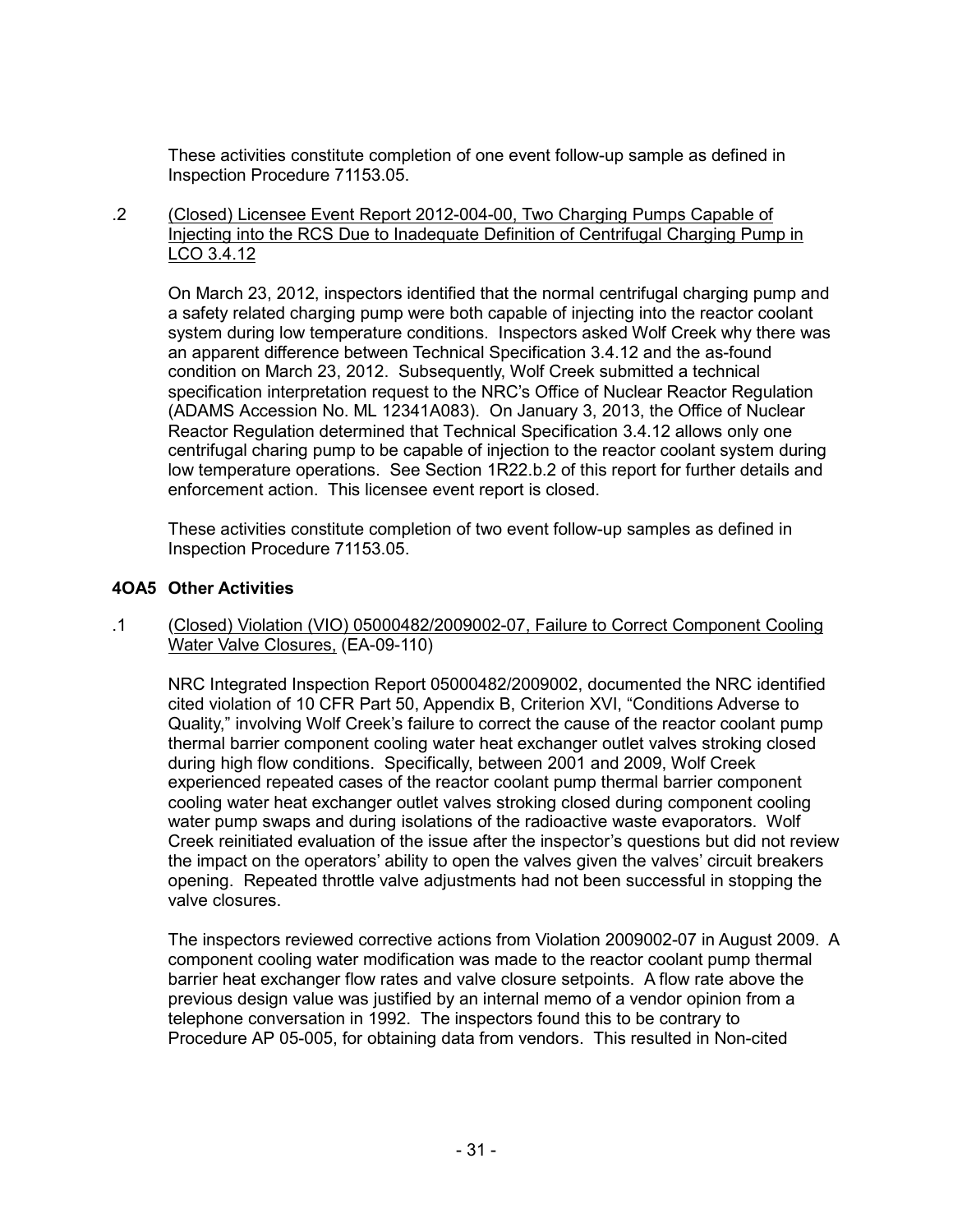These activities constitute completion of one event follow-up sample as defined in Inspection Procedure 71153.05.

.2 <u>(Closed) Licensee Event Report 2012-004-00, Two Charging Pumps Capable of Injecting into the RCS Due to Inadequate Definition of Centrifugal Charging Pump in LCO 3.4.12</u>

On March 23, 2012, inspectors identified that the normal centrifugal charging pump and a safety related charging pump were both capable of injecting into the reactor coolant system during low temperature conditions. Inspectors asked Wolf Creek why there was an apparent difference between Technical Specification 3.4.12 and the as-found condition on March 23, 2012. Subsequently, Wolf Creek submitted a technical specification interpretation request to the NRC's Office of Nuclear Reactor Regulation (ADAMS Accession No. ML 12341A083). On January 3, 2013, the Office of Nuclear Reactor Regulation determined that Technical Specification 3.4.12 allows only one centrifugal charing pump to be capable of injection to the reactor coolant system during low temperature operations. See Section 1R22.b.2 of this report for further details and enforcement action. This licensee event report is closed.

These activities constitute completion of two event follow-up samples as defined in Inspection Procedure 71153.05.

### 4OA5 Other Activities

.1 <u>(Closed) Violation (VIO) 05000482/2009002-07, Failure to Correct Component Cooling Water Valve Closures,</u> (EA-09-110)

NRC Integrated Inspection Report 05000482/2009002, documented the NRC identified cited violation of 10 CFR Part 50, Appendix B, Criterion XVI, "Conditions Adverse to Quality," involving Wolf Creek's failure to correct the cause of the reactor coolant pump thermal barrier component cooling water heat exchanger outlet valves stroking closed during high flow conditions. Specifically, between 2001 and 2009, Wolf Creek experienced repeated cases of the reactor coolant pump thermal barrier component cooling water heat exchanger outlet valves stroking closed during component cooling water pump swaps and during isolations of the radioactive waste evaporators. Wolf Creek reinitiated evaluation of the issue after the inspector's questions but did not review the impact on the operators' ability to open the valves given the valves' circuit breakers opening. Repeated throttle valve adjustments had not been successful in stopping the valve closures.

The inspectors reviewed corrective actions from Violation 2009002-07 in August 2009. A component cooling water modification was made to the reactor coolant pump thermal barrier heat exchanger flow rates and valve closure setpoints. A flow rate above the previous design value was justified by an internal memo of a vendor opinion from a telephone conversation in 1992. The inspectors found this to be contrary to Procedure AP 05-005, for obtaining data from vendors. This resulted in Non-cited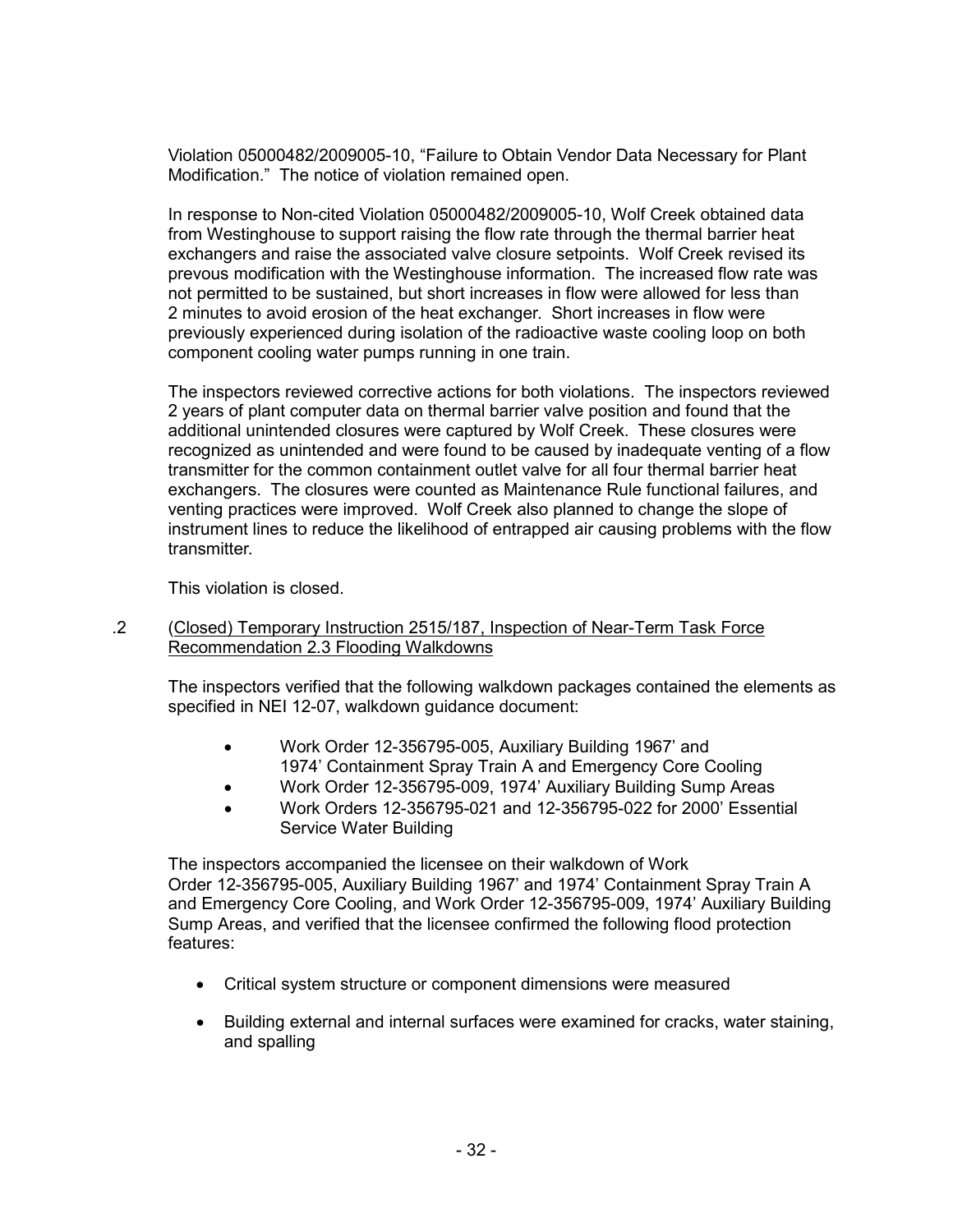Violation 05000482/2009005-10, "Failure to Obtain Vendor Data Necessary for Plant Modification." The notice of violation remained open.

In response to Non-cited Violation 05000482/2009005-10, Wolf Creek obtained data from Westinghouse to support raising the flow rate through the thermal barrier heat exchangers and raise the associated valve closure setpoints. Wolf Creek revised its prevous modification with the Westinghouse information. The increased flow rate was not permitted to be sustained, but short increases in flow were allowed for less than 2 minutes to avoid erosion of the heat exchanger. Short increases in flow were previously experienced during isolation of the radioactive waste cooling loop on both component cooling water pumps running in one train.

The inspectors reviewed corrective actions for both violations. The inspectors reviewed 2 years of plant computer data on thermal barrier valve position and found that the additional unintended closures were captured by Wolf Creek. These closures were recognized as unintended and were found to be caused by inadequate venting of a flow transmitter for the common containment outlet valve for all four thermal barrier heat exchangers. The closures were counted as Maintenance Rule functional failures, and venting practices were improved. Wolf Creek also planned to change the slope of instrument lines to reduce the likelihood of entrapped air causing problems with the flow transmitter.

This violation is closed.

.2 <u>(Closed) Temporary Instruction 2515/187, Inspection of Near-Term Task Force Recommendation 2.3 Flooding Walkdowns</u>

The inspectors verified that the following walkdown packages contained the elements as specified in NEI 12-07, walkdown guidance document:

- Work Order 12-356795-005, Auxiliary Building 1967' and 1974' Containment Spray Train A and Emergency Core Cooling
- Work Order 12-356795-009, 1974' Auxiliary Building Sump Areas
- Work Orders 12-356795-021 and 12-356795-022 for 2000' Essential Service Water Building

The inspectors accompanied the licensee on their walkdown of Work Order 12-356795-005, Auxiliary Building 1967' and 1974' Containment Spray Train A and Emergency Core Cooling, and Work Order 12-356795-009, 1974' Auxiliary Building Sump Areas, and verified that the licensee confirmed the following flood protection features:

- Critical system structure or component dimensions were measured
- Building external and internal surfaces were examined for cracks, water staining, and spalling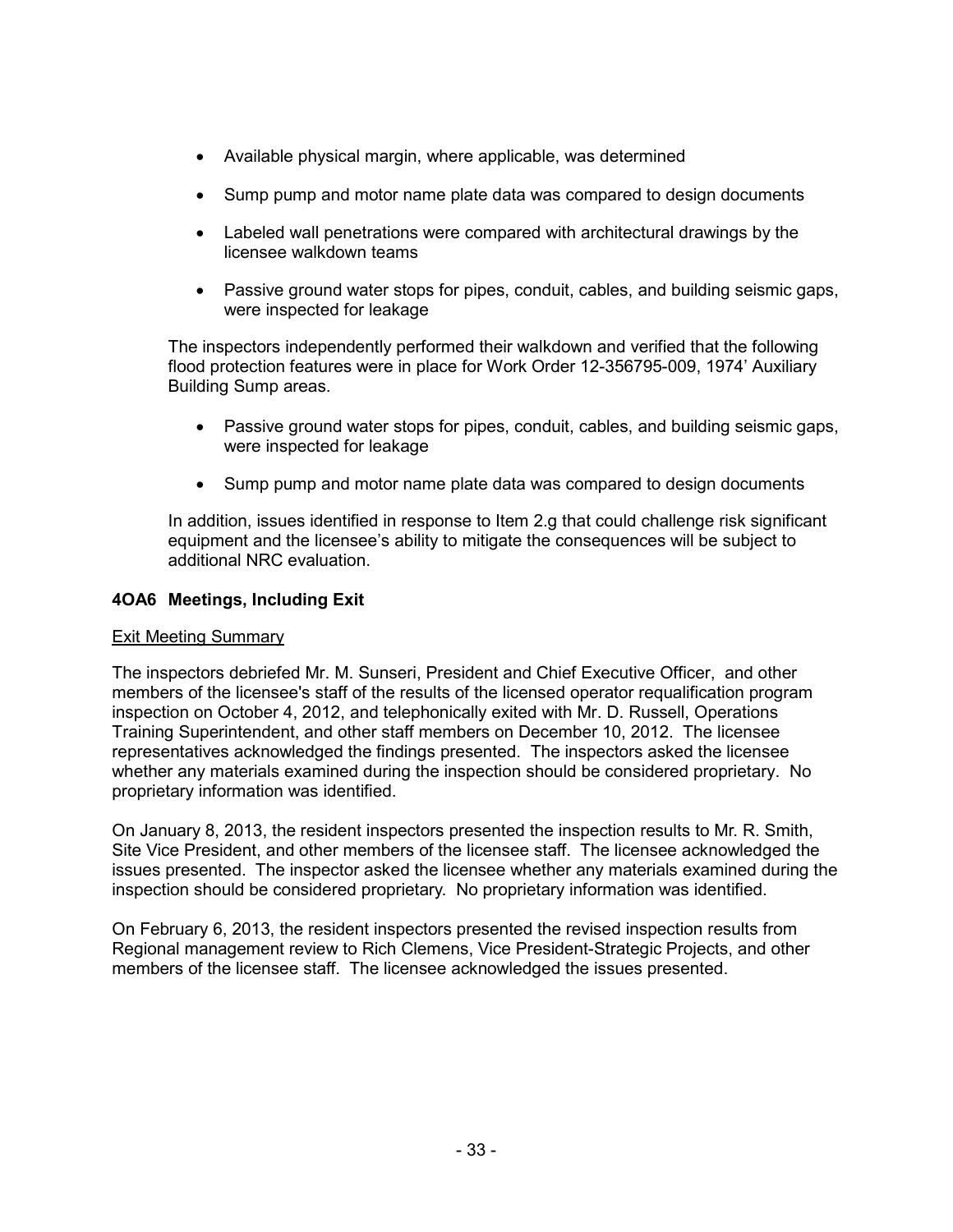- Available physical margin, where applicable, was determined
- Sump pump and motor name plate data was compared to design documents
- Labeled wall penetrations were compared with architectural drawings by the licensee walkdown teams
- Passive ground water stops for pipes, conduit, cables, and building seismic gaps, were inspected for leakage

The inspectors independently performed their walkdown and verified that the following flood protection features were in place for Work Order 12-356795-009, 1974' Auxiliary Building Sump areas.

- Passive ground water stops for pipes, conduit, cables, and building seismic gaps, were inspected for leakage
- Sump pump and motor name plate data was compared to design documents

In addition, issues identified in response to Item 2.g that could challenge risk significant equipment and the licensee's ability to mitigate the consequences will be subject to additional NRC evaluation.

## 4OA6 Meetings, Including Exit

Exit Meeting Summary

The inspectors debriefed Mr. M. Sunseri, President and Chief Executive Officer, and other members of the licensee's staff of the results of the licensed operator requalification program inspection on October 4, 2012, and telephonically exited with Mr. D. Russell, Operations Training Superintendent, and other staff members on December 10, 2012. The licensee representatives acknowledged the findings presented. The inspectors asked the licensee whether any materials examined during the inspection should be considered proprietary. No proprietary information was identified.

On January 8, 2013, the resident inspectors presented the inspection results to Mr. R. Smith, Site Vice President, and other members of the licensee staff. The licensee acknowledged the issues presented. The inspector asked the licensee whether any materials examined during the inspection should be considered proprietary. No proprietary information was identified.

On February 6, 2013, the resident inspectors presented the revised inspection results from Regional management review to Rich Clemens, Vice President-Strategic Projects, and other members of the licensee staff. The licensee acknowledged the issues presented.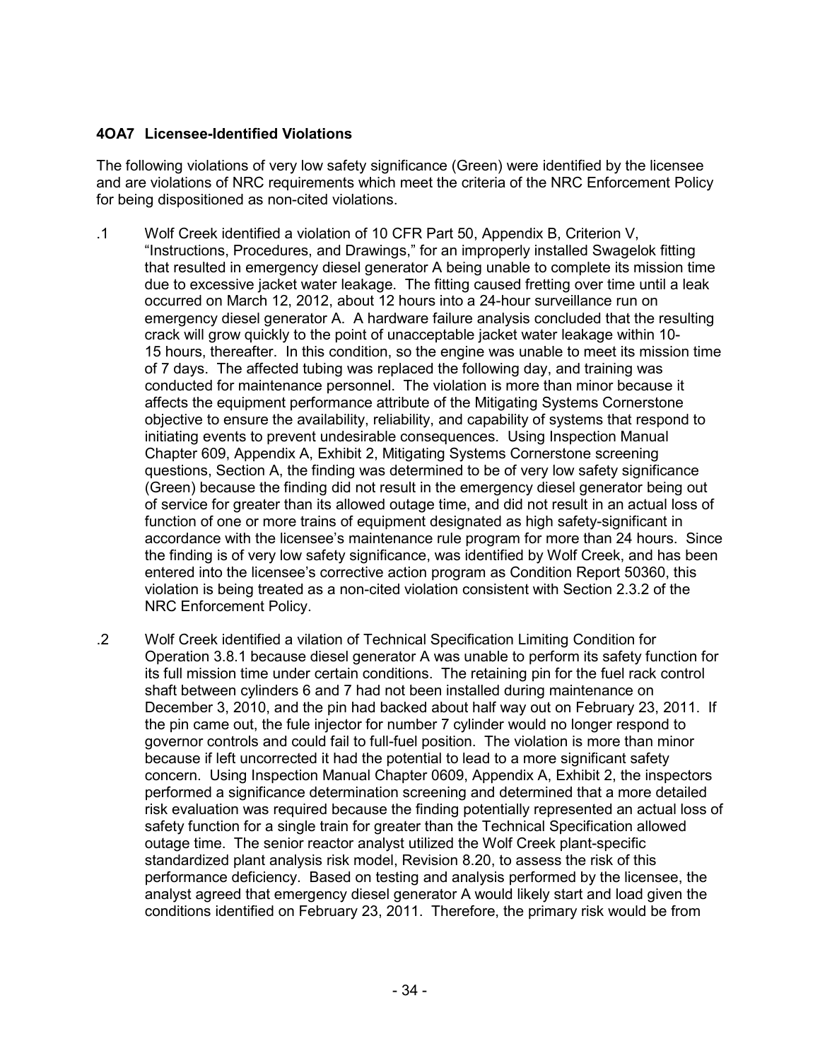**4OA7 Licensee-Identified Violations**

The following violations of very low safety significance (Green) were identified by the licensee and are violations of NRC requirements which meet the criteria of the NRC Enforcement Policy for being dispositioned as non-cited violations.

.1 Wolf Creek identified a violation of 10 CFR Part 50, Appendix B, Criterion V, "Instructions, Procedures, and Drawings," for an improperly installed Swagelok fitting that resulted in emergency diesel generator A being unable to complete its mission time due to excessive jacket water leakage. The fitting caused fretting over time until a leak occurred on March 12, 2012, about 12 hours into a 24-hour surveillance run on emergency diesel generator A. A hardware failure analysis concluded that the resulting crack will grow quickly to the point of unacceptable jacket water leakage within 10-15 hours, thereafter. In this condition, so the engine was unable to meet its mission time of 7 days. The affected tubing was replaced the following day, and training was conducted for maintenance personnel. The violation is more than minor because it affects the equipment performance attribute of the Mitigating Systems Cornerstone objective to ensure the availability, reliability, and capability of systems that respond to initiating events to prevent undesirable consequences. Using Inspection Manual Chapter 609, Appendix A, Exhibit 2, Mitigating Systems Cornerstone screening questions, Section A, the finding was determined to be of very low safety significance (Green) because the finding did not result in the emergency diesel generator being out of service for greater than its allowed outage time, and did not result in an actual loss of function of one or more trains of equipment designated as high safety-significant in accordance with the licensee's maintenance rule program for more than 24 hours. Since the finding is of very low safety significance, was identified by Wolf Creek, and has been entered into the licensee's corrective action program as Condition Report 50360, this violation is being treated as a non-cited violation consistent with Section 2.3.2 of the NRC Enforcement Policy.

.2 Wolf Creek identified a vilation of Technical Specification Limiting Condition for Operation 3.8.1 because diesel generator A was unable to perform its safety function for its full mission time under certain conditions. The retaining pin for the fuel rack control shaft between cylinders 6 and 7 had not been installed during maintenance on December 3, 2010, and the pin had backed about half way out on February 23, 2011. If the pin came out, the fule injector for number 7 cylinder would no longer respond to governor controls and could fail to full-fuel position. The violation is more than minor because if left uncorrected it had the potential to lead to a more significant safety concern. Using Inspection Manual Chapter 0609, Appendix A, Exhibit 2, the inspectors performed a significance determination screening and determined that a more detailed risk evaluation was required because the finding potentially represented an actual loss of safety function for a single train for greater than the Technical Specification allowed outage time. The senior reactor analyst utilized the Wolf Creek plant-specific standardized plant analysis risk model, Revision 8.20, to assess the risk of this performance deficiency. Based on testing and analysis performed by the licensee, the analyst agreed that emergency diesel generator A would likely start and load given the conditions identified on February 23, 2011. Therefore, the primary risk would be from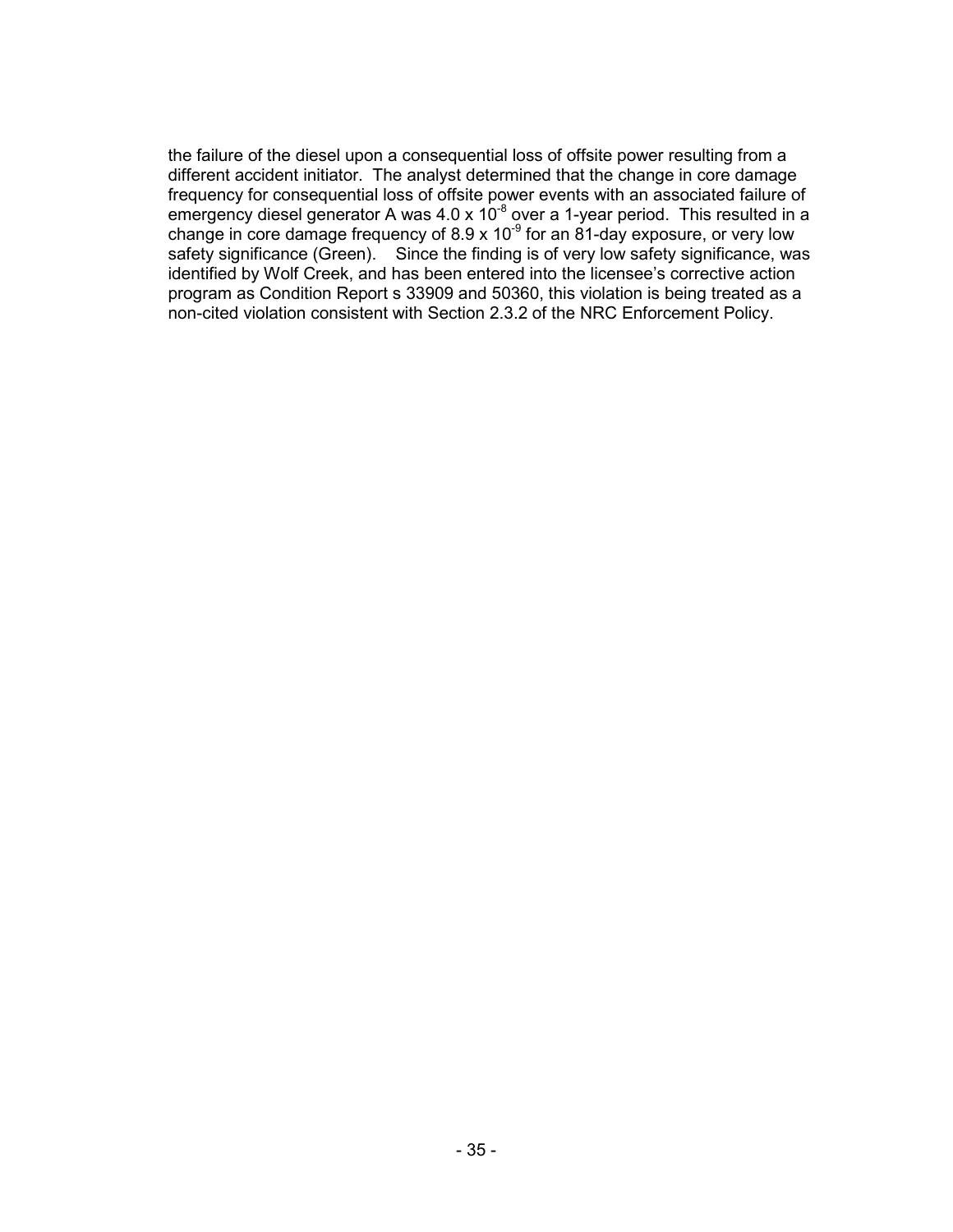the failure of the diesel upon a consequential loss of offsite power resulting from a different accident initiator. The analyst determined that the change in core damage frequency for consequential loss of offsite power events with an associated failure of emergency diesel generator A was $4.0 \times 10^{-8}$ over a 1-year period. This resulted in a change in core damage frequency of $8.9 \times 10^{-9}$ for an 81-day exposure, or very low safety significance (Green). Since the finding is of very low safety significance, was identified by Wolf Creek, and has been entered into the licensee's corrective action program as Condition Report s 33909 and 50360, this violation is being treated as a non-cited violation consistent with Section 2.3.2 of the NRC Enforcement Policy.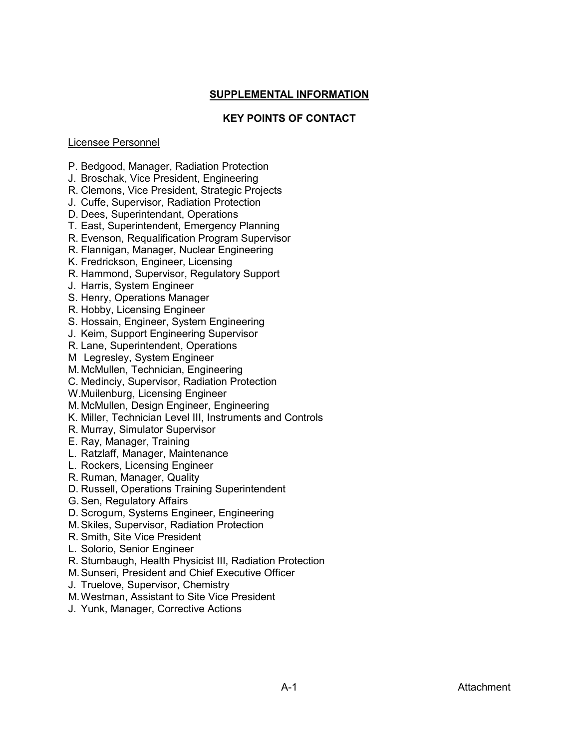## SUPPLEMENTAL INFORMATION

### KEY POINTS OF CONTACT

Licensee Personnel

P. Bedgood, Manager, Radiation Protection
J. Broschak, Vice President, Engineering
R. Clemons, Vice President, Strategic Projects
J. Cuffe, Supervisor, Radiation Protection
D. Dees, Superintendant, Operations
T. East, Superintendent, Emergency Planning
R. Evenson, Requalification Program Supervisor
R. Flannigan, Manager, Nuclear Engineering
K. Fredrickson, Engineer, Licensing
R. Hammond, Supervisor, Regulatory Support
J. Harris, System Engineer
S. Henry, Operations Manager
R. Hobby, Licensing Engineer
S. Hossain, Engineer, System Engineering
J. Keim, Support Engineering Supervisor
R. Lane, Superintendent, Operations
M Legresley, System Engineer
M. McMullen, Technician, Engineering
C. Medinciy, Supervisor, Radiation Protection
W. Muilenburg, Licensing Engineer
M. McMullen, Design Engineer, Engineering
K. Miller, Technician Level III, Instruments and Controls
R. Murray, Simulator Supervisor
E. Ray, Manager, Training
L. Ratzlaff, Manager, Maintenance
L. Rockers, Licensing Engineer
R. Ruman, Manager, Quality
D. Russell, Operations Training Superintendent
G. Sen, Regulatory Affairs
D. Scrogum, Systems Engineer, Engineering
M. Skiles, Supervisor, Radiation Protection
R. Smith, Site Vice President
L. Solorio, Senior Engineer
R. Stumbaugh, Health Physicist III, Radiation Protection
M. Sunseri, President and Chief Executive Officer
J. Truelove, Supervisor, Chemistry
M. Westman, Assistant to Site Vice President
J. Yunk, Manager, Corrective Actions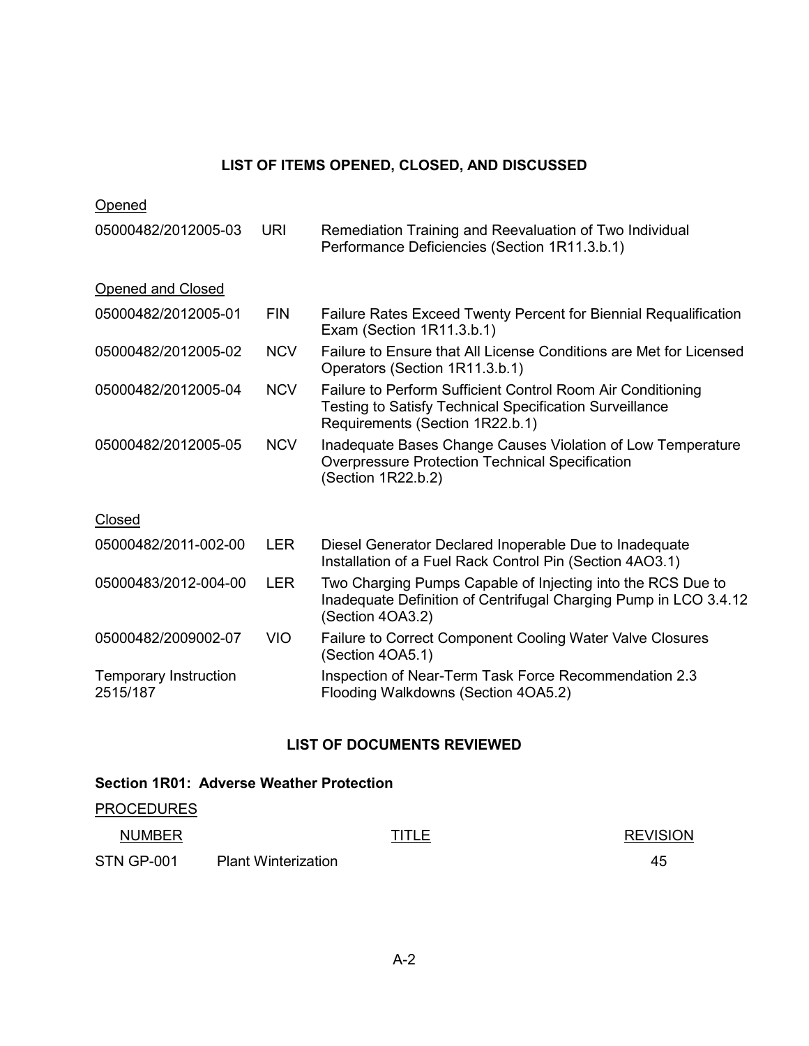## LIST OF ITEMS OPENED, CLOSED, AND DISCUSSED

Opened

| | | |
|---|---|---|
| 05000482/2012005-03 | URI | Remediation Training and Reevaluation of Two Individual Performance Deficiencies (Section 1R11.3.b.1) |

Opened and Closed

| | | |
|---|---|---|
| 05000482/2012005-01 | FIN | Failure Rates Exceed Twenty Percent for Biennial Requalification Exam (Section 1R11.3.b.1) |
| 05000482/2012005-02 | NCV | Failure to Ensure that All License Conditions are Met for Licensed Operators (Section 1R11.3.b.1) |
| 05000482/2012005-04 | NCV | Failure to Perform Sufficient Control Room Air Conditioning Testing to Satisfy Technical Specification Surveillance Requirements (Section 1R22.b.1) |
| 05000482/2012005-05 | NCV | Inadequate Bases Change Causes Violation of Low Temperature Overpressure Protection Technical Specification (Section 1R22.b.2) |

Closed

| | | |
|---|---|---|
| 05000482/2011-002-00 | LER | Diesel Generator Declared Inoperable Due to Inadequate Installation of a Fuel Rack Control Pin (Section 4AO3.1) |
| 05000483/2012-004-00 | LER | Two Charging Pumps Capable of Injecting into the RCS Due to Inadequate Definition of Centrifugal Charging Pump in LCO 3.4.12 (Section 4OA3.2) |
| 05000482/2009002-07 | VIO | Failure to Correct Component Cooling Water Valve Closures (Section 4OA5.1) |
| Temporary Instruction 2515/187 | | Inspection of Near-Term Task Force Recommendation 2.3 Flooding Walkdowns (Section 4OA5.2) |

## LIST OF DOCUMENTS REVIEWED

### Section 1R01: Adverse Weather Protection

PROCEDURES

| NUMBER | TITLE | REVISION |
|---|---|---|
| STN GP-001 | Plant Winterization | 45 |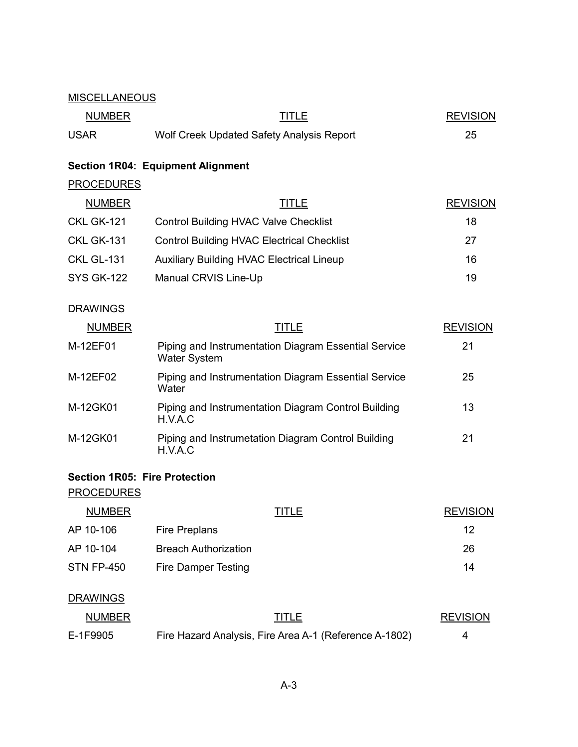MISCELLANEOUS

| NUMBER | TITLE | REVISION |
|---|---|---|
| USAR | Wolf Creek Updated Safety Analysis Report | 25 |

**Section 1R04: Equipment Alignment**

PROCEDURES

| NUMBER | TITLE | REVISION |
|---|---|---|
| CKL GK-121 | Control Building HVAC Valve Checklist | 18 |
| CKL GK-131 | Control Building HVAC Electrical Checklist | 27 |
| CKL GL-131 | Auxiliary Building HVAC Electrical Lineup | 16 |
| SYS GK-122 | Manual CRVIS Line-Up | 19 |

DRAWINGS

| NUMBER | TITLE | REVISION |
|---|---|---|
| M-12EF01 | Piping and Instrumentation Diagram Essential Service Water System | 21 |
| M-12EF02 | Piping and Instrumentation Diagram Essential Service Water | 25 |
| M-12GK01 | Piping and Instrumentation Diagram Control Building H.V.A.C | 13 |
| M-12GK01 | Piping and Instrumetation Diagram Control Building H.V.A.C | 21 |

**Section 1R05: Fire Protection**

PROCEDURES

| NUMBER | TITLE | REVISION |
|---|---|---|
| AP 10-106 | Fire Preplans | 12 |
| AP 10-104 | Breach Authorization | 26 |
| STN FP-450 | Fire Damper Testing | 14 |

DRAWINGS

| NUMBER | TITLE | REVISION |
|---|---|---|
| E-1F9905 | Fire Hazard Analysis, Fire Area A-1 (Reference A-1802) | 4 |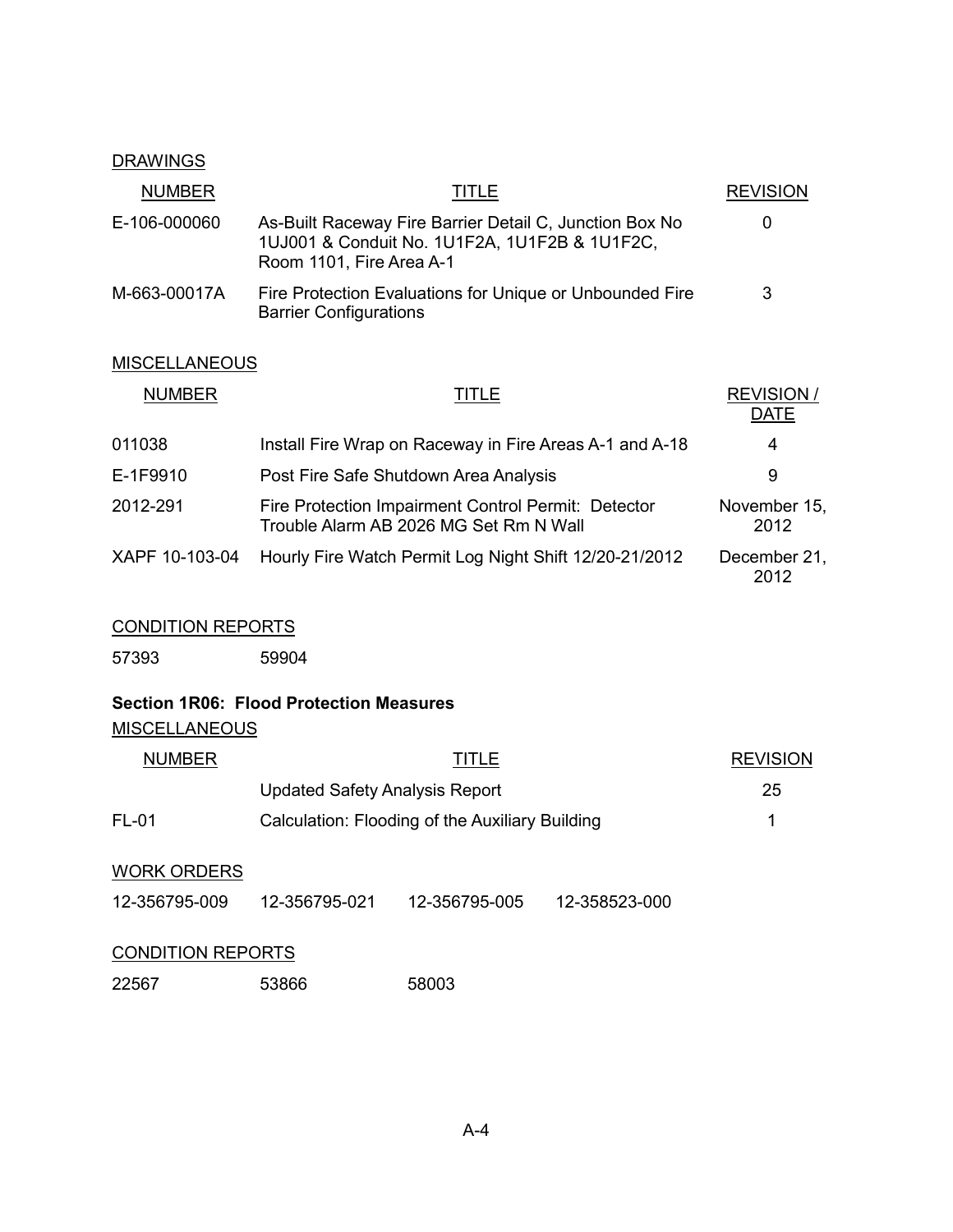DRAWINGS

| NUMBER | TITLE | REVISION |
|---|---|---|
| E-106-000060 | As-Built Raceway Fire Barrier Detail C, Junction Box No 1UJ001 & Conduit No. 1U1F2A, 1U1F2B & 1U1F2C, Room 1101, Fire Area A-1 | 0 |
| M-663-00017A | Fire Protection Evaluations for Unique or Unbounded Fire Barrier Configurations | 3 |

MISCELLANEOUS

| NUMBER | TITLE | REVISION / DATE |
|---|---|---|
| 011038 | Install Fire Wrap on Raceway in Fire Areas A-1 and A-18 | 4 |
| E-1F9910 | Post Fire Safe Shutdown Area Analysis | 9 |
| 2012-291 | Fire Protection Impairment Control Permit: Detector Trouble Alarm AB 2026 MG Set Rm N Wall | November 15, 2012 |
| XAPF 10-103-04 | Hourly Fire Watch Permit Log Night Shift 12/20-21/2012 | December 21, 2012 |

CONDITION REPORTS

| | |
|---|---|
| 57393 | 59904 |

**Section 1R06: Flood Protection Measures**

MISCELLANEOUS

| NUMBER | TITLE | REVISION |
|---|---|---|
| | Updated Safety Analysis Report | 25 |
| FL-01 | Calculation: Flooding of the Auxiliary Building | 1 |

WORK ORDERS

| | | | |
|---|---|---|---|
| 12-356795-009 | 12-356795-021 | 12-356795-005 | 12-358523-000 |

CONDITION REPORTS

| | | |
|---|---|---|
| 22567 | 53866 | 58003 |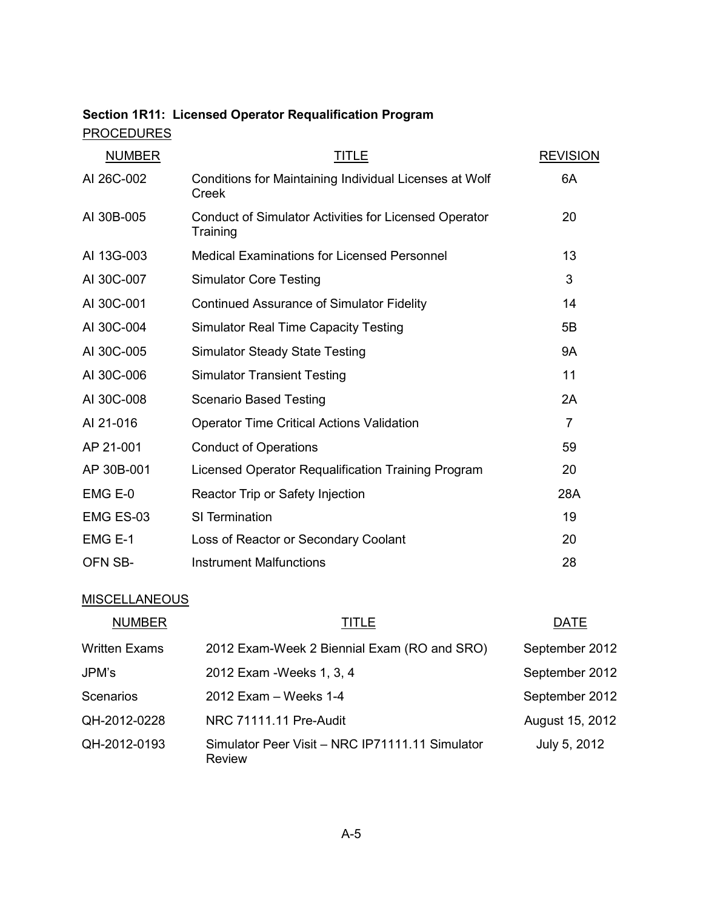**Section 1R11: Licensed Operator Requalification Program**

PROCEDURES

| NUMBER | TITLE | REVISION |
| --- | --- | --- |
| AI 26C-002 | Conditions for Maintaining Individual Licenses at Wolf Creek | 6A |
| AI 30B-005 | Conduct of Simulator Activities for Licensed Operator Training | 20 |
| AI 13G-003 | Medical Examinations for Licensed Personnel | 13 |
| AI 30C-007 | Simulator Core Testing | 3 |
| AI 30C-001 | Continued Assurance of Simulator Fidelity | 14 |
| AI 30C-004 | Simulator Real Time Capacity Testing | 5B |
| AI 30C-005 | Simulator Steady State Testing | 9A |
| AI 30C-006 | Simulator Transient Testing | 11 |
| AI 30C-008 | Scenario Based Testing | 2A |
| AI 21-016 | Operator Time Critical Actions Validation | 7 |
| AP 21-001 | Conduct of Operations | 59 |
| AP 30B-001 | Licensed Operator Requalification Training Program | 20 |
| EMG E-0 | Reactor Trip or Safety Injection | 28A |
| EMG ES-03 | SI Termination | 19 |
| EMG E-1 | Loss of Reactor or Secondary Coolant | 20 |
| OFN SB- | Instrument Malfunctions | 28 |

MISCELLANEOUS

| NUMBER | TITLE | DATE |
| --- | --- | --- |
| Written Exams | 2012 Exam-Week 2 Biennial Exam (RO and SRO) | September 2012 |
| JPM's | 2012 Exam -Weeks 1, 3, 4 | September 2012 |
| Scenarios | 2012 Exam – Weeks 1-4 | September 2012 |
| QH-2012-0228 | NRC 71111.11 Pre-Audit | August 15, 2012 |
| QH-2012-0193 | Simulator Peer Visit – NRC IP71111.11 Simulator Review | July 5, 2012 |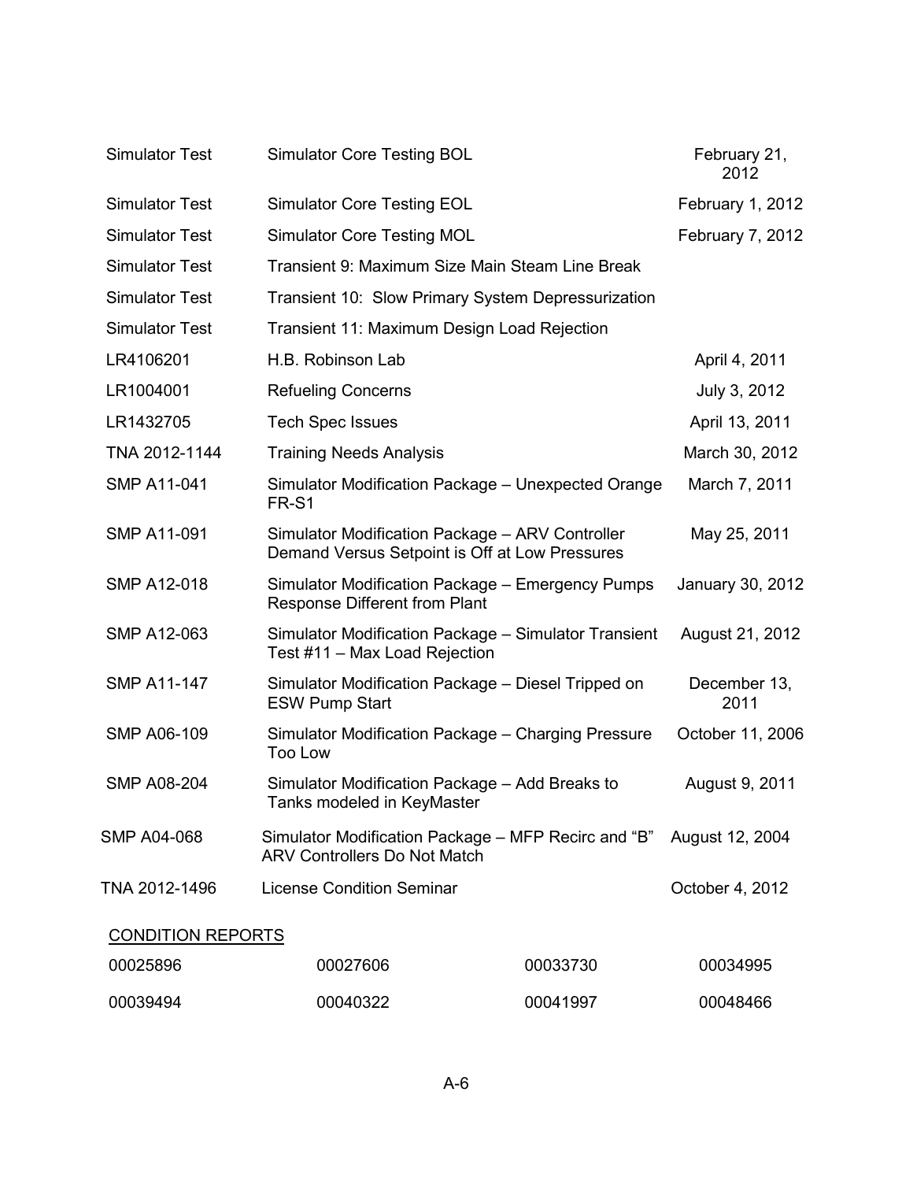| | | |
|---|---|---|
| Simulator Test | Simulator Core Testing BOL | February 21, 2012 |
| Simulator Test | Simulator Core Testing EOL | February 1, 2012 |
| Simulator Test | Simulator Core Testing MOL | February 7, 2012 |
| Simulator Test | Transient 9: Maximum Size Main Steam Line Break | |
| Simulator Test | Transient 10: Slow Primary System Depressurization | |
| Simulator Test | Transient 11: Maximum Design Load Rejection | |
| LR4106201 | H.B. Robinson Lab | April 4, 2011 |
| LR1004001 | Refueling Concerns | July 3, 2012 |
| LR1432705 | Tech Spec Issues | April 13, 2011 |
| TNA 2012-1144 | Training Needs Analysis | March 30, 2012 |
| SMP A11-041 | Simulator Modification Package – Unexpected Orange FR-S1 | March 7, 2011 |
| SMP A11-091 | Simulator Modification Package – ARV Controller Demand Versus Setpoint is Off at Low Pressures | May 25, 2011 |
| SMP A12-018 | Simulator Modification Package – Emergency Pumps Response Different from Plant | January 30, 2012 |
| SMP A12-063 | Simulator Modification Package – Simulator Transient Test #11 – Max Load Rejection | August 21, 2012 |
| SMP A11-147 | Simulator Modification Package – Diesel Tripped on ESW Pump Start | December 13, 2011 |
| SMP A06-109 | Simulator Modification Package – Charging Pressure Too Low | October 11, 2006 |
| SMP A08-204 | Simulator Modification Package – Add Breaks to Tanks modeled in KeyMaster | August 9, 2011 |
| SMP A04-068 | Simulator Modification Package – MFP Recirc and "B" ARV Controllers Do Not Match | August 12, 2004 |
| TNA 2012-1496 | License Condition Seminar | October 4, 2012 |

CONDITION REPORTS

| | | | |
|---|---|---|---|
| 00025896 | 00027606 | 00033730 | 00034995 |
| 00039494 | 00040322 | 00041997 | 00048466 |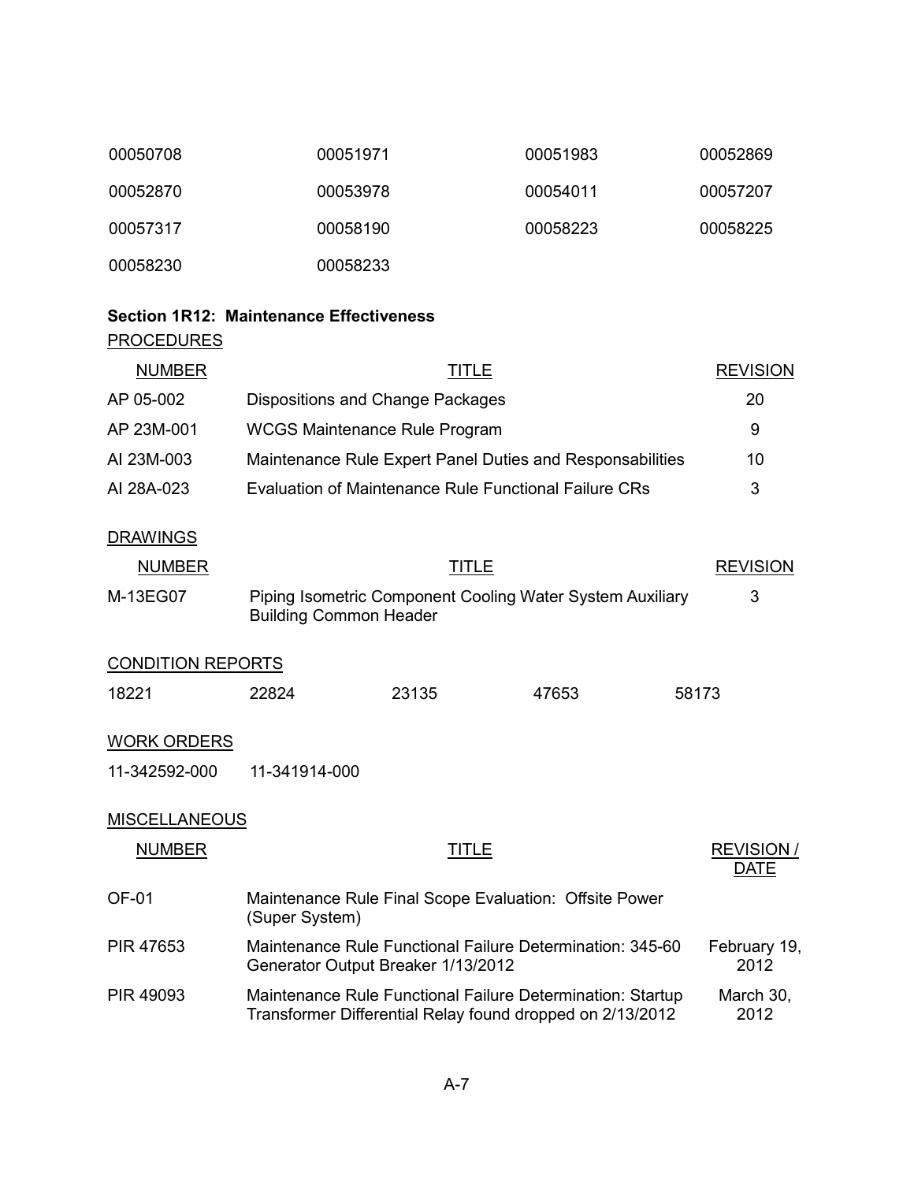| 00050708 | 00051971 | 00051983 | 00052869 |
|---|---|---|---|
| 00052870 | 00053978 | 00054011 | 00057207 |
| 00057317 | 00058190 | 00058223 | 00058225 |
| 00058230 | 00058233 | | |

**Section 1R12: Maintenance Effectiveness**

PROCEDURES

| NUMBER | TITLE | REVISION |
|---|---|---|
| AP 05-002 | Dispositions and Change Packages | 20 |
| AP 23M-001 | WCGS Maintenance Rule Program | 9 |
| AI 23M-003 | Maintenance Rule Expert Panel Duties and Responsabilities | 10 |
| AI 28A-023 | Evaluation of Maintenance Rule Functional Failure CRs | 3 |

DRAWINGS

| NUMBER | TITLE | REVISION |
|---|---|---|
| M-13EG07 | Piping Isometric Component Cooling Water System Auxiliary Building Common Header | 3 |

CONDITION REPORTS

| 18221 | 22824 | 23135 | 47653 | 58173 |
|---|---|---|---|---|

WORK ORDERS

| 11-342592-000 | 11-341914-000 |
|---|---|

MISCELLANEOUS

| NUMBER | TITLE | REVISION / DATE |
|---|---|---|
| OF-01 | Maintenance Rule Final Scope Evaluation: Offsite Power (Super System) | |
| PIR 47653 | Maintenance Rule Functional Failure Determination: 345-60 Generator Output Breaker 1/13/2012 | February 19, 2012 |
| PIR 49093 | Maintenance Rule Functional Failure Determination: Startup Transformer Differential Relay found dropped on 2/13/2012 | March 30, 2012 |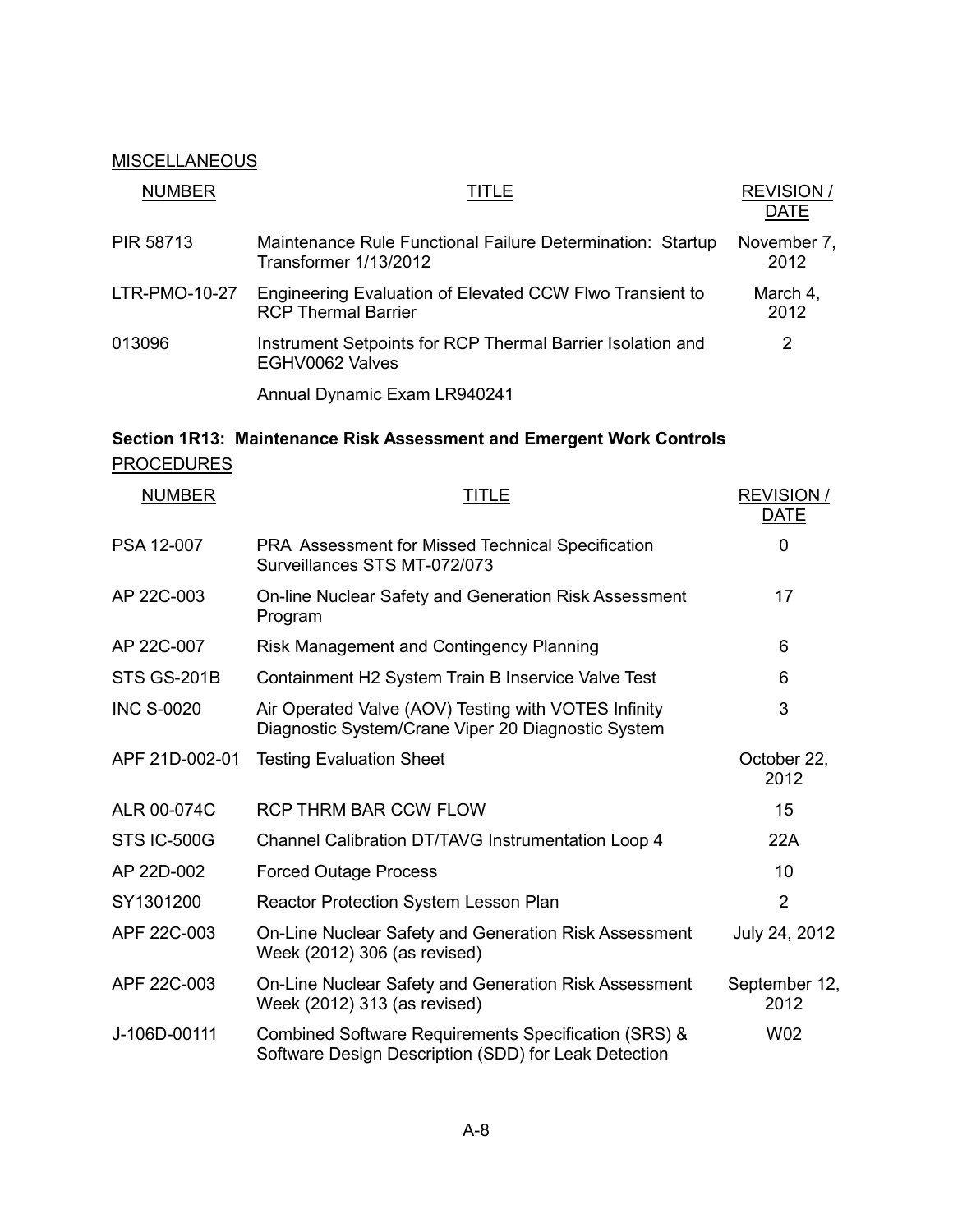MISCELLANEOUS

| NUMBER | TITLE | REVISION / DATE |
|---|---|---|
| PIR 58713 | Maintenance Rule Functional Failure Determination: Startup Transformer 1/13/2012 | November 7, 2012 |
| LTR-PMO-10-27 | Engineering Evaluation of Elevated CCW Flwo Transient to RCP Thermal Barrier | March 4, 2012 |
| 013096 | Instrument Setpoints for RCP Thermal Barrier Isolation and EGHV0062 Valves | 2 |
| | Annual Dynamic Exam LR940241 | |

**Section 1R13: Maintenance Risk Assessment and Emergent Work Controls**

PROCEDURES

| NUMBER | TITLE | REVISION / DATE |
|---|---|---|
| PSA 12-007 | PRA Assessment for Missed Technical Specification Surveillances STS MT-072/073 | 0 |
| AP 22C-003 | On-line Nuclear Safety and Generation Risk Assessment Program | 17 |
| AP 22C-007 | Risk Management and Contingency Planning | 6 |
| STS GS-201B | Containment H2 System Train B Inservice Valve Test | 6 |
| INC S-0020 | Air Operated Valve (AOV) Testing with VOTES Infinity Diagnostic System/Crane Viper 20 Diagnostic System | 3 |
| APF 21D-002-01 | Testing Evaluation Sheet | October 22, 2012 |
| ALR 00-074C | RCP THRM BAR CCW FLOW | 15 |
| STS IC-500G | Channel Calibration DT/TAVG Instrumentation Loop 4 | 22A |
| AP 22D-002 | Forced Outage Process | 10 |
| SY1301200 | Reactor Protection System Lesson Plan | 2 |
| APF 22C-003 | On-Line Nuclear Safety and Generation Risk Assessment Week (2012) 306 (as revised) | July 24, 2012 |
| APF 22C-003 | On-Line Nuclear Safety and Generation Risk Assessment Week (2012) 313 (as revised) | September 12, 2012 |
| J-106D-00111 | Combined Software Requirements Specification (SRS) & Software Design Description (SDD) for Leak Detection | W02 |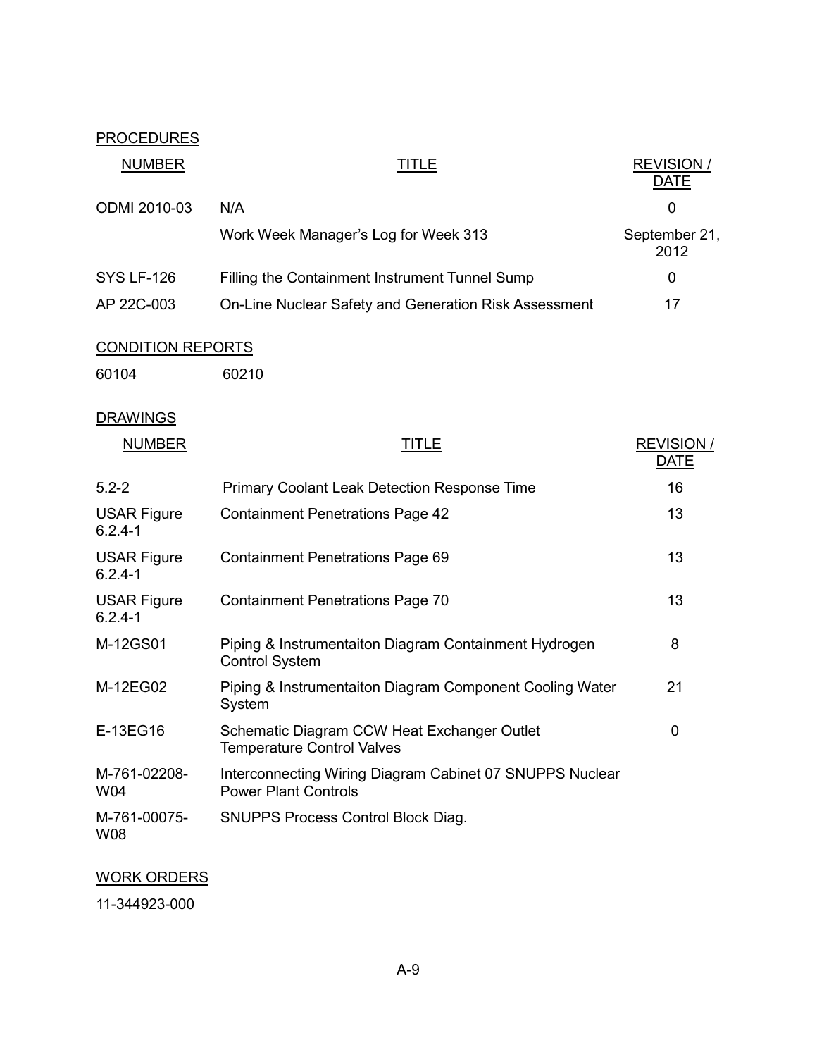PROCEDURES

| NUMBER | TITLE | REVISION / DATE |
|---|---|---|
| ODMI 2010-03 | N/A | 0 |
| | Work Week Manager's Log for Week 313 | September 21, 2012 |
| SYS LF-126 | Filling the Containment Instrument Tunnel Sump | 0 |
| AP 22C-003 | On-Line Nuclear Safety and Generation Risk Assessment | 17 |

CONDITION REPORTS

60104 60210

DRAWINGS

| NUMBER | TITLE | REVISION / DATE |
|---|---|---|
| 5.2-2 | Primary Coolant Leak Detection Response Time | 16 |
| USAR Figure 6.2.4-1 | Containment Penetrations Page 42 | 13 |
| USAR Figure 6.2.4-1 | Containment Penetrations Page 69 | 13 |
| USAR Figure 6.2.4-1 | Containment Penetrations Page 70 | 13 |
| M-12GS01 | Piping & Instrumentaiton Diagram Containment Hydrogen Control System | 8 |
| M-12EG02 | Piping & Instrumentaiton Diagram Component Cooling Water System | 21 |
| E-13EG16 | Schematic Diagram CCW Heat Exchanger Outlet Temperature Control Valves | 0 |
| M-761-02208-W04 | Interconnecting Wiring Diagram Cabinet 07 SNUPPS Nuclear Power Plant Controls | |
| M-761-00075-W08 | SNUPPS Process Control Block Diag. | |

WORK ORDERS

11-344923-000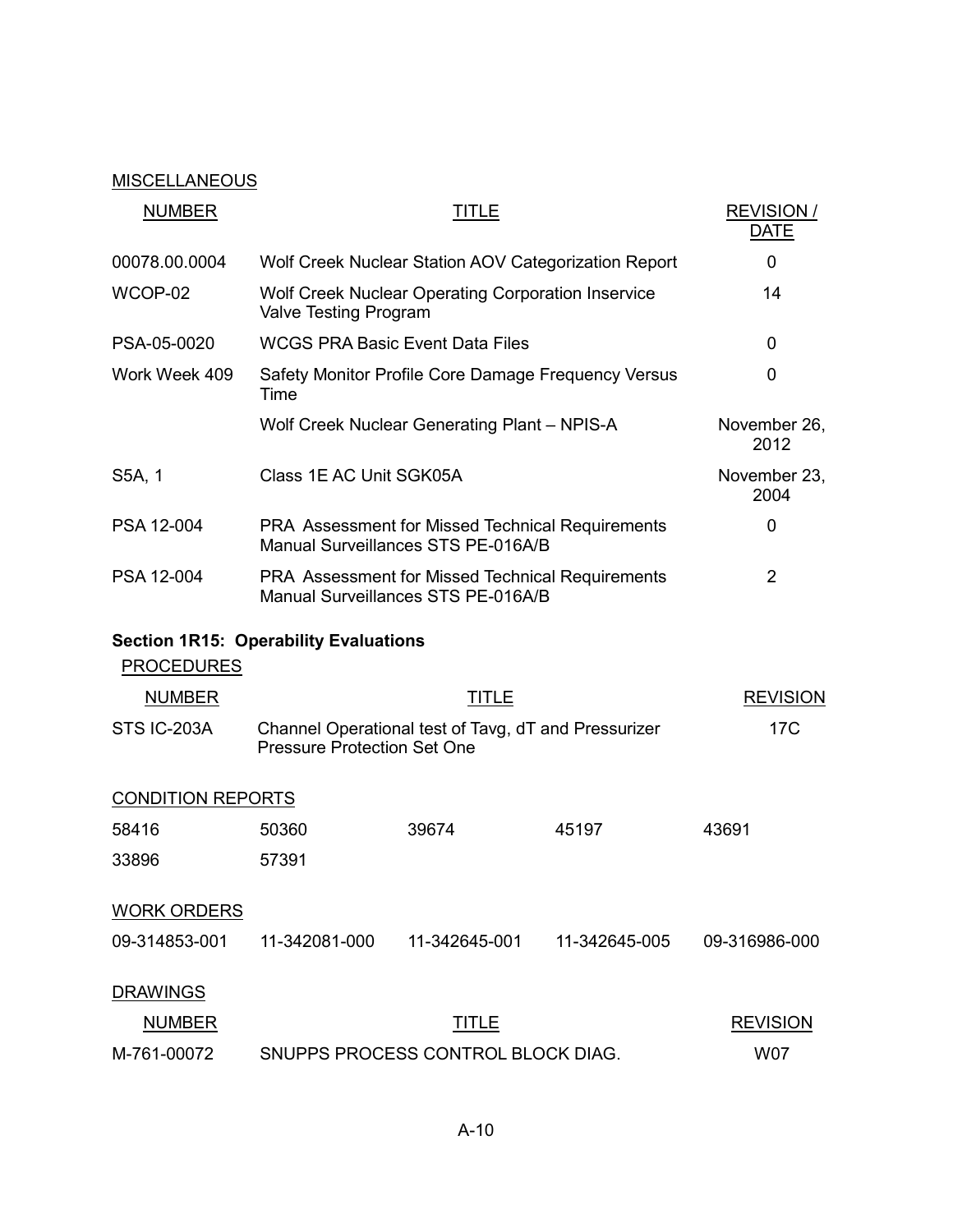MISCELLANEOUS

| NUMBER | TITLE | REVISION / DATE |
|---|---|---|
| 00078.00.0004 | Wolf Creek Nuclear Station AOV Categorization Report | 0 |
| WCOP-02 | Wolf Creek Nuclear Operating Corporation Inservice Valve Testing Program | 14 |
| PSA-05-0020 | WCGS PRA Basic Event Data Files | 0 |
| Work Week 409 | Safety Monitor Profile Core Damage Frequency Versus Time | 0 |
| | Wolf Creek Nuclear Generating Plant – NPIS-A | November 26, 2012 |
| S5A, 1 | Class 1E AC Unit SGK05A | November 23, 2004 |
| PSA 12-004 | PRA Assessment for Missed Technical Requirements Manual Surveillances STS PE-016A/B | 0 |
| PSA 12-004 | PRA Assessment for Missed Technical Requirements Manual Surveillances STS PE-016A/B | 2 |

**Section 1R15: Operability Evaluations**

PROCEDURES

| NUMBER | TITLE | REVISION |
|---|---|---|
| STS IC-203A | Channel Operational test of Tavg, dT and Pressurizer Pressure Protection Set One | 17C |

CONDITION REPORTS

| | | | | |
|---|---|---|---|---|
| 58416 | 50360 | 39674 | 45197 | 43691 |
| 33896 | 57391 | | | |

WORK ORDERS

| | | | | |
|---|---|---|---|---|
| 09-314853-001 | 11-342081-000 | 11-342645-001 | 11-342645-005 | 09-316986-000 |

DRAWINGS

| NUMBER | TITLE | REVISION |
|---|---|---|
| M-761-00072 | SNUPPS PROCESS CONTROL BLOCK DIAG. | W07 |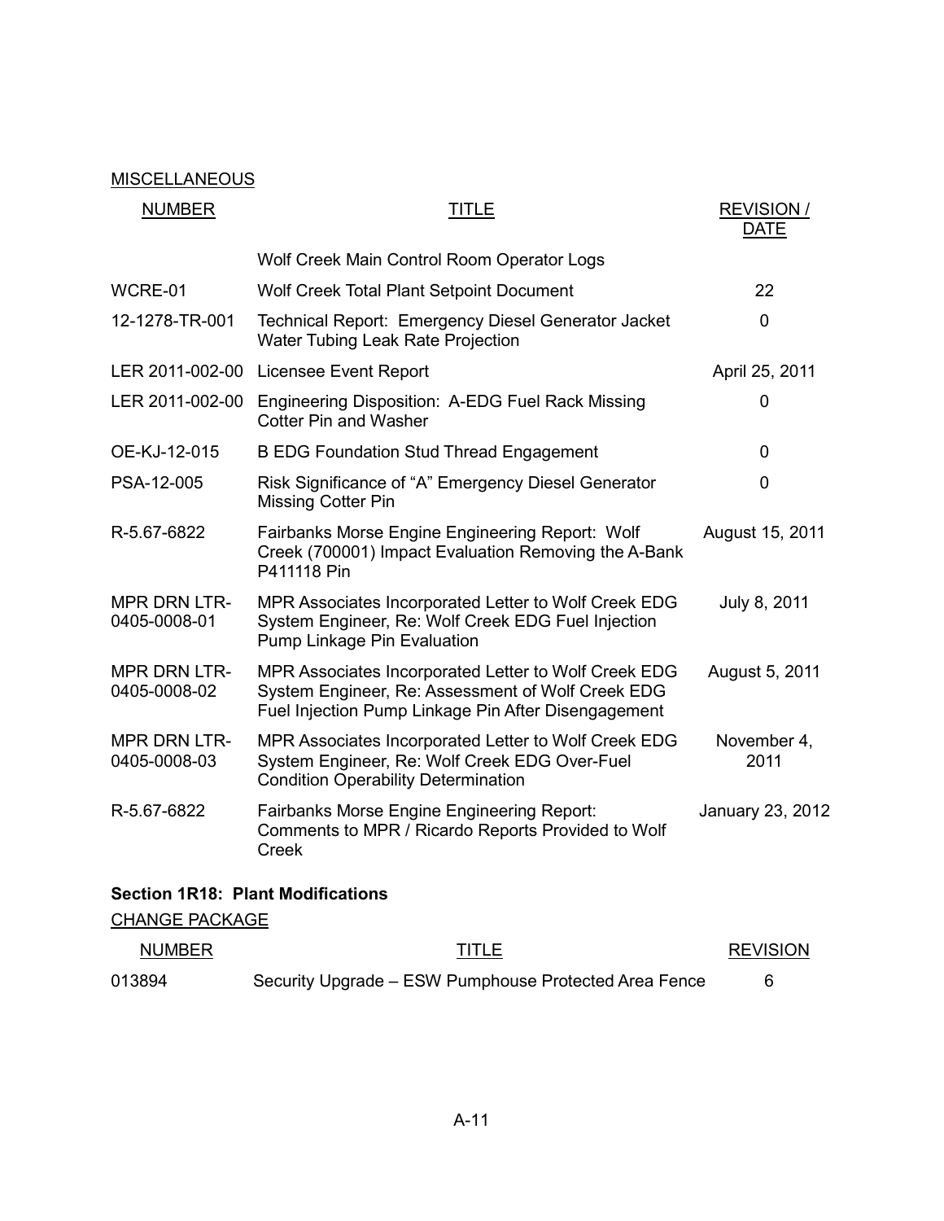MISCELLANEOUS

| NUMBER | TITLE | REVISION / DATE |
|---|---|---|
| | Wolf Creek Main Control Room Operator Logs | |
| WCRE-01 | Wolf Creek Total Plant Setpoint Document | 22 |
| 12-1278-TR-001 | Technical Report: Emergency Diesel Generator Jacket Water Tubing Leak Rate Projection | 0 |
| LER 2011-002-00 | Licensee Event Report | April 25, 2011 |
| LER 2011-002-00 | Engineering Disposition: A-EDG Fuel Rack Missing Cotter Pin and Washer | 0 |
| OE-KJ-12-015 | B EDG Foundation Stud Thread Engagement | 0 |
| PSA-12-005 | Risk Significance of "A" Emergency Diesel Generator Missing Cotter Pin | 0 |
| R-5.67-6822 | Fairbanks Morse Engine Engineering Report: Wolf Creek (700001) Impact Evaluation Removing the A-Bank P411118 Pin | August 15, 2011 |
| MPR DRN LTR-0405-0008-01 | MPR Associates Incorporated Letter to Wolf Creek EDG System Engineer, Re: Wolf Creek EDG Fuel Injection Pump Linkage Pin Evaluation | July 8, 2011 |
| MPR DRN LTR-0405-0008-02 | MPR Associates Incorporated Letter to Wolf Creek EDG System Engineer, Re: Assessment of Wolf Creek EDG Fuel Injection Pump Linkage Pin After Disengagement | August 5, 2011 |
| MPR DRN LTR-0405-0008-03 | MPR Associates Incorporated Letter to Wolf Creek EDG System Engineer, Re: Wolf Creek EDG Over-Fuel Condition Operability Determination | November 4, 2011 |
| R-5.67-6822 | Fairbanks Morse Engine Engineering Report: Comments to MPR / Ricardo Reports Provided to Wolf Creek | January 23, 2012 |

**Section 1R18: Plant Modifications**

CHANGE PACKAGE

| NUMBER | TITLE | REVISION |
|---|---|---|
| 013894 | Security Upgrade – ESW Pumphouse Protected Area Fence | 6 |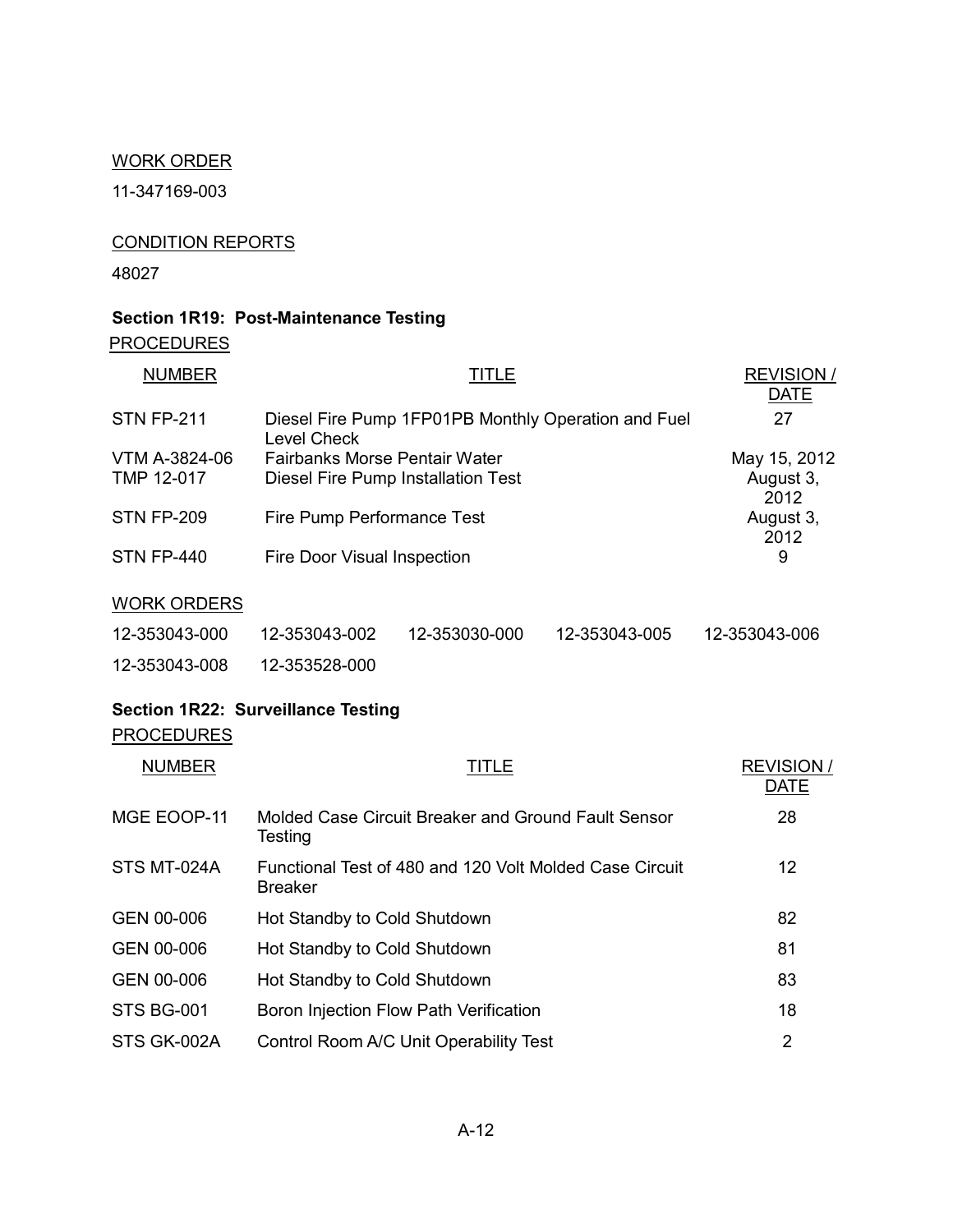WORK ORDER

11-347169-003

CONDITION REPORTS

48027

**Section 1R19: Post-Maintenance Testing**

PROCEDURES

| NUMBER | TITLE | REVISION / DATE |
|---|---|---|
| STN FP-211 | Diesel Fire Pump 1FP01PB Monthly Operation and Fuel Level Check | 27 |
| VTM A-3824-06 | Fairbanks Morse Pentair Water | May 15, 2012 |
| TMP 12-017 | Diesel Fire Pump Installation Test | August 3, 2012 |
| STN FP-209 | Fire Pump Performance Test | August 3, 2012 |
| STN FP-440 | Fire Door Visual Inspection | 9 |

WORK ORDERS

| | | | | |
|---|---|---|---|---|
| 12-353043-000 | 12-353043-002 | 12-353030-000 | 12-353043-005 | 12-353043-006 |
| 12-353043-008 | 12-353528-000 | | | |

**Section 1R22: Surveillance Testing**

PROCEDURES

| NUMBER | TITLE | REVISION / DATE |
|---|---|---|
| MGE EOOP-11 | Molded Case Circuit Breaker and Ground Fault Sensor Testing | 28 |
| STS MT-024A | Functional Test of 480 and 120 Volt Molded Case Circuit Breaker | 12 |
| GEN 00-006 | Hot Standby to Cold Shutdown | 82 |
| GEN 00-006 | Hot Standby to Cold Shutdown | 81 |
| GEN 00-006 | Hot Standby to Cold Shutdown | 83 |
| STS BG-001 | Boron Injection Flow Path Verification | 18 |
| STS GK-002A | Control Room A/C Unit Operability Test | 2 |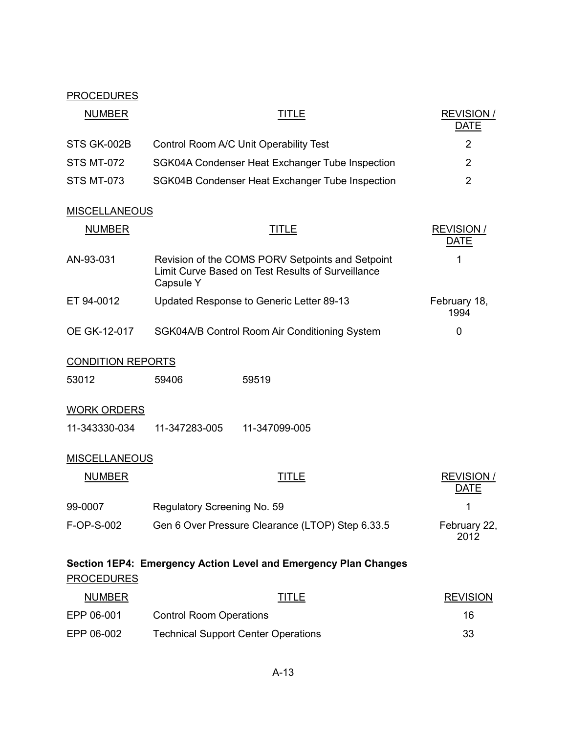PROCEDURES

| NUMBER | TITLE | REVISION / DATE |
|---|---|---|
| STS GK-002B | Control Room A/C Unit Operability Test | 2 |
| STS MT-072 | SGK04A Condenser Heat Exchanger Tube Inspection | 2 |
| STS MT-073 | SGK04B Condenser Heat Exchanger Tube Inspection | 2 |

MISCELLANEOUS

| NUMBER | TITLE | REVISION / DATE |
|---|---|---|
| AN-93-031 | Revision of the COMS PORV Setpoints and Setpoint Limit Curve Based on Test Results of Surveillance Capsule Y | 1 |
| ET 94-0012 | Updated Response to Generic Letter 89-13 | February 18, 1994 |
| OE GK-12-017 | SGK04A/B Control Room Air Conditioning System | 0 |

CONDITION REPORTS

| | | |
|---|---|---|
| 53012 | 59406 | 59519 |

WORK ORDERS

| | | |
|---|---|---|
| 11-343330-034 | 11-347283-005 | 11-347099-005 |

MISCELLANEOUS

| NUMBER | TITLE | REVISION / DATE |
|---|---|---|
| 99-0007 | Regulatory Screening No. 59 | 1 |
| F-OP-S-002 | Gen 6 Over Pressure Clearance (LTOP) Step 6.33.5 | February 22, 2012 |

**Section 1EP4: Emergency Action Level and Emergency Plan Changes**

PROCEDURES

| NUMBER | TITLE | REVISION |
|---|---|---|
| EPP 06-001 | Control Room Operations | 16 |
| EPP 06-002 | Technical Support Center Operations | 33 |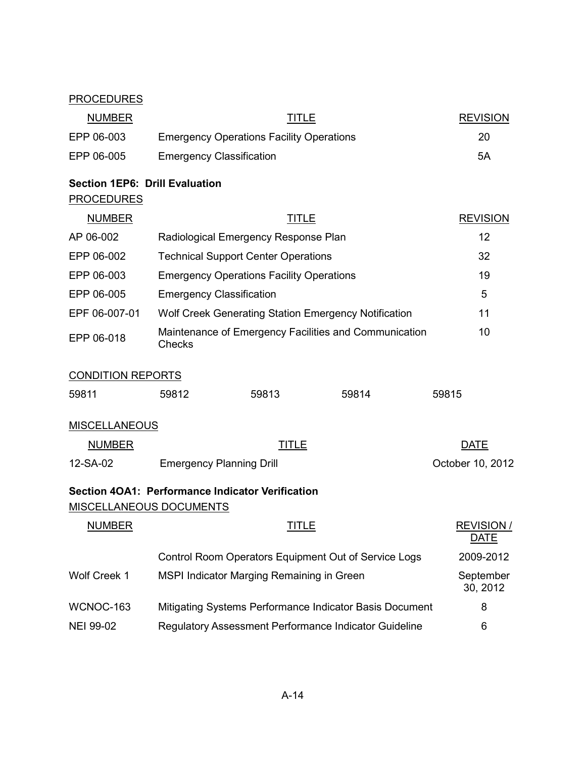PROCEDURES

| NUMBER | TITLE | REVISION |
|---|---|---|
| EPP 06-003 | Emergency Operations Facility Operations | 20 |
| EPP 06-005 | Emergency Classification | 5A |

**Section 1EP6: Drill Evaluation**

PROCEDURES

| NUMBER | TITLE | REVISION |
|---|---|---|
| AP 06-002 | Radiological Emergency Response Plan | 12 |
| EPP 06-002 | Technical Support Center Operations | 32 |
| EPP 06-003 | Emergency Operations Facility Operations | 19 |
| EPP 06-005 | Emergency Classification | 5 |
| EPF 06-007-01 | Wolf Creek Generating Station Emergency Notification | 11 |
| EPP 06-018 | Maintenance of Emergency Facilities and Communication Checks | 10 |

CONDITION REPORTS

| | | | | |
|---|---|---|---|---|
| 59811 | 59812 | 59813 | 59814 | 59815 |

MISCELLANEOUS

| NUMBER | TITLE | DATE |
|---|---|---|
| 12-SA-02 | Emergency Planning Drill | October 10, 2012 |

**Section 4OA1: Performance Indicator Verification**

MISCELLANEOUS DOCUMENTS

| NUMBER | TITLE | REVISION / DATE |
|---|---|---|
| | Control Room Operators Equipment Out of Service Logs | 2009-2012 |
| Wolf Creek 1 | MSPI Indicator Marging Remaining in Green | September 30, 2012 |
| WCNOC-163 | Mitigating Systems Performance Indicator Basis Document | 8 |
| NEI 99-02 | Regulatory Assessment Performance Indicator Guideline | 6 |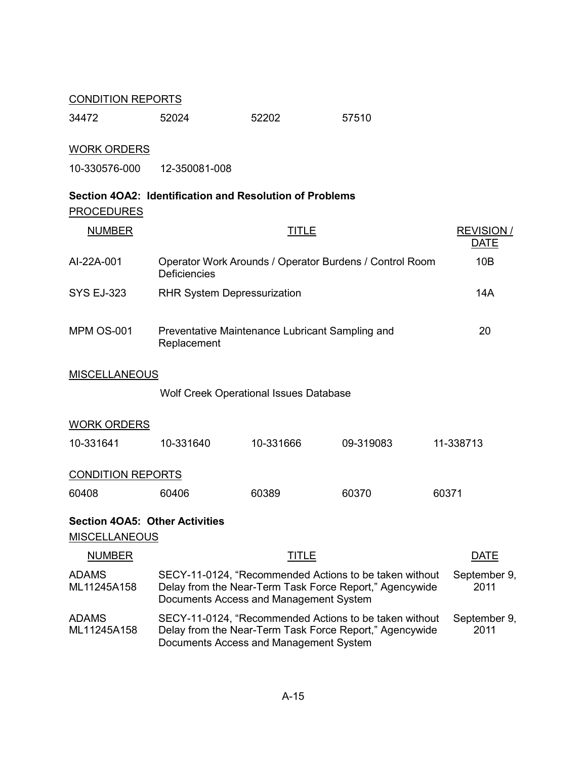CONDITION REPORTS

| | | | |
|---|---|---|---|
| 34472 | 52024 | 52202 | 57510 |

WORK ORDERS

| | |
|---|---|
| 10-330576-000 | 12-350081-008 |

**Section 4OA2: Identification and Resolution of Problems**

PROCEDURES

| NUMBER | TITLE | REVISION / DATE |
|---|---|---|
| AI-22A-001 | Operator Work Arounds / Operator Burdens / Control Room Deficiencies | 10B |
| SYS EJ-323 | RHR System Depressurization | 14A |
| MPM OS-001 | Preventative Maintenance Lubricant Sampling and Replacement | 20 |

MISCELLANEOUS

Wolf Creek Operational Issues Database

WORK ORDERS

| | | | | |
|---|---|---|---|---|
| 10-331641 | 10-331640 | 10-331666 | 09-319083 | 11-338713 |

CONDITION REPORTS

| | | | | |
|---|---|---|---|---|
| 60408 | 60406 | 60389 | 60370 | 60371 |

**Section 4OA5: Other Activities**

MISCELLANEOUS

| NUMBER | TITLE | DATE |
|---|---|---|
| ADAMS ML11245A158 | SECY-11-0124, "Recommended Actions to be taken without Delay from the Near-Term Task Force Report," Agencywide Documents Access and Management System | September 9, 2011 |
| ADAMS ML11245A158 | SECY-11-0124, "Recommended Actions to be taken without Delay from the Near-Term Task Force Report," Agencywide Documents Access and Management System | September 9, 2011 |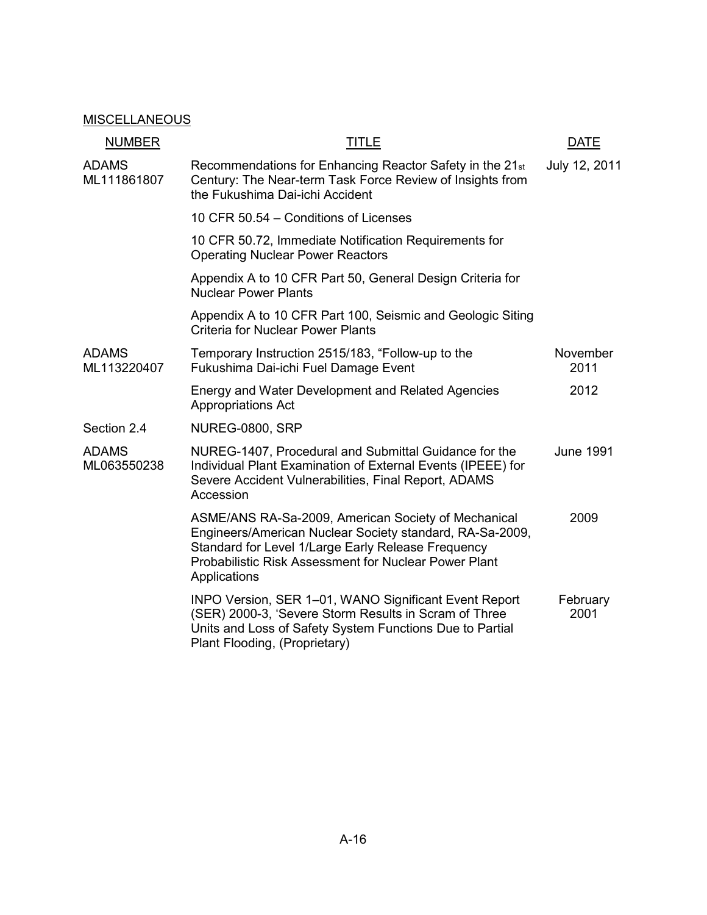MISCELLANEOUS

| NUMBER | TITLE | DATE |
|---|---|---|
| ADAMS ML111861807 | Recommendations for Enhancing Reactor Safety in the 21st Century: The Near-term Task Force Review of Insights from the Fukushima Dai-ichi Accident | July 12, 2011 |
| | 10 CFR 50.54 – Conditions of Licenses | |
| | 10 CFR 50.72, Immediate Notification Requirements for Operating Nuclear Power Reactors | |
| | Appendix A to 10 CFR Part 50, General Design Criteria for Nuclear Power Plants | |
| | Appendix A to 10 CFR Part 100, Seismic and Geologic Siting Criteria for Nuclear Power Plants | |
| ADAMS ML113220407 | Temporary Instruction 2515/183, "Follow-up to the Fukushima Dai-ichi Fuel Damage Event | November 2011 |
| | Energy and Water Development and Related Agencies Appropriations Act | 2012 |
| Section 2.4 | NUREG-0800, SRP | |
| ADAMS ML063550238 | NUREG-1407, Procedural and Submittal Guidance for the Individual Plant Examination of External Events (IPEEE) for Severe Accident Vulnerabilities, Final Report, ADAMS Accession | June 1991 |
| | ASME/ANS RA-Sa-2009, American Society of Mechanical Engineers/American Nuclear Society standard, RA-Sa-2009, Standard for Level 1/Large Early Release Frequency Probabilistic Risk Assessment for Nuclear Power Plant Applications | 2009 |
| | INPO Version, SER 1–01, WANO Significant Event Report (SER) 2000-3, 'Severe Storm Results in Scram of Three Units and Loss of Safety System Functions Due to Partial Plant Flooding, (Proprietary) | February 2001 |